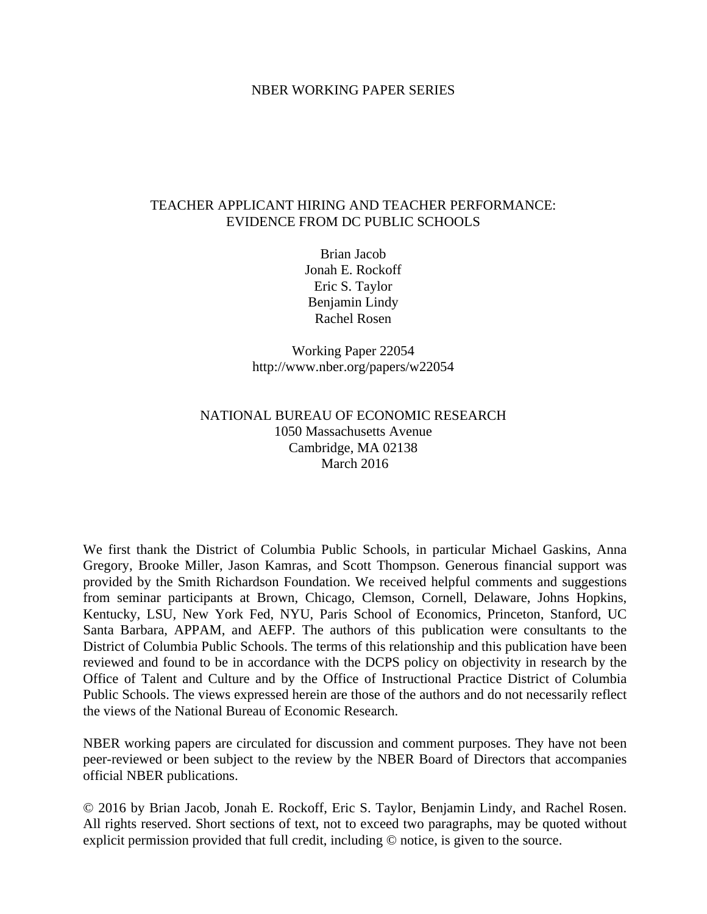NBER WORKING PAPER SERIES

# TEACHER APPLICANT HIRING AND TEACHER PERFORMANCE: EVIDENCE FROM DC PUBLIC SCHOOLS

Brian Jacob
Jonah E. Rockoff
Eric S. Taylor
Benjamin Lindy
Rachel Rosen

Working Paper 22054
http://www.nber.org/papers/w22054

NATIONAL BUREAU OF ECONOMIC RESEARCH
1050 Massachusetts Avenue
Cambridge, MA 02138
March 2016

We first thank the District of Columbia Public Schools, in particular Michael Gaskins, Anna Gregory, Brooke Miller, Jason Kamras, and Scott Thompson. Generous financial support was provided by the Smith Richardson Foundation. We received helpful comments and suggestions from seminar participants at Brown, Chicago, Clemson, Cornell, Delaware, Johns Hopkins, Kentucky, LSU, New York Fed, NYU, Paris School of Economics, Princeton, Stanford, UC Santa Barbara, APPAM, and AEFP. The authors of this publication were consultants to the District of Columbia Public Schools. The terms of this relationship and this publication have been reviewed and found to be in accordance with the DCPS policy on objectivity in research by the Office of Talent and Culture and by the Office of Instructional Practice District of Columbia Public Schools. The views expressed herein are those of the authors and do not necessarily reflect the views of the National Bureau of Economic Research.

NBER working papers are circulated for discussion and comment purposes. They have not been peer-reviewed or been subject to the review by the NBER Board of Directors that accompanies official NBER publications.

© 2016 by Brian Jacob, Jonah E. Rockoff, Eric S. Taylor, Benjamin Lindy, and Rachel Rosen. All rights reserved. Short sections of text, not to exceed two paragraphs, may be quoted without explicit permission provided that full credit, including © notice, is given to the source.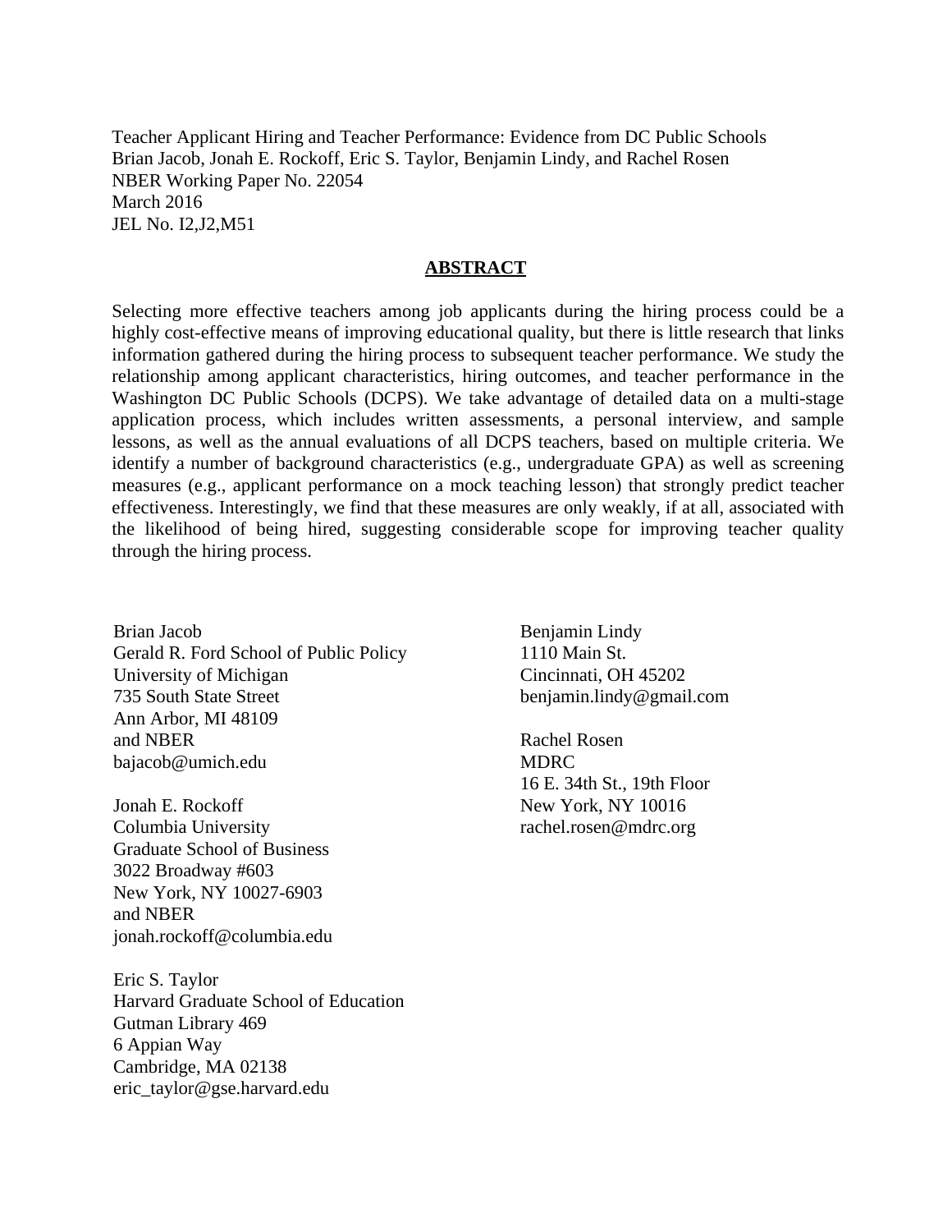Teacher Applicant Hiring and Teacher Performance: Evidence from DC Public Schools
Brian Jacob, Jonah E. Rockoff, Eric S. Taylor, Benjamin Lindy, and Rachel Rosen
NBER Working Paper No. 22054
March 2016
JEL No. I2,J2,M51

## ABSTRACT

Selecting more effective teachers among job applicants during the hiring process could be a highly cost-effective means of improving educational quality, but there is little research that links information gathered during the hiring process to subsequent teacher performance. We study the relationship among applicant characteristics, hiring outcomes, and teacher performance in the Washington DC Public Schools (DCPS). We take advantage of detailed data on a multi-stage application process, which includes written assessments, a personal interview, and sample lessons, as well as the annual evaluations of all DCPS teachers, based on multiple criteria. We identify a number of background characteristics (e.g., undergraduate GPA) as well as screening measures (e.g., applicant performance on a mock teaching lesson) that strongly predict teacher effectiveness. Interestingly, we find that these measures are only weakly, if at all, associated with the likelihood of being hired, suggesting considerable scope for improving teacher quality through the hiring process.

Brian Jacob
Gerald R. Ford School of Public Policy
University of Michigan
735 South State Street
Ann Arbor, MI 48109
and NBER
bajacob@umich.edu

Jonah E. Rockoff
Columbia University
Graduate School of Business
3022 Broadway #603
New York, NY 10027-6903
and NBER
jonah.rockoff@columbia.edu

Eric S. Taylor
Harvard Graduate School of Education
Gutman Library 469
6 Appian Way
Cambridge, MA 02138
eric_taylor@gse.harvard.edu

Benjamin Lindy
1110 Main St.
Cincinnati, OH 45202
benjamin.lindy@gmail.com

Rachel Rosen
MDRC
16 E. 34th St., 19th Floor
New York, NY 10016
rachel.rosen@mdrc.org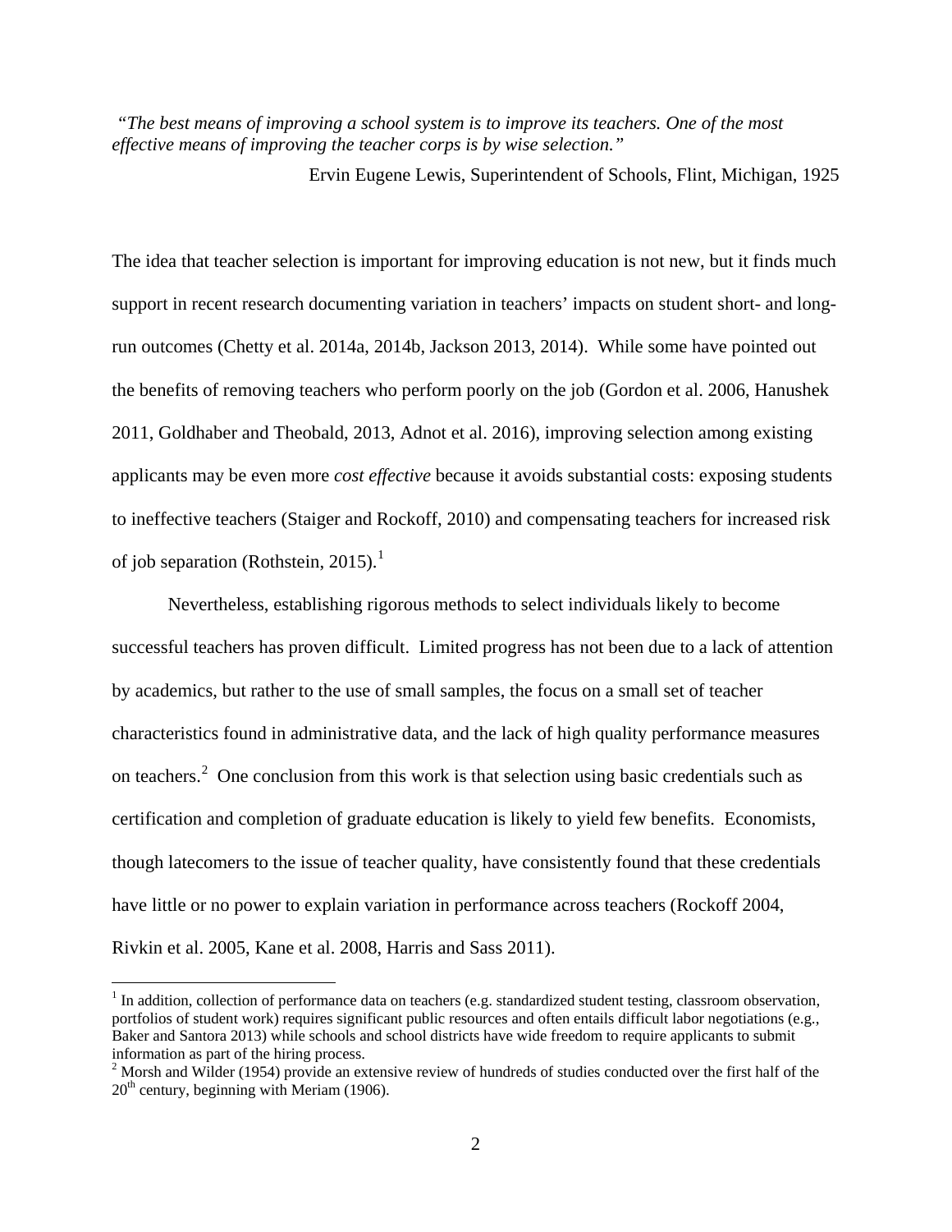*"The best means of improving a school system is to improve its teachers. One of the most effective means of improving the teacher corps is by wise selection."*

Ervin Eugene Lewis, Superintendent of Schools, Flint, Michigan, 1925

The idea that teacher selection is important for improving education is not new, but it finds much support in recent research documenting variation in teachers' impacts on student short- and long-run outcomes (Chetty et al. 2014a, 2014b, Jackson 2013, 2014). While some have pointed out the benefits of removing teachers who perform poorly on the job (Gordon et al. 2006, Hanushek 2011, Goldhaber and Theobald, 2013, Adnot et al. 2016), improving selection among existing applicants may be even more *cost effective* because it avoids substantial costs: exposing students to ineffective teachers (Staiger and Rockoff, 2010) and compensating teachers for increased risk of job separation (Rothstein, 2015).[1]

Nevertheless, establishing rigorous methods to select individuals likely to become successful teachers has proven difficult. Limited progress has not been due to a lack of attention by academics, but rather to the use of small samples, the focus on a small set of teacher characteristics found in administrative data, and the lack of high quality performance measures on teachers.[2] One conclusion from this work is that selection using basic credentials such as certification and completion of graduate education is likely to yield few benefits. Economists, though latecomers to the issue of teacher quality, have consistently found that these credentials have little or no power to explain variation in performance across teachers (Rockoff 2004, Rivkin et al. 2005, Kane et al. 2008, Harris and Sass 2011).

[1] In addition, collection of performance data on teachers (e.g. standardized student testing, classroom observation, portfolios of student work) requires significant public resources and often entails difficult labor negotiations (e.g., Baker and Santora 2013) while schools and school districts have wide freedom to require applicants to submit information as part of the hiring process.

[2] Morsh and Wilder (1954) provide an extensive review of hundreds of studies conducted over the first half of the 20th century, beginning with Meriam (1906).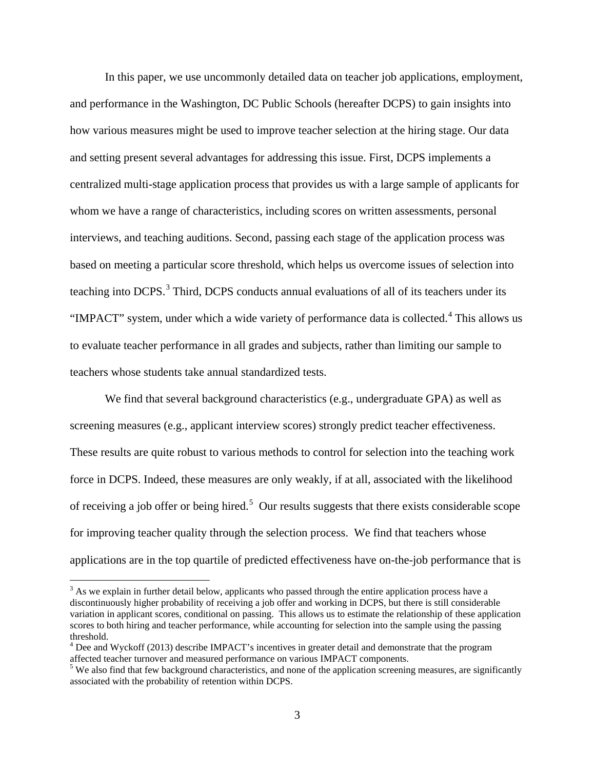In this paper, we use uncommonly detailed data on teacher job applications, employment, and performance in the Washington, DC Public Schools (hereafter DCPS) to gain insights into how various measures might be used to improve teacher selection at the hiring stage. Our data and setting present several advantages for addressing this issue. First, DCPS implements a centralized multi-stage application process that provides us with a large sample of applicants for whom we have a range of characteristics, including scores on written assessments, personal interviews, and teaching auditions. Second, passing each stage of the application process was based on meeting a particular score threshold, which helps us overcome issues of selection into teaching into DCPS.[3] Third, DCPS conducts annual evaluations of all of its teachers under its "IMPACT" system, under which a wide variety of performance data is collected.[4] This allows us to evaluate teacher performance in all grades and subjects, rather than limiting our sample to teachers whose students take annual standardized tests.

We find that several background characteristics (e.g., undergraduate GPA) as well as screening measures (e.g., applicant interview scores) strongly predict teacher effectiveness. These results are quite robust to various methods to control for selection into the teaching work force in DCPS. Indeed, these measures are only weakly, if at all, associated with the likelihood of receiving a job offer or being hired.[5] Our results suggests that there exists considerable scope for improving teacher quality through the selection process. We find that teachers whose applications are in the top quartile of predicted effectiveness have on-the-job performance that is

---

[3] As we explain in further detail below, applicants who passed through the entire application process have a discontinuously higher probability of receiving a job offer and working in DCPS, but there is still considerable variation in applicant scores, conditional on passing. This allows us to estimate the relationship of these application scores to both hiring and teacher performance, while accounting for selection into the sample using the passing threshold.

[4] Dee and Wyckoff (2013) describe IMPACT's incentives in greater detail and demonstrate that the program affected teacher turnover and measured performance on various IMPACT components.

[5] We also find that few background characteristics, and none of the application screening measures, are significantly associated with the probability of retention within DCPS.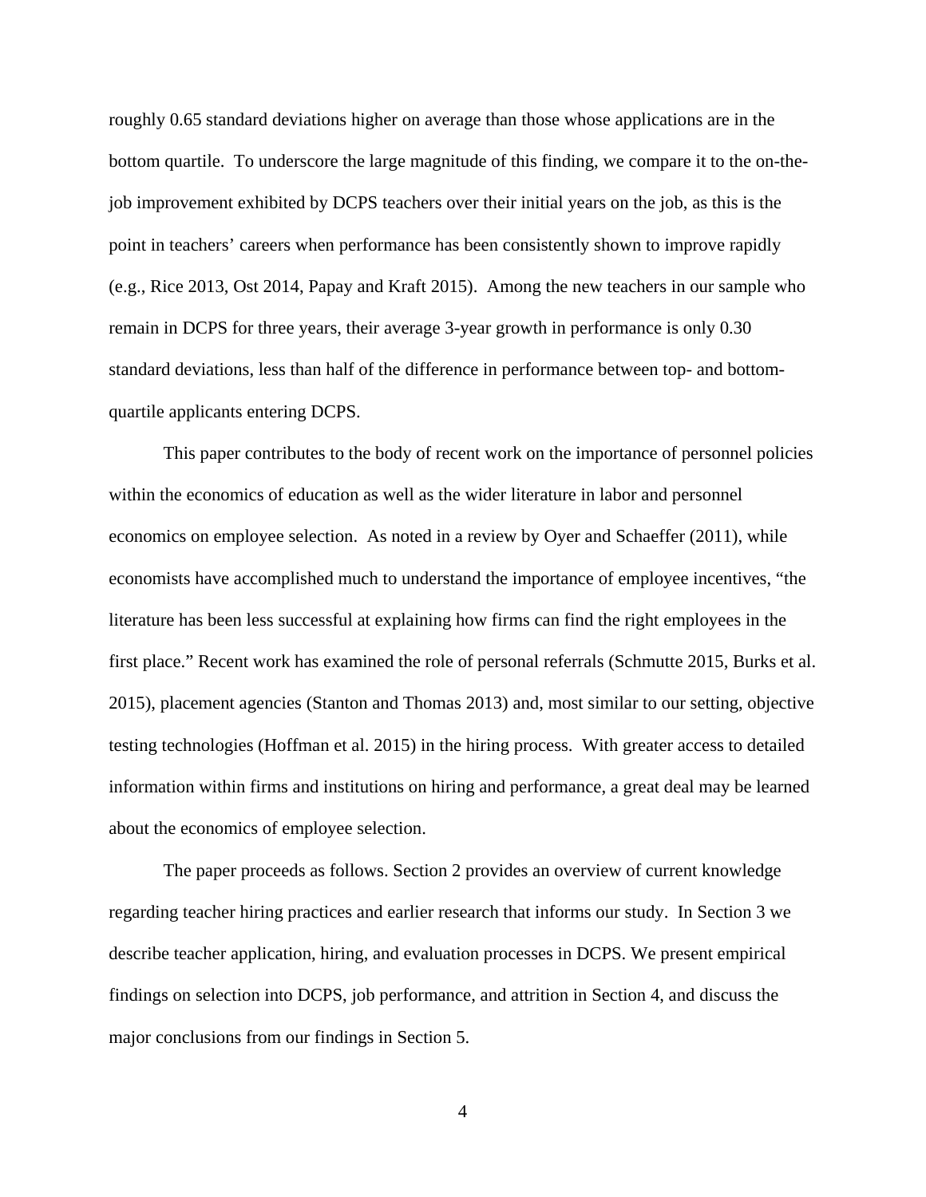roughly 0.65 standard deviations higher on average than those whose applications are in the bottom quartile. To underscore the large magnitude of this finding, we compare it to the on-the-job improvement exhibited by DCPS teachers over their initial years on the job, as this is the point in teachers' careers when performance has been consistently shown to improve rapidly (e.g., Rice 2013, Ost 2014, Papay and Kraft 2015). Among the new teachers in our sample who remain in DCPS for three years, their average 3-year growth in performance is only 0.30 standard deviations, less than half of the difference in performance between top- and bottom-quartile applicants entering DCPS.

This paper contributes to the body of recent work on the importance of personnel policies within the economics of education as well as the wider literature in labor and personnel economics on employee selection. As noted in a review by Oyer and Schaeffer (2011), while economists have accomplished much to understand the importance of employee incentives, "the literature has been less successful at explaining how firms can find the right employees in the first place." Recent work has examined the role of personal referrals (Schmutte 2015, Burks et al. 2015), placement agencies (Stanton and Thomas 2013) and, most similar to our setting, objective testing technologies (Hoffman et al. 2015) in the hiring process. With greater access to detailed information within firms and institutions on hiring and performance, a great deal may be learned about the economics of employee selection.

The paper proceeds as follows. Section 2 provides an overview of current knowledge regarding teacher hiring practices and earlier research that informs our study. In Section 3 we describe teacher application, hiring, and evaluation processes in DCPS. We present empirical findings on selection into DCPS, job performance, and attrition in Section 4, and discuss the major conclusions from our findings in Section 5.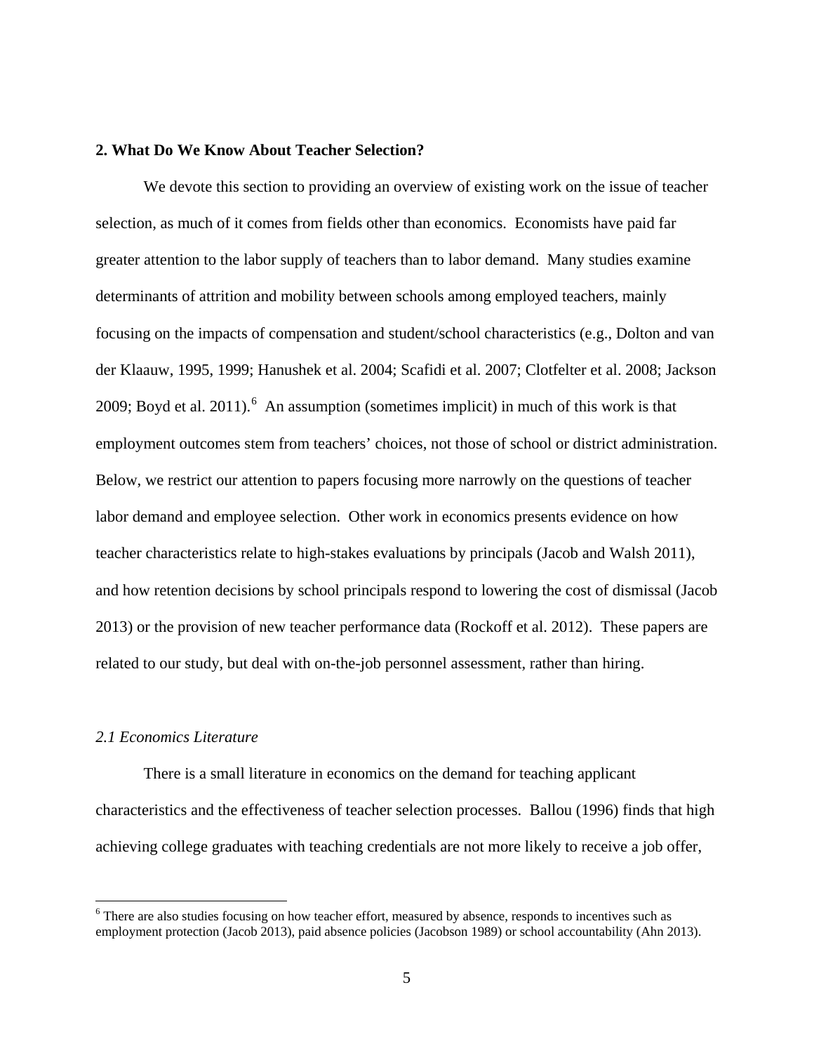## 2. What Do We Know About Teacher Selection?

We devote this section to providing an overview of existing work on the issue of teacher selection, as much of it comes from fields other than economics. Economists have paid far greater attention to the labor supply of teachers than to labor demand. Many studies examine determinants of attrition and mobility between schools among employed teachers, mainly focusing on the impacts of compensation and student/school characteristics (e.g., Dolton and van der Klaauw, 1995, 1999; Hanushek et al. 2004; Scafidi et al. 2007; Clotfelter et al. 2008; Jackson 2009; Boyd et al. 2011).[6] An assumption (sometimes implicit) in much of this work is that employment outcomes stem from teachers' choices, not those of school or district administration. Below, we restrict our attention to papers focusing more narrowly on the questions of teacher labor demand and employee selection. Other work in economics presents evidence on how teacher characteristics relate to high-stakes evaluations by principals (Jacob and Walsh 2011), and how retention decisions by school principals respond to lowering the cost of dismissal (Jacob 2013) or the provision of new teacher performance data (Rockoff et al. 2012). These papers are related to our study, but deal with on-the-job personnel assessment, rather than hiring.

### *2.1 Economics Literature*

There is a small literature in economics on the demand for teaching applicant characteristics and the effectiveness of teacher selection processes. Ballou (1996) finds that high achieving college graduates with teaching credentials are not more likely to receive a job offer,

[6] There are also studies focusing on how teacher effort, measured by absence, responds to incentives such as employment protection (Jacob 2013), paid absence policies (Jacobson 1989) or school accountability (Ahn 2013).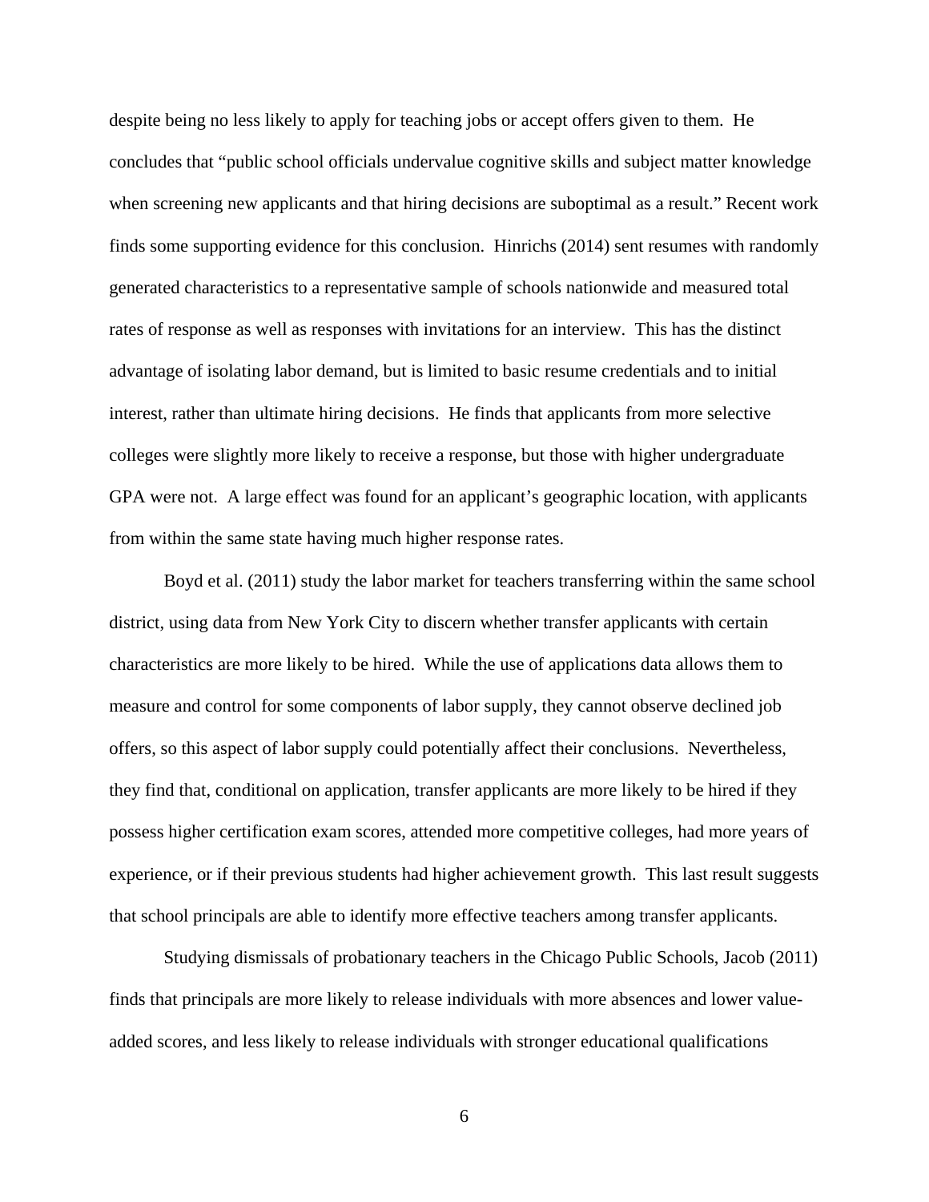despite being no less likely to apply for teaching jobs or accept offers given to them. He concludes that "public school officials undervalue cognitive skills and subject matter knowledge when screening new applicants and that hiring decisions are suboptimal as a result." Recent work finds some supporting evidence for this conclusion. Hinrichs (2014) sent resumes with randomly generated characteristics to a representative sample of schools nationwide and measured total rates of response as well as responses with invitations for an interview. This has the distinct advantage of isolating labor demand, but is limited to basic resume credentials and to initial interest, rather than ultimate hiring decisions. He finds that applicants from more selective colleges were slightly more likely to receive a response, but those with higher undergraduate GPA were not. A large effect was found for an applicant's geographic location, with applicants from within the same state having much higher response rates.

Boyd et al. (2011) study the labor market for teachers transferring within the same school district, using data from New York City to discern whether transfer applicants with certain characteristics are more likely to be hired. While the use of applications data allows them to measure and control for some components of labor supply, they cannot observe declined job offers, so this aspect of labor supply could potentially affect their conclusions. Nevertheless, they find that, conditional on application, transfer applicants are more likely to be hired if they possess higher certification exam scores, attended more competitive colleges, had more years of experience, or if their previous students had higher achievement growth. This last result suggests that school principals are able to identify more effective teachers among transfer applicants.

Studying dismissals of probationary teachers in the Chicago Public Schools, Jacob (2011) finds that principals are more likely to release individuals with more absences and lower value-added scores, and less likely to release individuals with stronger educational qualifications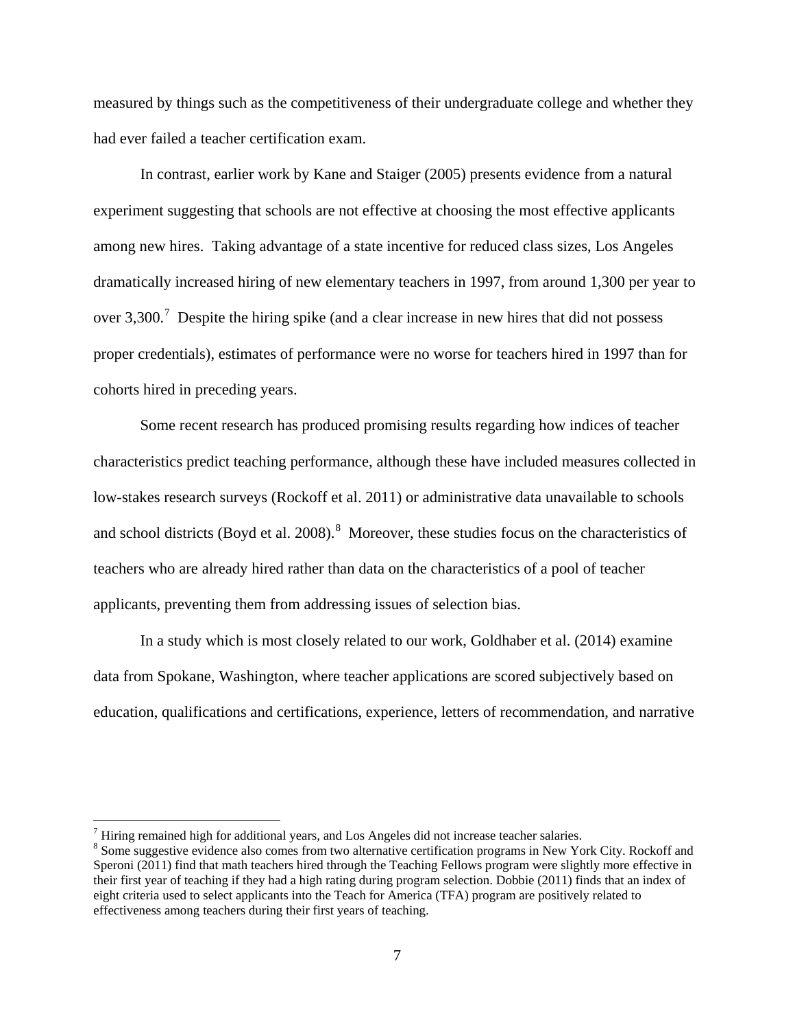measured by things such as the competitiveness of their undergraduate college and whether they had ever failed a teacher certification exam.

In contrast, earlier work by Kane and Staiger (2005) presents evidence from a natural experiment suggesting that schools are not effective at choosing the most effective applicants among new hires. Taking advantage of a state incentive for reduced class sizes, Los Angeles dramatically increased hiring of new elementary teachers in 1997, from around 1,300 per year to over 3,300.[7] Despite the hiring spike (and a clear increase in new hires that did not possess proper credentials), estimates of performance were no worse for teachers hired in 1997 than for cohorts hired in preceding years.

Some recent research has produced promising results regarding how indices of teacher characteristics predict teaching performance, although these have included measures collected in low-stakes research surveys (Rockoff et al. 2011) or administrative data unavailable to schools and school districts (Boyd et al. 2008).[8] Moreover, these studies focus on the characteristics of teachers who are already hired rather than data on the characteristics of a pool of teacher applicants, preventing them from addressing issues of selection bias.

In a study which is most closely related to our work, Goldhaber et al. (2014) examine data from Spokane, Washington, where teacher applications are scored subjectively based on education, qualifications and certifications, experience, letters of recommendation, and narrative

---

[7] Hiring remained high for additional years, and Los Angeles did not increase teacher salaries.

[8] Some suggestive evidence also comes from two alternative certification programs in New York City. Rockoff and Speroni (2011) find that math teachers hired through the Teaching Fellows program were slightly more effective in their first year of teaching if they had a high rating during program selection. Dobbie (2011) finds that an index of eight criteria used to select applicants into the Teach for America (TFA) program are positively related to effectiveness among teachers during their first years of teaching.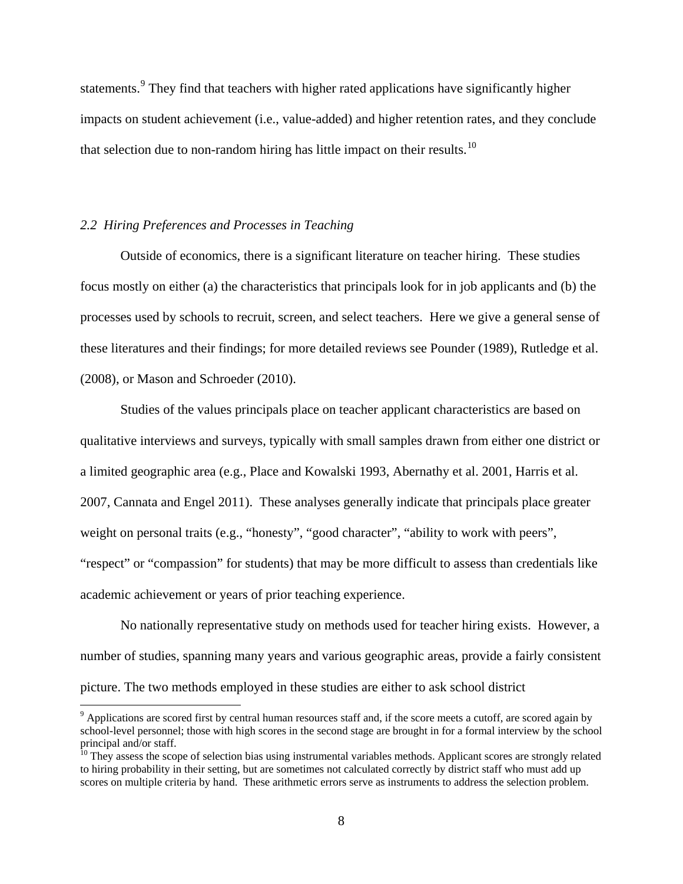statements.[9] They find that teachers with higher rated applications have significantly higher impacts on student achievement (i.e., value-added) and higher retention rates, and they conclude that selection due to non-random hiring has little impact on their results.[10]

### *2.2 Hiring Preferences and Processes in Teaching*

Outside of economics, there is a significant literature on teacher hiring. These studies focus mostly on either (a) the characteristics that principals look for in job applicants and (b) the processes used by schools to recruit, screen, and select teachers. Here we give a general sense of these literatures and their findings; for more detailed reviews see Pounder (1989), Rutledge et al. (2008), or Mason and Schroeder (2010).

Studies of the values principals place on teacher applicant characteristics are based on qualitative interviews and surveys, typically with small samples drawn from either one district or a limited geographic area (e.g., Place and Kowalski 1993, Abernathy et al. 2001, Harris et al. 2007, Cannata and Engel 2011). These analyses generally indicate that principals place greater weight on personal traits (e.g., "honesty", "good character", "ability to work with peers", "respect" or "compassion" for students) that may be more difficult to assess than credentials like academic achievement or years of prior teaching experience.

No nationally representative study on methods used for teacher hiring exists. However, a number of studies, spanning many years and various geographic areas, provide a fairly consistent picture. The two methods employed in these studies are either to ask school district

---

[9] Applications are scored first by central human resources staff and, if the score meets a cutoff, are scored again by school-level personnel; those with high scores in the second stage are brought in for a formal interview by the school principal and/or staff.

[10] They assess the scope of selection bias using instrumental variables methods. Applicant scores are strongly related to hiring probability in their setting, but are sometimes not calculated correctly by district staff who must add up scores on multiple criteria by hand. These arithmetic errors serve as instruments to address the selection problem.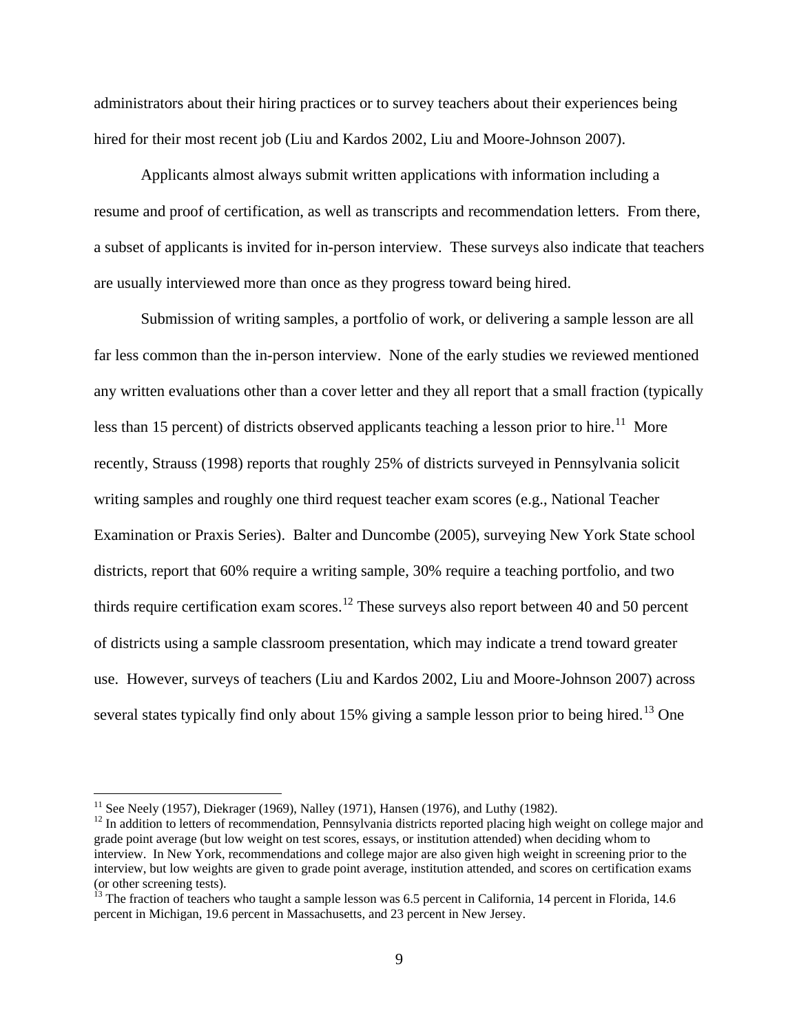administrators about their hiring practices or to survey teachers about their experiences being hired for their most recent job (Liu and Kardos 2002, Liu and Moore-Johnson 2007).

Applicants almost always submit written applications with information including a resume and proof of certification, as well as transcripts and recommendation letters. From there, a subset of applicants is invited for in-person interview. These surveys also indicate that teachers are usually interviewed more than once as they progress toward being hired.

Submission of writing samples, a portfolio of work, or delivering a sample lesson are all far less common than the in-person interview. None of the early studies we reviewed mentioned any written evaluations other than a cover letter and they all report that a small fraction (typically less than 15 percent) of districts observed applicants teaching a lesson prior to hire.[11] More recently, Strauss (1998) reports that roughly 25% of districts surveyed in Pennsylvania solicit writing samples and roughly one third request teacher exam scores (e.g., National Teacher Examination or Praxis Series). Balter and Duncombe (2005), surveying New York State school districts, report that 60% require a writing sample, 30% require a teaching portfolio, and two thirds require certification exam scores.[12] These surveys also report between 40 and 50 percent of districts using a sample classroom presentation, which may indicate a trend toward greater use. However, surveys of teachers (Liu and Kardos 2002, Liu and Moore-Johnson 2007) across several states typically find only about 15% giving a sample lesson prior to being hired.[13] One

[11] See Neely (1957), Diekrager (1969), Nalley (1971), Hansen (1976), and Luthy (1982).

[12] In addition to letters of recommendation, Pennsylvania districts reported placing high weight on college major and grade point average (but low weight on test scores, essays, or institution attended) when deciding whom to interview. In New York, recommendations and college major are also given high weight in screening prior to the interview, but low weights are given to grade point average, institution attended, and scores on certification exams (or other screening tests).

[13] The fraction of teachers who taught a sample lesson was 6.5 percent in California, 14 percent in Florida, 14.6 percent in Michigan, 19.6 percent in Massachusetts, and 23 percent in New Jersey.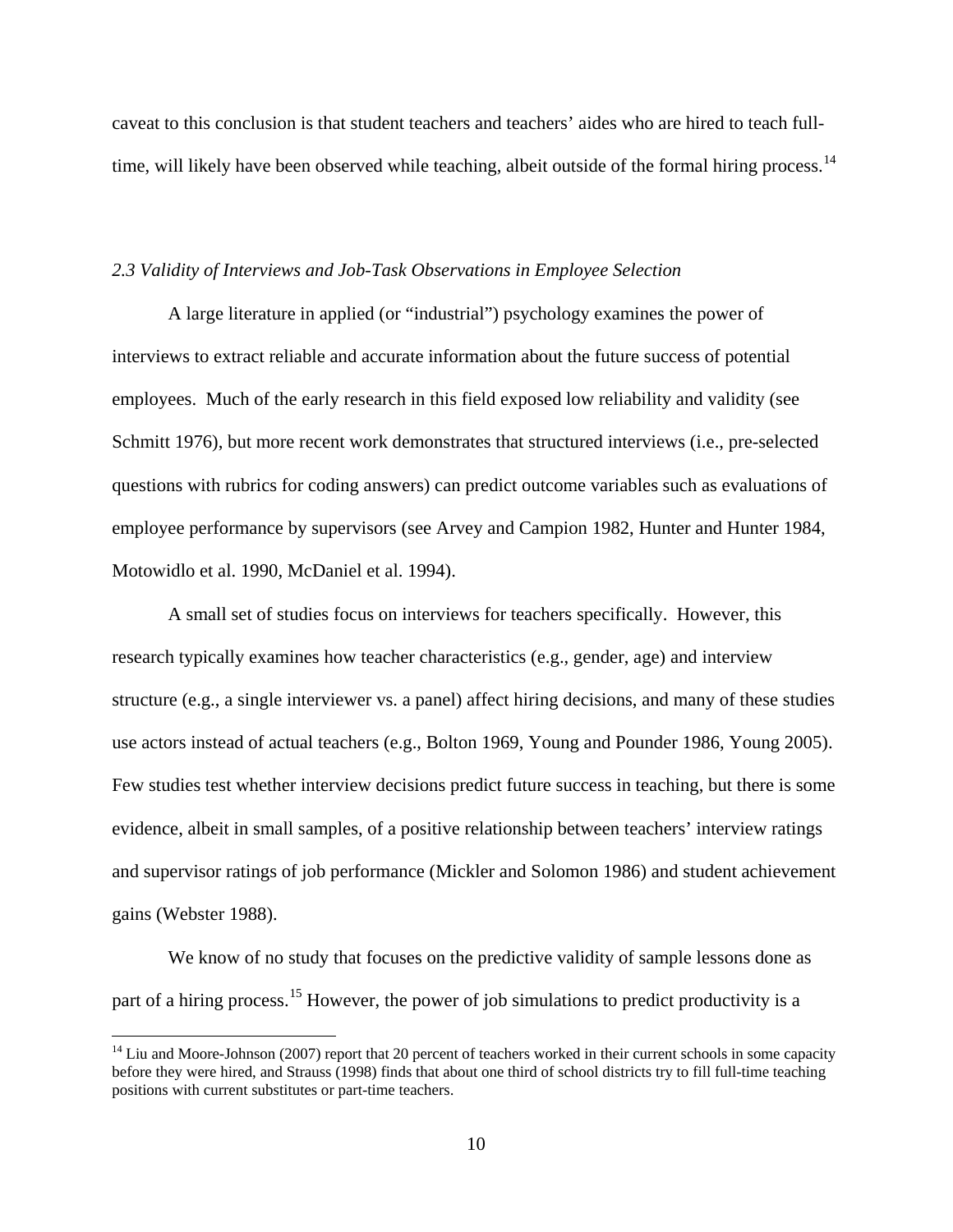caveat to this conclusion is that student teachers and teachers' aides who are hired to teach full-time, will likely have been observed while teaching, albeit outside of the formal hiring process.[14]

*2.3 Validity of Interviews and Job-Task Observations in Employee Selection*

A large literature in applied (or "industrial") psychology examines the power of interviews to extract reliable and accurate information about the future success of potential employees. Much of the early research in this field exposed low reliability and validity (see Schmitt 1976), but more recent work demonstrates that structured interviews (i.e., pre-selected questions with rubrics for coding answers) can predict outcome variables such as evaluations of employee performance by supervisors (see Arvey and Campion 1982, Hunter and Hunter 1984, Motowidlo et al. 1990, McDaniel et al. 1994).

A small set of studies focus on interviews for teachers specifically. However, this research typically examines how teacher characteristics (e.g., gender, age) and interview structure (e.g., a single interviewer vs. a panel) affect hiring decisions, and many of these studies use actors instead of actual teachers (e.g., Bolton 1969, Young and Pounder 1986, Young 2005). Few studies test whether interview decisions predict future success in teaching, but there is some evidence, albeit in small samples, of a positive relationship between teachers' interview ratings and supervisor ratings of job performance (Mickler and Solomon 1986) and student achievement gains (Webster 1988).

We know of no study that focuses on the predictive validity of sample lessons done as part of a hiring process.[15] However, the power of job simulations to predict productivity is a

---

[14] Liu and Moore-Johnson (2007) report that 20 percent of teachers worked in their current schools in some capacity before they were hired, and Strauss (1998) finds that about one third of school districts try to fill full-time teaching positions with current substitutes or part-time teachers.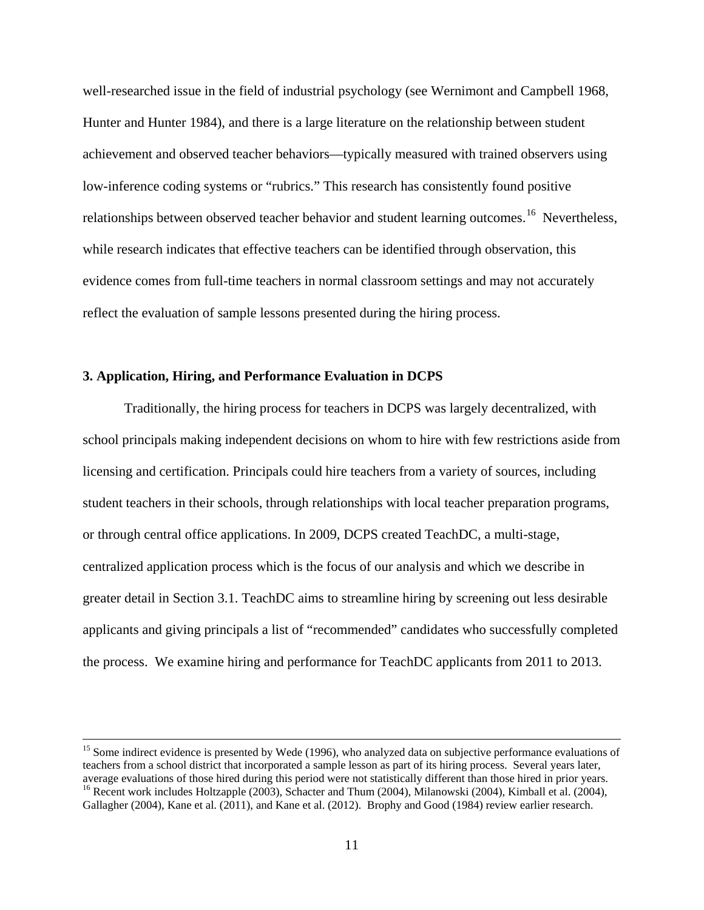well-researched issue in the field of industrial psychology (see Wernimont and Campbell 1968, Hunter and Hunter 1984), and there is a large literature on the relationship between student achievement and observed teacher behaviors—typically measured with trained observers using low-inference coding systems or "rubrics." This research has consistently found positive relationships between observed teacher behavior and student learning outcomes.[16] Nevertheless, while research indicates that effective teachers can be identified through observation, this evidence comes from full-time teachers in normal classroom settings and may not accurately reflect the evaluation of sample lessons presented during the hiring process.

### 3. Application, Hiring, and Performance Evaluation in DCPS

Traditionally, the hiring process for teachers in DCPS was largely decentralized, with school principals making independent decisions on whom to hire with few restrictions aside from licensing and certification. Principals could hire teachers from a variety of sources, including student teachers in their schools, through relationships with local teacher preparation programs, or through central office applications. In 2009, DCPS created TeachDC, a multi-stage, centralized application process which is the focus of our analysis and which we describe in greater detail in Section 3.1. TeachDC aims to streamline hiring by screening out less desirable applicants and giving principals a list of "recommended" candidates who successfully completed the process. We examine hiring and performance for TeachDC applicants from 2011 to 2013.

---

[15] Some indirect evidence is presented by Wede (1996), who analyzed data on subjective performance evaluations of teachers from a school district that incorporated a sample lesson as part of its hiring process. Several years later, average evaluations of those hired during this period were not statistically different than those hired in prior years.

[16] Recent work includes Holtzapple (2003), Schacter and Thum (2004), Milanowski (2004), Kimball et al. (2004), Gallagher (2004), Kane et al. (2011), and Kane et al. (2012). Brophy and Good (1984) review earlier research.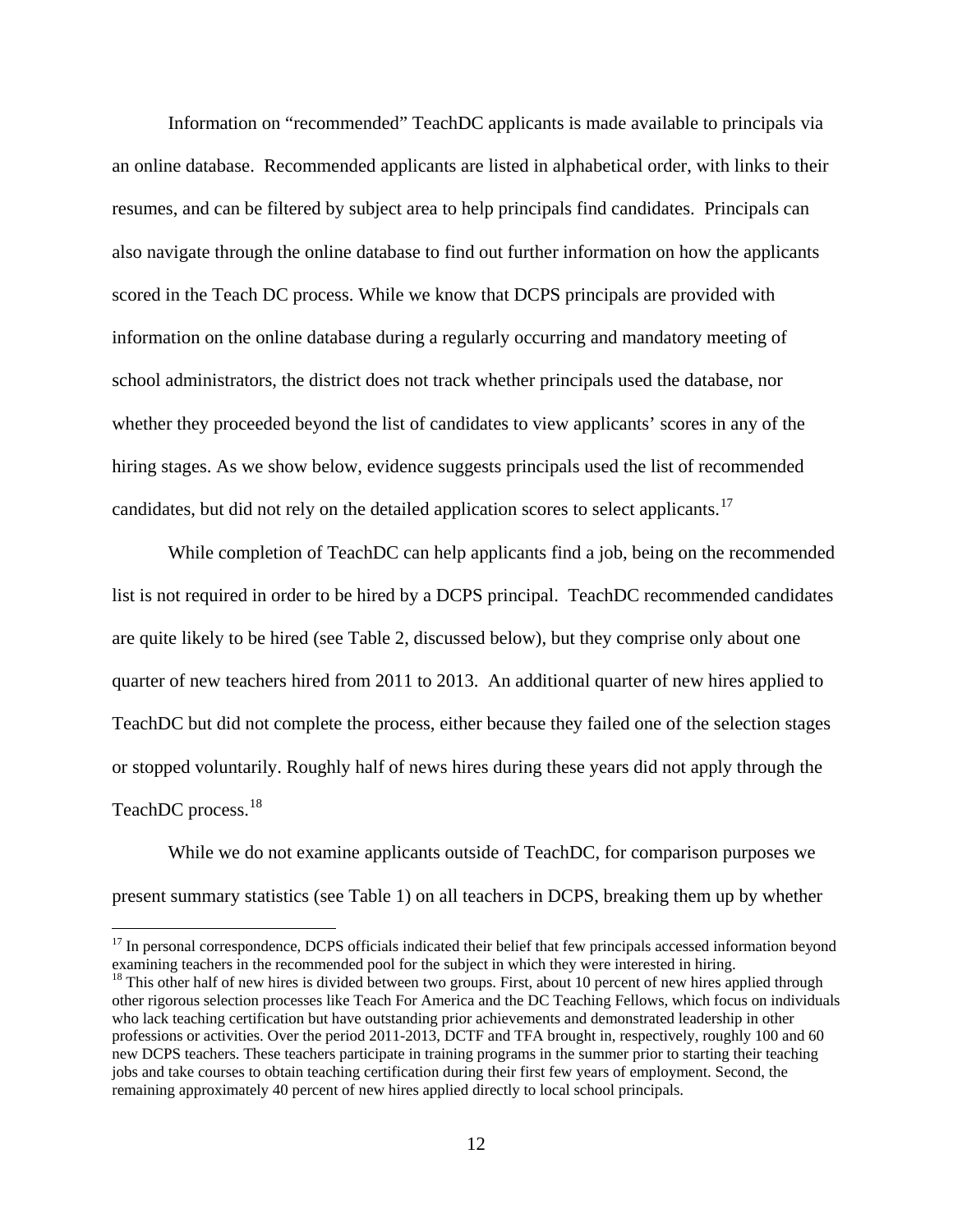Information on "recommended" TeachDC applicants is made available to principals via an online database. Recommended applicants are listed in alphabetical order, with links to their resumes, and can be filtered by subject area to help principals find candidates. Principals can also navigate through the online database to find out further information on how the applicants scored in the Teach DC process. While we know that DCPS principals are provided with information on the online database during a regularly occurring and mandatory meeting of school administrators, the district does not track whether principals used the database, nor whether they proceeded beyond the list of candidates to view applicants' scores in any of the hiring stages. As we show below, evidence suggests principals used the list of recommended candidates, but did not rely on the detailed application scores to select applicants.[17]

While completion of TeachDC can help applicants find a job, being on the recommended list is not required in order to be hired by a DCPS principal. TeachDC recommended candidates are quite likely to be hired (see Table 2, discussed below), but they comprise only about one quarter of new teachers hired from 2011 to 2013. An additional quarter of new hires applied to TeachDC but did not complete the process, either because they failed one of the selection stages or stopped voluntarily. Roughly half of news hires during these years did not apply through the TeachDC process.[18]

While we do not examine applicants outside of TeachDC, for comparison purposes we present summary statistics (see Table 1) on all teachers in DCPS, breaking them up by whether

---

[17] In personal correspondence, DCPS officials indicated their belief that few principals accessed information beyond examining teachers in the recommended pool for the subject in which they were interested in hiring.

[18] This other half of new hires is divided between two groups. First, about 10 percent of new hires applied through other rigorous selection processes like Teach For America and the DC Teaching Fellows, which focus on individuals who lack teaching certification but have outstanding prior achievements and demonstrated leadership in other professions or activities. Over the period 2011-2013, DCTF and TFA brought in, respectively, roughly 100 and 60 new DCPS teachers. These teachers participate in training programs in the summer prior to starting their teaching jobs and take courses to obtain teaching certification during their first few years of employment. Second, the remaining approximately 40 percent of new hires applied directly to local school principals.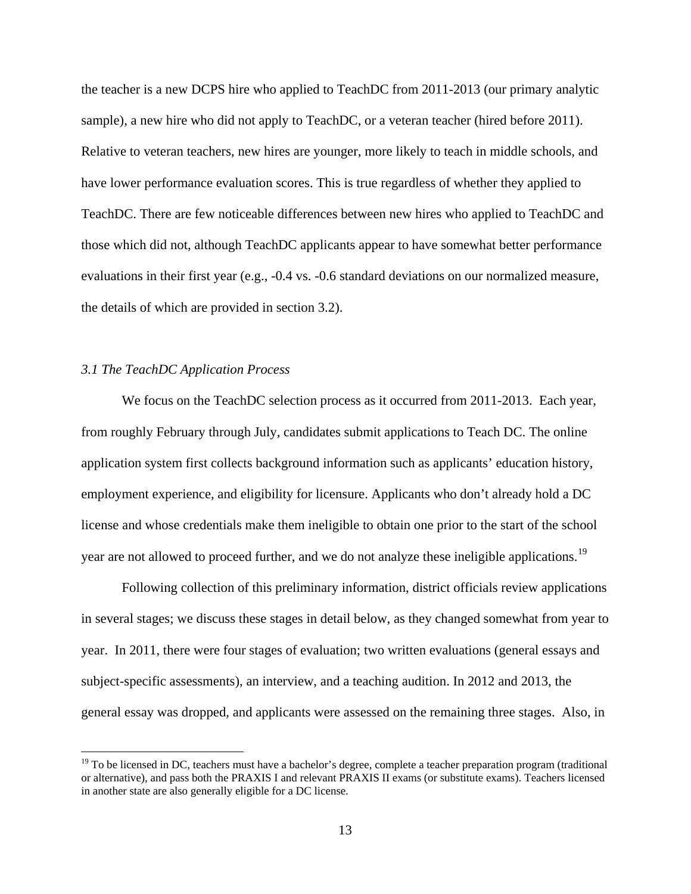the teacher is a new DCPS hire who applied to TeachDC from 2011-2013 (our primary analytic sample), a new hire who did not apply to TeachDC, or a veteran teacher (hired before 2011). Relative to veteran teachers, new hires are younger, more likely to teach in middle schools, and have lower performance evaluation scores. This is true regardless of whether they applied to TeachDC. There are few noticeable differences between new hires who applied to TeachDC and those which did not, although TeachDC applicants appear to have somewhat better performance evaluations in their first year (e.g., -0.4 vs. -0.6 standard deviations on our normalized measure, the details of which are provided in section 3.2).

### *3.1 The TeachDC Application Process*

We focus on the TeachDC selection process as it occurred from 2011-2013. Each year, from roughly February through July, candidates submit applications to Teach DC. The online application system first collects background information such as applicants' education history, employment experience, and eligibility for licensure. Applicants who don't already hold a DC license and whose credentials make them ineligible to obtain one prior to the start of the school year are not allowed to proceed further, and we do not analyze these ineligible applications.[19]

Following collection of this preliminary information, district officials review applications in several stages; we discuss these stages in detail below, as they changed somewhat from year to year. In 2011, there were four stages of evaluation; two written evaluations (general essays and subject-specific assessments), an interview, and a teaching audition. In 2012 and 2013, the general essay was dropped, and applicants were assessed on the remaining three stages. Also, in

[19] To be licensed in DC, teachers must have a bachelor's degree, complete a teacher preparation program (traditional or alternative), and pass both the PRAXIS I and relevant PRAXIS II exams (or substitute exams). Teachers licensed in another state are also generally eligible for a DC license.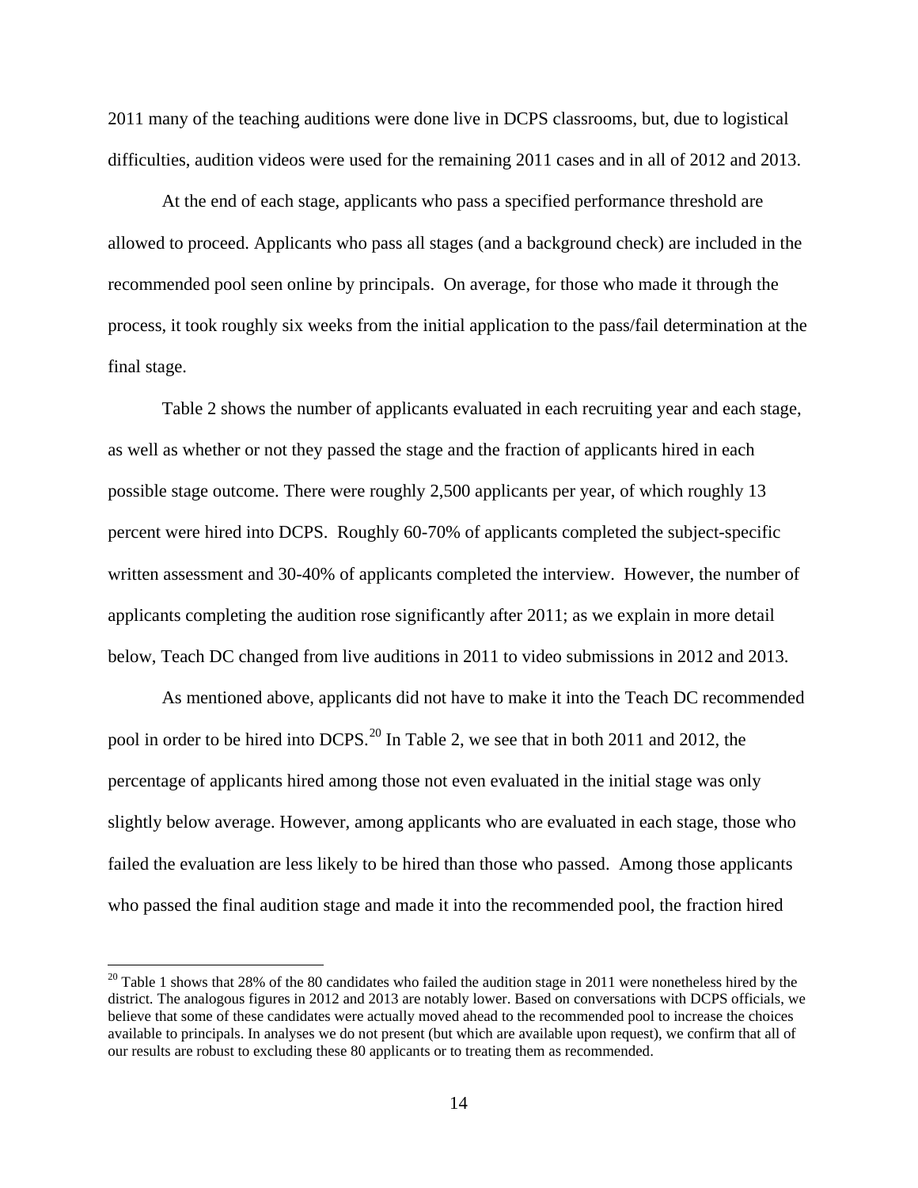2011 many of the teaching auditions were done live in DCPS classrooms, but, due to logistical difficulties, audition videos were used for the remaining 2011 cases and in all of 2012 and 2013.

At the end of each stage, applicants who pass a specified performance threshold are allowed to proceed. Applicants who pass all stages (and a background check) are included in the recommended pool seen online by principals. On average, for those who made it through the process, it took roughly six weeks from the initial application to the pass/fail determination at the final stage.

Table 2 shows the number of applicants evaluated in each recruiting year and each stage, as well as whether or not they passed the stage and the fraction of applicants hired in each possible stage outcome. There were roughly 2,500 applicants per year, of which roughly 13 percent were hired into DCPS. Roughly 60-70% of applicants completed the subject-specific written assessment and 30-40% of applicants completed the interview. However, the number of applicants completing the audition rose significantly after 2011; as we explain in more detail below, Teach DC changed from live auditions in 2011 to video submissions in 2012 and 2013.

As mentioned above, applicants did not have to make it into the Teach DC recommended pool in order to be hired into DCPS.[20] In Table 2, we see that in both 2011 and 2012, the percentage of applicants hired among those not even evaluated in the initial stage was only slightly below average. However, among applicants who are evaluated in each stage, those who failed the evaluation are less likely to be hired than those who passed. Among those applicants who passed the final audition stage and made it into the recommended pool, the fraction hired

[20] Table 1 shows that 28% of the 80 candidates who failed the audition stage in 2011 were nonetheless hired by the district. The analogous figures in 2012 and 2013 are notably lower. Based on conversations with DCPS officials, we believe that some of these candidates were actually moved ahead to the recommended pool to increase the choices available to principals. In analyses we do not present (but which are available upon request), we confirm that all of our results are robust to excluding these 80 applicants or to treating them as recommended.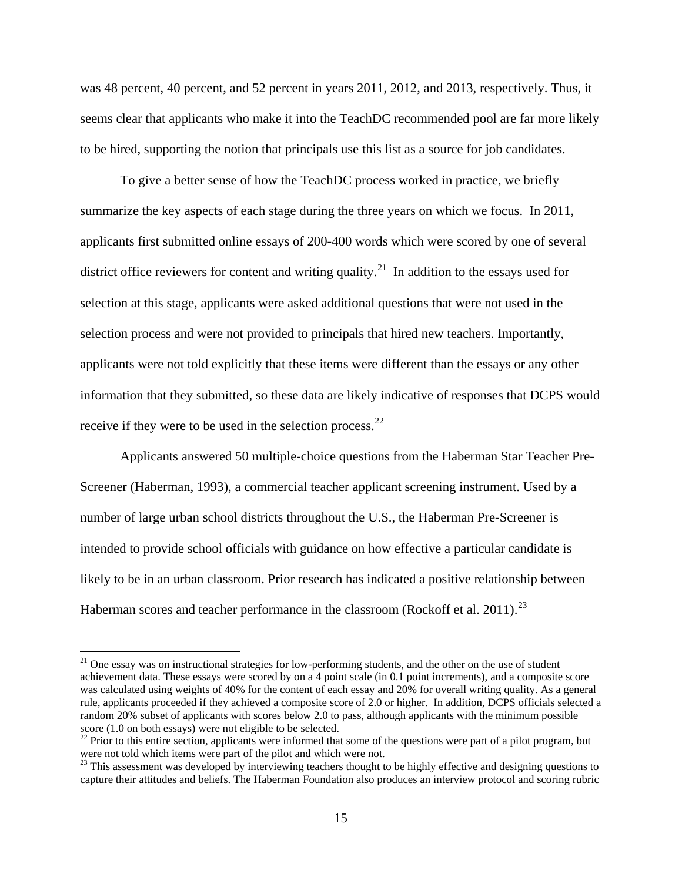was 48 percent, 40 percent, and 52 percent in years 2011, 2012, and 2013, respectively. Thus, it seems clear that applicants who make it into the TeachDC recommended pool are far more likely to be hired, supporting the notion that principals use this list as a source for job candidates.

To give a better sense of how the TeachDC process worked in practice, we briefly summarize the key aspects of each stage during the three years on which we focus. In 2011, applicants first submitted online essays of 200-400 words which were scored by one of several district office reviewers for content and writing quality.[21] In addition to the essays used for selection at this stage, applicants were asked additional questions that were not used in the selection process and were not provided to principals that hired new teachers. Importantly, applicants were not told explicitly that these items were different than the essays or any other information that they submitted, so these data are likely indicative of responses that DCPS would receive if they were to be used in the selection process.[22]

Applicants answered 50 multiple-choice questions from the Haberman Star Teacher Pre-Screener (Haberman, 1993), a commercial teacher applicant screening instrument. Used by a number of large urban school districts throughout the U.S., the Haberman Pre-Screener is intended to provide school officials with guidance on how effective a particular candidate is likely to be in an urban classroom. Prior research has indicated a positive relationship between Haberman scores and teacher performance in the classroom (Rockoff et al. 2011).[23]

---

[21] One essay was on instructional strategies for low-performing students, and the other on the use of student achievement data. These essays were scored by on a 4 point scale (in 0.1 point increments), and a composite score was calculated using weights of 40% for the content of each essay and 20% for overall writing quality. As a general rule, applicants proceeded if they achieved a composite score of 2.0 or higher. In addition, DCPS officials selected a random 20% subset of applicants with scores below 2.0 to pass, although applicants with the minimum possible score (1.0 on both essays) were not eligible to be selected.

[22] Prior to this entire section, applicants were informed that some of the questions were part of a pilot program, but were not told which items were part of the pilot and which were not.

[23] This assessment was developed by interviewing teachers thought to be highly effective and designing questions to capture their attitudes and beliefs. The Haberman Foundation also produces an interview protocol and scoring rubric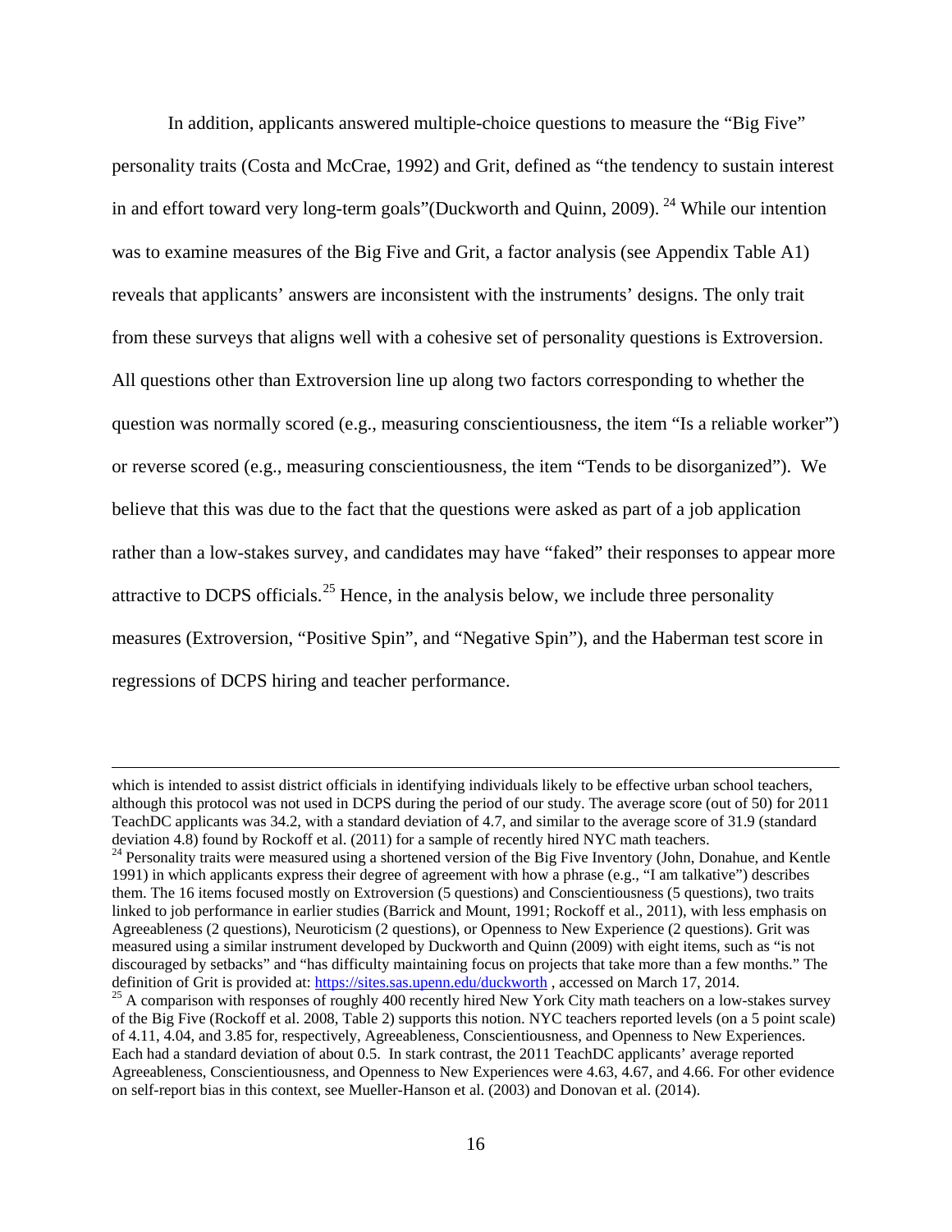In addition, applicants answered multiple-choice questions to measure the "Big Five" personality traits (Costa and McCrae, 1992) and Grit, defined as "the tendency to sustain interest in and effort toward very long-term goals"(Duckworth and Quinn, 2009). [24] While our intention was to examine measures of the Big Five and Grit, a factor analysis (see Appendix Table A1) reveals that applicants' answers are inconsistent with the instruments' designs. The only trait from these surveys that aligns well with a cohesive set of personality questions is Extroversion. All questions other than Extroversion line up along two factors corresponding to whether the question was normally scored (e.g., measuring conscientiousness, the item "Is a reliable worker") or reverse scored (e.g., measuring conscientiousness, the item "Tends to be disorganized"). We believe that this was due to the fact that the questions were asked as part of a job application rather than a low-stakes survey, and candidates may have "faked" their responses to appear more attractive to DCPS officials.[25] Hence, in the analysis below, we include three personality measures (Extroversion, "Positive Spin", and "Negative Spin"), and the Haberman test score in regressions of DCPS hiring and teacher performance.

---

which is intended to assist district officials in identifying individuals likely to be effective urban school teachers, although this protocol was not used in DCPS during the period of our study. The average score (out of 50) for 2011 TeachDC applicants was 34.2, with a standard deviation of 4.7, and similar to the average score of 31.9 (standard deviation 4.8) found by Rockoff et al. (2011) for a sample of recently hired NYC math teachers.

[24] Personality traits were measured using a shortened version of the Big Five Inventory (John, Donahue, and Kentle 1991) in which applicants express their degree of agreement with how a phrase (e.g., "I am talkative") describes them. The 16 items focused mostly on Extroversion (5 questions) and Conscientiousness (5 questions), two traits linked to job performance in earlier studies (Barrick and Mount, 1991; Rockoff et al., 2011), with less emphasis on Agreeableness (2 questions), Neuroticism (2 questions), or Openness to New Experience (2 questions). Grit was measured using a similar instrument developed by Duckworth and Quinn (2009) with eight items, such as "is not discouraged by setbacks" and "has difficulty maintaining focus on projects that take more than a few months." The definition of Grit is provided at: https://sites.sas.upenn.edu/duckworth , accessed on March 17, 2014.

[25] A comparison with responses of roughly 400 recently hired New York City math teachers on a low-stakes survey of the Big Five (Rockoff et al. 2008, Table 2) supports this notion. NYC teachers reported levels (on a 5 point scale) of 4.11, 4.04, and 3.85 for, respectively, Agreeableness, Conscientiousness, and Openness to New Experiences. Each had a standard deviation of about 0.5. In stark contrast, the 2011 TeachDC applicants' average reported Agreeableness, Conscientiousness, and Openness to New Experiences were 4.63, 4.67, and 4.66. For other evidence on self-report bias in this context, see Mueller-Hanson et al. (2003) and Donovan et al. (2014).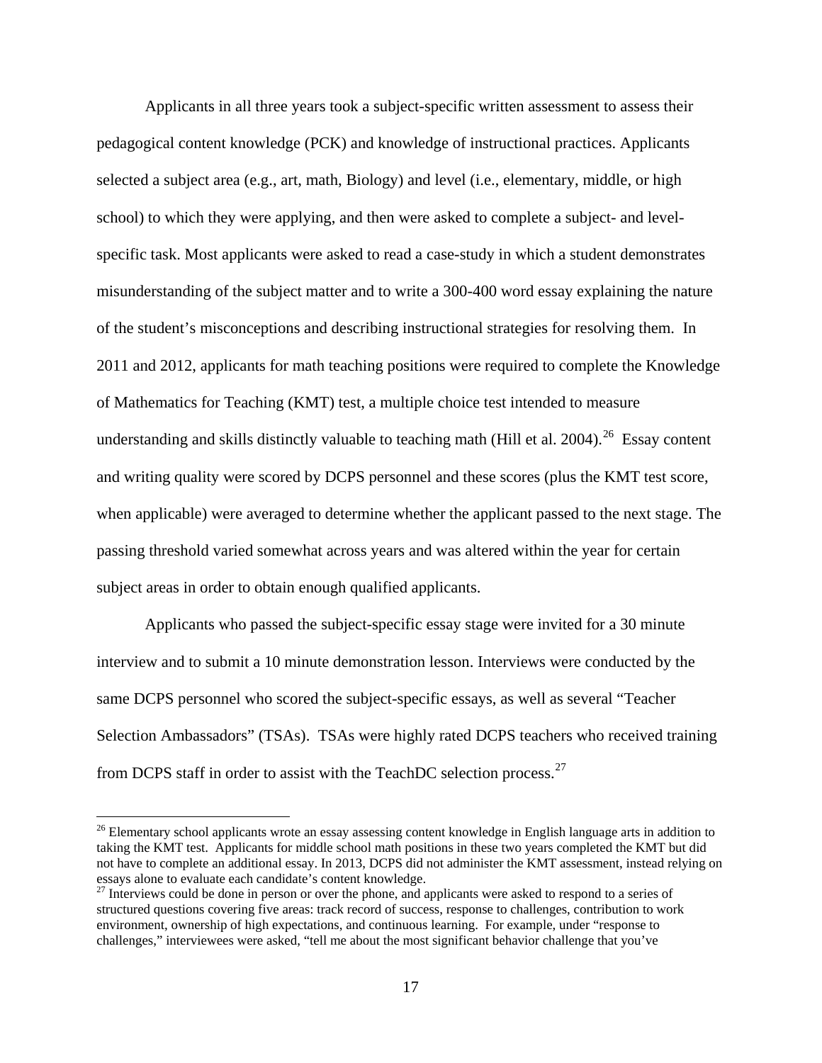Applicants in all three years took a subject-specific written assessment to assess their pedagogical content knowledge (PCK) and knowledge of instructional practices. Applicants selected a subject area (e.g., art, math, Biology) and level (i.e., elementary, middle, or high school) to which they were applying, and then were asked to complete a subject- and level-specific task. Most applicants were asked to read a case-study in which a student demonstrates misunderstanding of the subject matter and to write a 300-400 word essay explaining the nature of the student's misconceptions and describing instructional strategies for resolving them. In 2011 and 2012, applicants for math teaching positions were required to complete the Knowledge of Mathematics for Teaching (KMT) test, a multiple choice test intended to measure understanding and skills distinctly valuable to teaching math (Hill et al. 2004).[26] Essay content and writing quality were scored by DCPS personnel and these scores (plus the KMT test score, when applicable) were averaged to determine whether the applicant passed to the next stage. The passing threshold varied somewhat across years and was altered within the year for certain subject areas in order to obtain enough qualified applicants.

Applicants who passed the subject-specific essay stage were invited for a 30 minute interview and to submit a 10 minute demonstration lesson. Interviews were conducted by the same DCPS personnel who scored the subject-specific essays, as well as several "Teacher Selection Ambassadors" (TSAs). TSAs were highly rated DCPS teachers who received training from DCPS staff in order to assist with the TeachDC selection process.[27]

---

[26] Elementary school applicants wrote an essay assessing content knowledge in English language arts in addition to taking the KMT test. Applicants for middle school math positions in these two years completed the KMT but did not have to complete an additional essay. In 2013, DCPS did not administer the KMT assessment, instead relying on essays alone to evaluate each candidate's content knowledge.

[27] Interviews could be done in person or over the phone, and applicants were asked to respond to a series of structured questions covering five areas: track record of success, response to challenges, contribution to work environment, ownership of high expectations, and continuous learning. For example, under "response to challenges," interviewees were asked, "tell me about the most significant behavior challenge that you've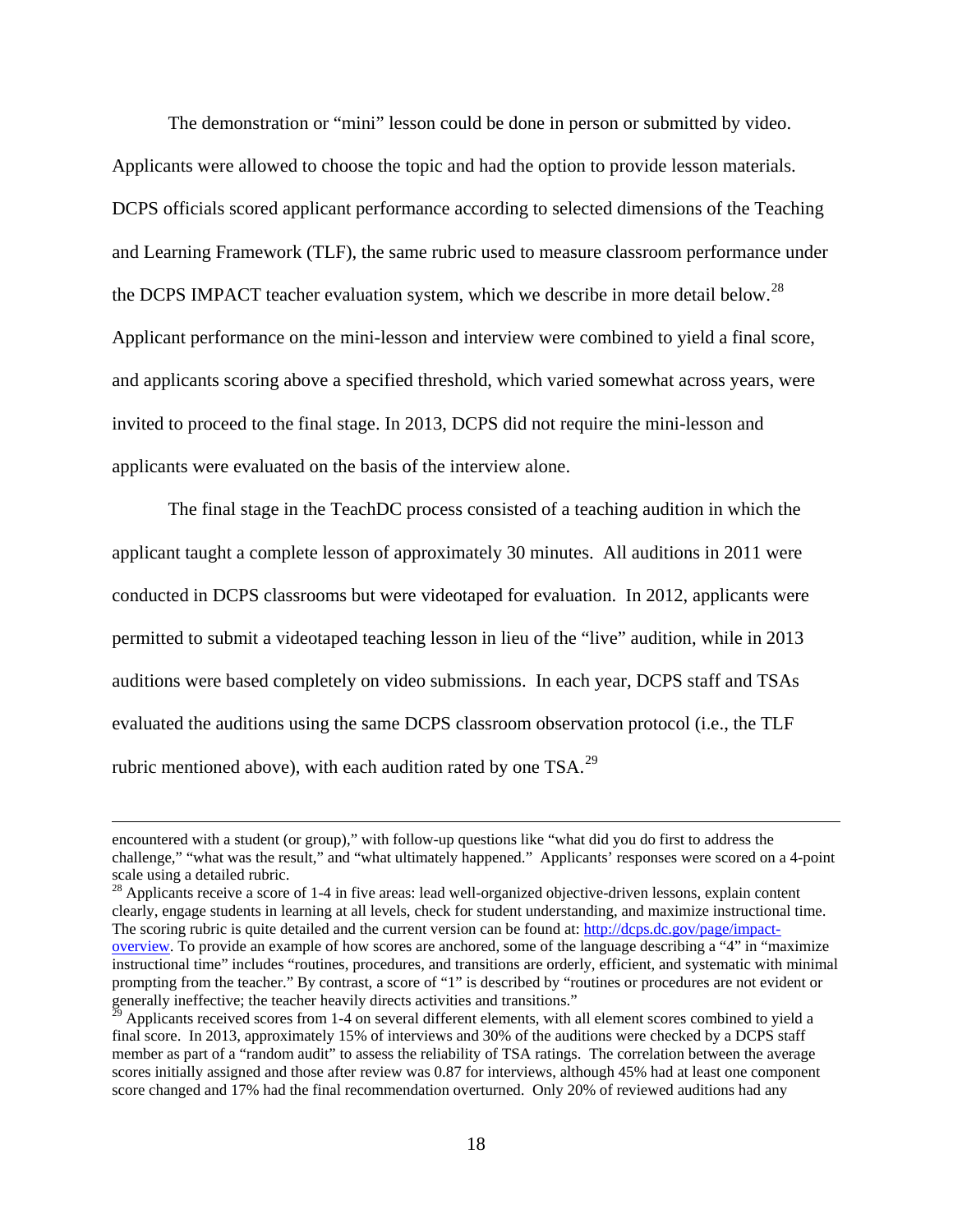The demonstration or "mini" lesson could be done in person or submitted by video. Applicants were allowed to choose the topic and had the option to provide lesson materials. DCPS officials scored applicant performance according to selected dimensions of the Teaching and Learning Framework (TLF), the same rubric used to measure classroom performance under the DCPS IMPACT teacher evaluation system, which we describe in more detail below.[28] Applicant performance on the mini-lesson and interview were combined to yield a final score, and applicants scoring above a specified threshold, which varied somewhat across years, were invited to proceed to the final stage. In 2013, DCPS did not require the mini-lesson and applicants were evaluated on the basis of the interview alone.

The final stage in the TeachDC process consisted of a teaching audition in which the applicant taught a complete lesson of approximately 30 minutes. All auditions in 2011 were conducted in DCPS classrooms but were videotaped for evaluation. In 2012, applicants were permitted to submit a videotaped teaching lesson in lieu of the "live" audition, while in 2013 auditions were based completely on video submissions. In each year, DCPS staff and TSAs evaluated the auditions using the same DCPS classroom observation protocol (i.e., the TLF rubric mentioned above), with each audition rated by one TSA.[29]

---

encountered with a student (or group)," with follow-up questions like "what did you do first to address the challenge," "what was the result," and "what ultimately happened." Applicants' responses were scored on a 4-point scale using a detailed rubric.

[28] Applicants receive a score of 1-4 in five areas: lead well-organized objective-driven lessons, explain content clearly, engage students in learning at all levels, check for student understanding, and maximize instructional time. The scoring rubric is quite detailed and the current version can be found at: http://dcps.dc.gov/page/impact-overview. To provide an example of how scores are anchored, some of the language describing a "4" in "maximize instructional time" includes "routines, procedures, and transitions are orderly, efficient, and systematic with minimal prompting from the teacher." By contrast, a score of "1" is described by "routines or procedures are not evident or generally ineffective; the teacher heavily directs activities and transitions."

[29] Applicants received scores from 1-4 on several different elements, with all element scores combined to yield a final score. In 2013, approximately 15% of interviews and 30% of the auditions were checked by a DCPS staff member as part of a "random audit" to assess the reliability of TSA ratings. The correlation between the average scores initially assigned and those after review was 0.87 for interviews, although 45% had at least one component score changed and 17% had the final recommendation overturned. Only 20% of reviewed auditions had any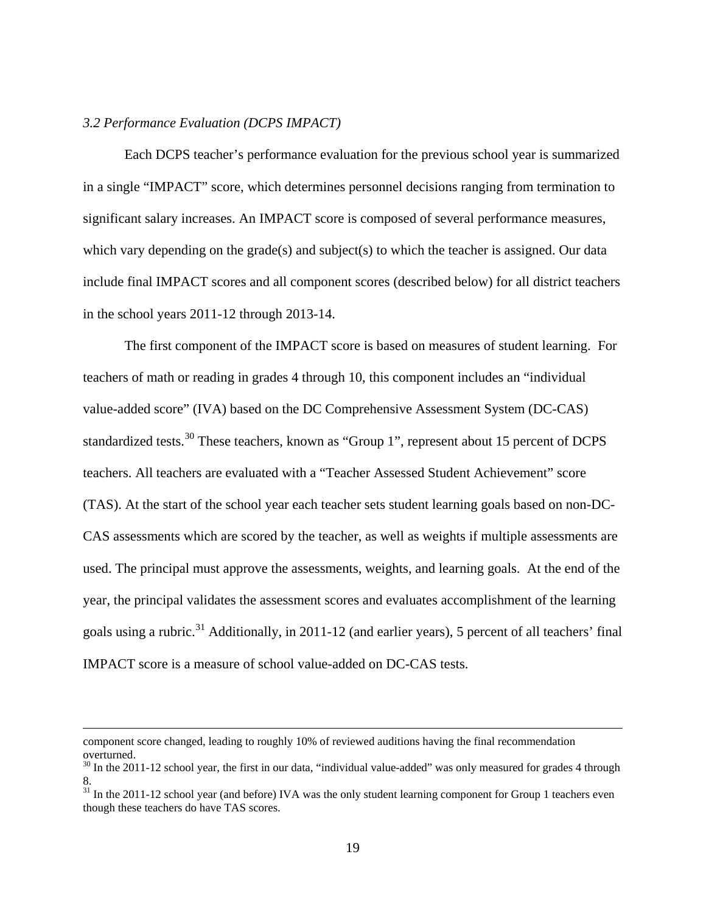*3.2 Performance Evaluation (DCPS IMPACT)*

Each DCPS teacher's performance evaluation for the previous school year is summarized in a single "IMPACT" score, which determines personnel decisions ranging from termination to significant salary increases. An IMPACT score is composed of several performance measures, which vary depending on the grade(s) and subject(s) to which the teacher is assigned. Our data include final IMPACT scores and all component scores (described below) for all district teachers in the school years 2011-12 through 2013-14.

The first component of the IMPACT score is based on measures of student learning. For teachers of math or reading in grades 4 through 10, this component includes an "individual value-added score" (IVA) based on the DC Comprehensive Assessment System (DC-CAS) standardized tests.[30] These teachers, known as "Group 1", represent about 15 percent of DCPS teachers. All teachers are evaluated with a "Teacher Assessed Student Achievement" score (TAS). At the start of the school year each teacher sets student learning goals based on non-DC-CAS assessments which are scored by the teacher, as well as weights if multiple assessments are used. The principal must approve the assessments, weights, and learning goals. At the end of the year, the principal validates the assessment scores and evaluates accomplishment of the learning goals using a rubric.[31] Additionally, in 2011-12 (and earlier years), 5 percent of all teachers' final IMPACT score is a measure of school value-added on DC-CAS tests.

---

component score changed, leading to roughly 10% of reviewed auditions having the final recommendation overturned.

[30] In the 2011-12 school year, the first in our data, "individual value-added" was only measured for grades 4 through 8.

[31] In the 2011-12 school year (and before) IVA was the only student learning component for Group 1 teachers even though these teachers do have TAS scores.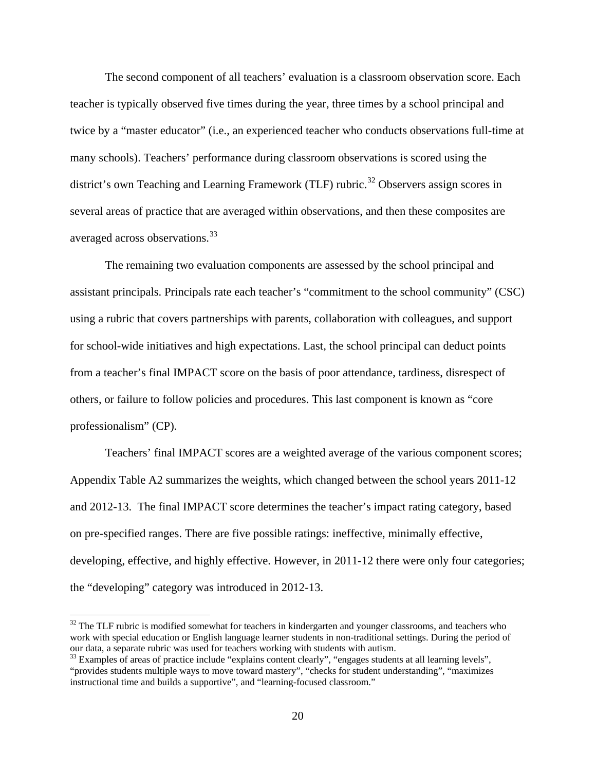The second component of all teachers' evaluation is a classroom observation score. Each teacher is typically observed five times during the year, three times by a school principal and twice by a "master educator" (i.e., an experienced teacher who conducts observations full-time at many schools). Teachers' performance during classroom observations is scored using the district's own Teaching and Learning Framework (TLF) rubric.[32] Observers assign scores in several areas of practice that are averaged within observations, and then these composites are averaged across observations.[33]

The remaining two evaluation components are assessed by the school principal and assistant principals. Principals rate each teacher's "commitment to the school community" (CSC) using a rubric that covers partnerships with parents, collaboration with colleagues, and support for school-wide initiatives and high expectations. Last, the school principal can deduct points from a teacher's final IMPACT score on the basis of poor attendance, tardiness, disrespect of others, or failure to follow policies and procedures. This last component is known as "core professionalism" (CP).

Teachers' final IMPACT scores are a weighted average of the various component scores; Appendix Table A2 summarizes the weights, which changed between the school years 2011-12 and 2012-13. The final IMPACT score determines the teacher's impact rating category, based on pre-specified ranges. There are five possible ratings: ineffective, minimally effective, developing, effective, and highly effective. However, in 2011-12 there were only four categories; the "developing" category was introduced in 2012-13.

---

[32] The TLF rubric is modified somewhat for teachers in kindergarten and younger classrooms, and teachers who work with special education or English language learner students in non-traditional settings. During the period of our data, a separate rubric was used for teachers working with students with autism.

[33] Examples of areas of practice include "explains content clearly", "engages students at all learning levels", "provides students multiple ways to move toward mastery", "checks for student understanding", "maximizes instructional time and builds a supportive", and "learning-focused classroom."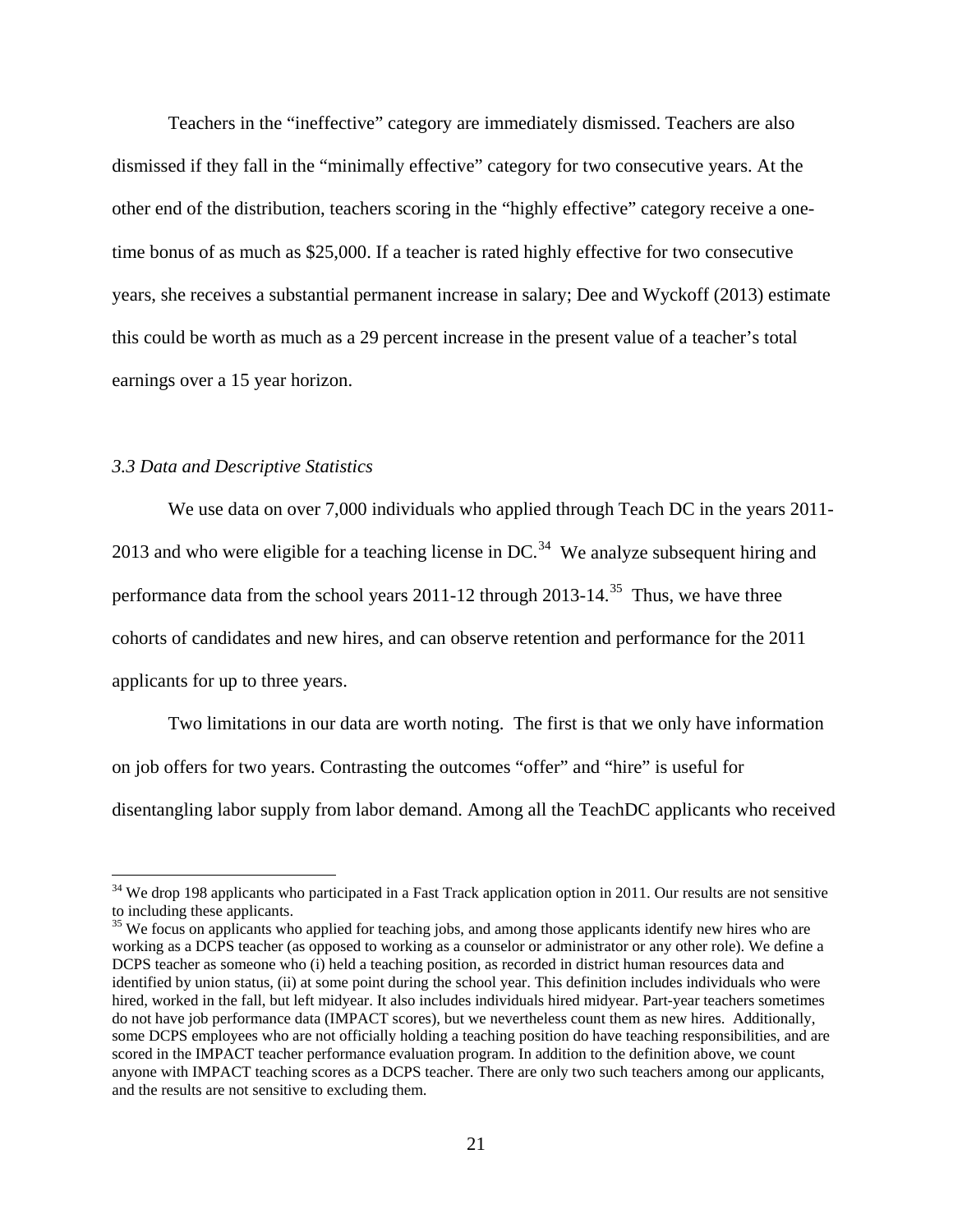Teachers in the "ineffective" category are immediately dismissed. Teachers are also dismissed if they fall in the "minimally effective" category for two consecutive years. At the other end of the distribution, teachers scoring in the "highly effective" category receive a one-time bonus of as much as \$25,000. If a teacher is rated highly effective for two consecutive years, she receives a substantial permanent increase in salary; Dee and Wyckoff (2013) estimate this could be worth as much as a 29 percent increase in the present value of a teacher's total earnings over a 15 year horizon.

### *3.3 Data and Descriptive Statistics*

We use data on over 7,000 individuals who applied through Teach DC in the years 2011-2013 and who were eligible for a teaching license in DC.[34] We analyze subsequent hiring and performance data from the school years 2011-12 through 2013-14.[35] Thus, we have three cohorts of candidates and new hires, and can observe retention and performance for the 2011 applicants for up to three years.

Two limitations in our data are worth noting. The first is that we only have information on job offers for two years. Contrasting the outcomes "offer" and "hire" is useful for disentangling labor supply from labor demand. Among all the TeachDC applicants who received

[34] We drop 198 applicants who participated in a Fast Track application option in 2011. Our results are not sensitive to including these applicants.

[35] We focus on applicants who applied for teaching jobs, and among those applicants identify new hires who are working as a DCPS teacher (as opposed to working as a counselor or administrator or any other role). We define a DCPS teacher as someone who (i) held a teaching position, as recorded in district human resources data and identified by union status, (ii) at some point during the school year. This definition includes individuals who were hired, worked in the fall, but left midyear. It also includes individuals hired midyear. Part-year teachers sometimes do not have job performance data (IMPACT scores), but we nevertheless count them as new hires. Additionally, some DCPS employees who are not officially holding a teaching position do have teaching responsibilities, and are scored in the IMPACT teacher performance evaluation program. In addition to the definition above, we count anyone with IMPACT teaching scores as a DCPS teacher. There are only two such teachers among our applicants, and the results are not sensitive to excluding them.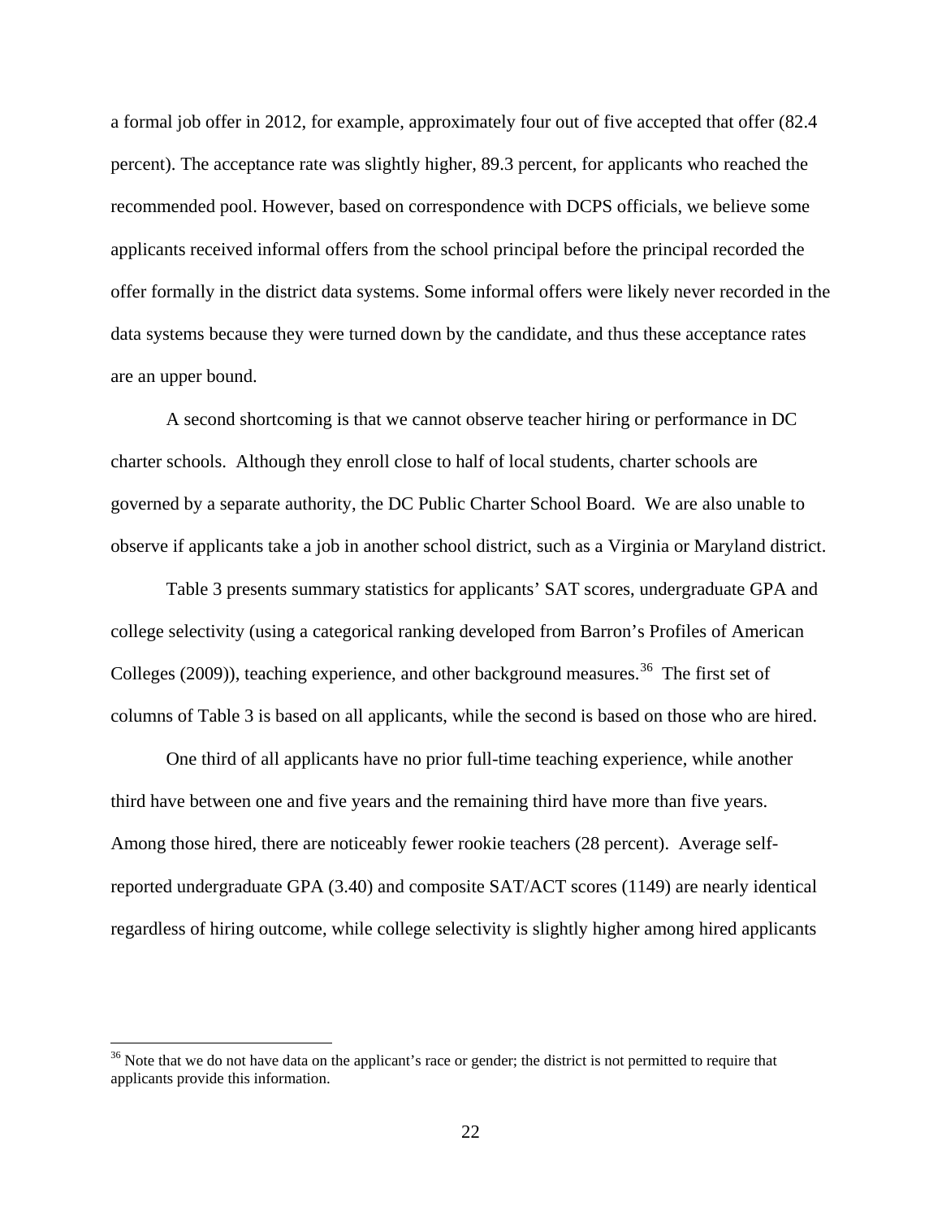a formal job offer in 2012, for example, approximately four out of five accepted that offer (82.4 percent). The acceptance rate was slightly higher, 89.3 percent, for applicants who reached the recommended pool. However, based on correspondence with DCPS officials, we believe some applicants received informal offers from the school principal before the principal recorded the offer formally in the district data systems. Some informal offers were likely never recorded in the data systems because they were turned down by the candidate, and thus these acceptance rates are an upper bound.

A second shortcoming is that we cannot observe teacher hiring or performance in DC charter schools. Although they enroll close to half of local students, charter schools are governed by a separate authority, the DC Public Charter School Board. We are also unable to observe if applicants take a job in another school district, such as a Virginia or Maryland district.

Table 3 presents summary statistics for applicants' SAT scores, undergraduate GPA and college selectivity (using a categorical ranking developed from Barron's Profiles of American Colleges (2009)), teaching experience, and other background measures.[36] The first set of columns of Table 3 is based on all applicants, while the second is based on those who are hired.

One third of all applicants have no prior full-time teaching experience, while another third have between one and five years and the remaining third have more than five years. Among those hired, there are noticeably fewer rookie teachers (28 percent). Average self-reported undergraduate GPA (3.40) and composite SAT/ACT scores (1149) are nearly identical regardless of hiring outcome, while college selectivity is slightly higher among hired applicants

[36] Note that we do not have data on the applicant's race or gender; the district is not permitted to require that applicants provide this information.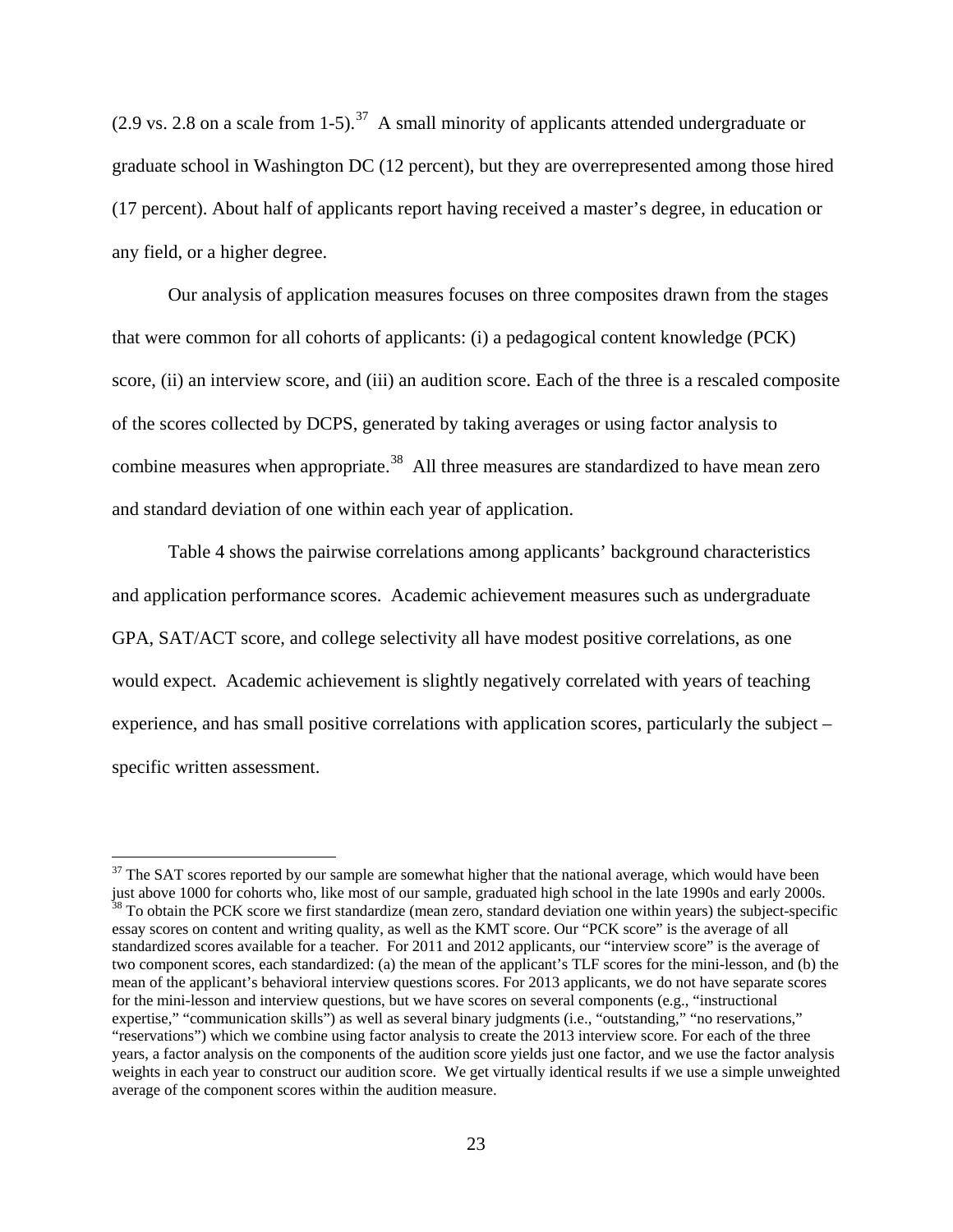(2.9 vs. 2.8 on a scale from 1-5).[37] A small minority of applicants attended undergraduate or graduate school in Washington DC (12 percent), but they are overrepresented among those hired (17 percent). About half of applicants report having received a master's degree, in education or any field, or a higher degree.

Our analysis of application measures focuses on three composites drawn from the stages that were common for all cohorts of applicants: (i) a pedagogical content knowledge (PCK) score, (ii) an interview score, and (iii) an audition score. Each of the three is a rescaled composite of the scores collected by DCPS, generated by taking averages or using factor analysis to combine measures when appropriate.[38] All three measures are standardized to have mean zero and standard deviation of one within each year of application.

Table 4 shows the pairwise correlations among applicants' background characteristics and application performance scores. Academic achievement measures such as undergraduate GPA, SAT/ACT score, and college selectivity all have modest positive correlations, as one would expect. Academic achievement is slightly negatively correlated with years of teaching experience, and has small positive correlations with application scores, particularly the subject – specific written assessment.

---

[37] The SAT scores reported by our sample are somewhat higher that the national average, which would have been just above 1000 for cohorts who, like most of our sample, graduated high school in the late 1990s and early 2000s.

[38] To obtain the PCK score we first standardize (mean zero, standard deviation one within years) the subject-specific essay scores on content and writing quality, as well as the KMT score. Our "PCK score" is the average of all standardized scores available for a teacher. For 2011 and 2012 applicants, our "interview score" is the average of two component scores, each standardized: (a) the mean of the applicant's TLF scores for the mini-lesson, and (b) the mean of the applicant's behavioral interview questions scores. For 2013 applicants, we do not have separate scores for the mini-lesson and interview questions, but we have scores on several components (e.g., "instructional expertise," "communication skills") as well as several binary judgments (i.e., "outstanding," "no reservations," "reservations") which we combine using factor analysis to create the 2013 interview score. For each of the three years, a factor analysis on the components of the audition score yields just one factor, and we use the factor analysis weights in each year to construct our audition score. We get virtually identical results if we use a simple unweighted average of the component scores within the audition measure.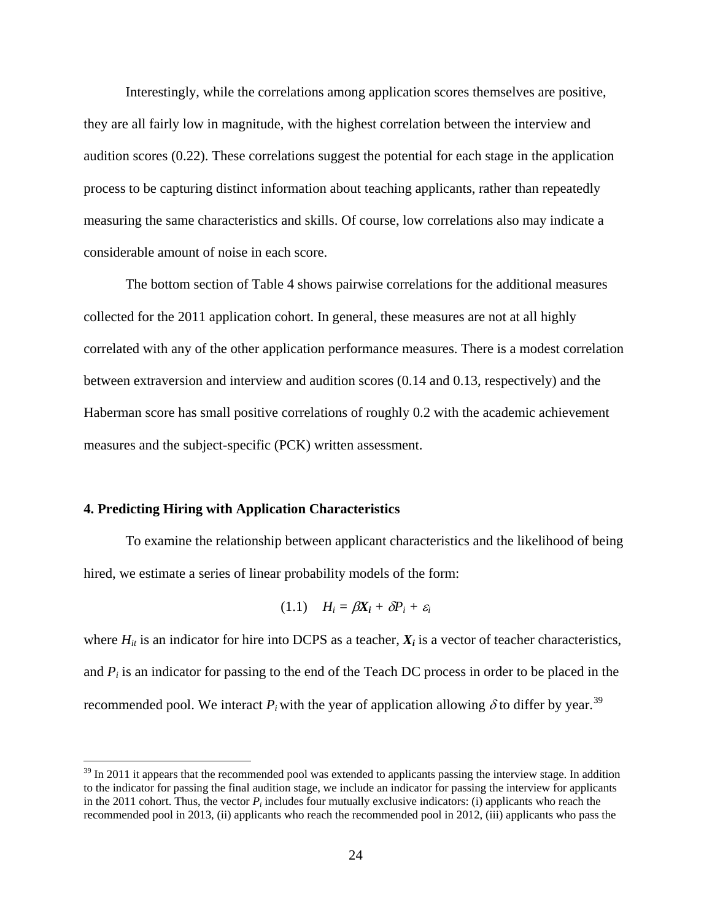Interestingly, while the correlations among application scores themselves are positive, they are all fairly low in magnitude, with the highest correlation between the interview and audition scores (0.22). These correlations suggest the potential for each stage in the application process to be capturing distinct information about teaching applicants, rather than repeatedly measuring the same characteristics and skills. Of course, low correlations also may indicate a considerable amount of noise in each score.

The bottom section of Table 4 shows pairwise correlations for the additional measures collected for the 2011 application cohort. In general, these measures are not at all highly correlated with any of the other application performance measures. There is a modest correlation between extraversion and interview and audition scores (0.14 and 0.13, respectively) and the Haberman score has small positive correlations of roughly 0.2 with the academic achievement measures and the subject-specific (PCK) written assessment.

### 4. Predicting Hiring with Application Characteristics

To examine the relationship between applicant characteristics and the likelihood of being hired, we estimate a series of linear probability models of the form:

$$(1.1) \quad H_i = \beta \boldsymbol{X_i} + \delta P_i + \varepsilon_i$$

where $H_{it}$ is an indicator for hire into DCPS as a teacher, $\boldsymbol{X_i}$ is a vector of teacher characteristics, and $P_i$ is an indicator for passing to the end of the Teach DC process in order to be placed in the recommended pool. We interact $P_i$ with the year of application allowing $\delta$ to differ by year.[39]

[39] In 2011 it appears that the recommended pool was extended to applicants passing the interview stage. In addition to the indicator for passing the final audition stage, we include an indicator for passing the interview for applicants in the 2011 cohort. Thus, the vector $P_i$ includes four mutually exclusive indicators: (i) applicants who reach the recommended pool in 2013, (ii) applicants who reach the recommended pool in 2012, (iii) applicants who pass the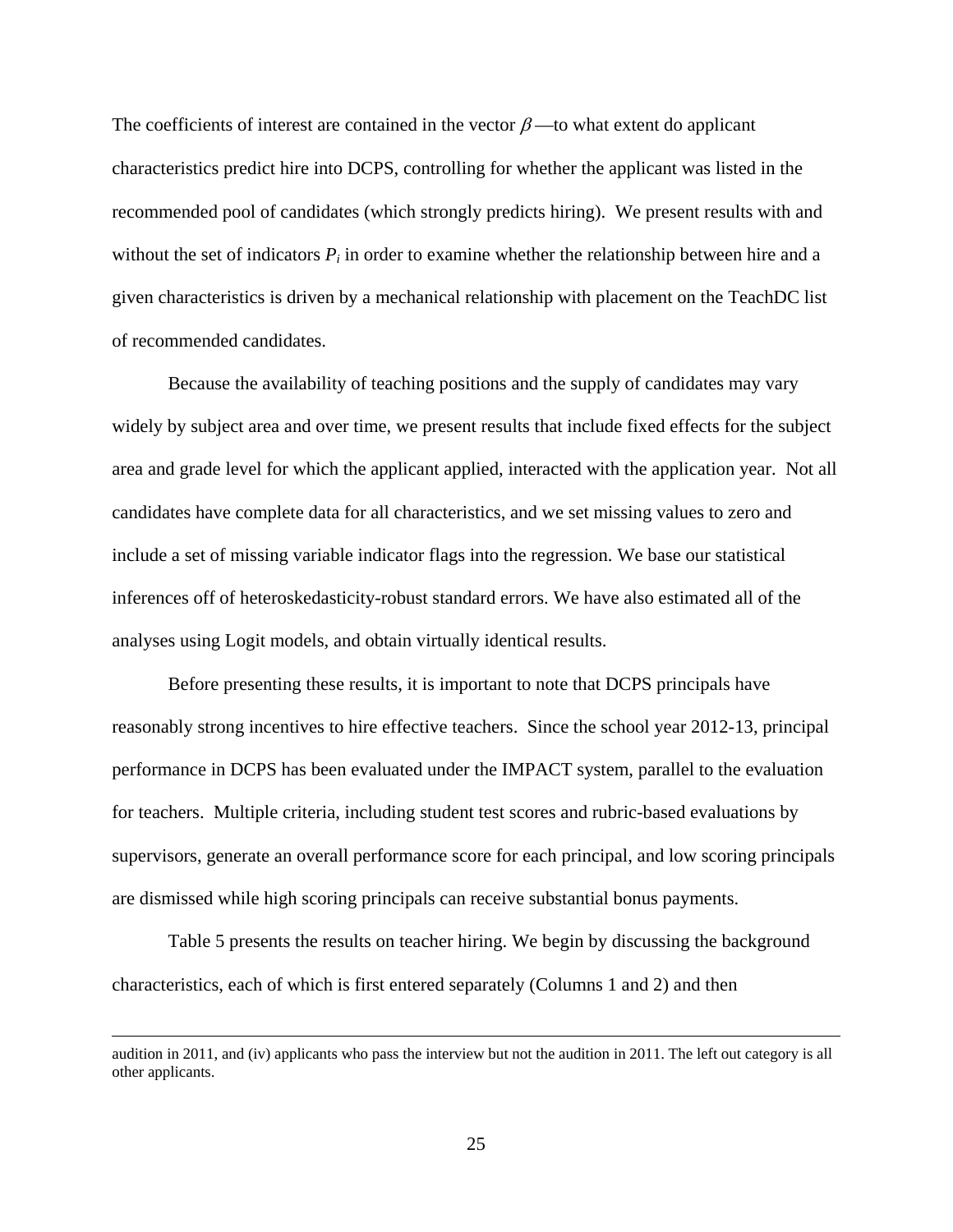The coefficients of interest are contained in the vector $\beta$—to what extent do applicant characteristics predict hire into DCPS, controlling for whether the applicant was listed in the recommended pool of candidates (which strongly predicts hiring). We present results with and without the set of indicators $P_i$ in order to examine whether the relationship between hire and a given characteristics is driven by a mechanical relationship with placement on the TeachDC list of recommended candidates.

Because the availability of teaching positions and the supply of candidates may vary widely by subject area and over time, we present results that include fixed effects for the subject area and grade level for which the applicant applied, interacted with the application year. Not all candidates have complete data for all characteristics, and we set missing values to zero and include a set of missing variable indicator flags into the regression. We base our statistical inferences off of heteroskedasticity-robust standard errors. We have also estimated all of the analyses using Logit models, and obtain virtually identical results.

Before presenting these results, it is important to note that DCPS principals have reasonably strong incentives to hire effective teachers. Since the school year 2012-13, principal performance in DCPS has been evaluated under the IMPACT system, parallel to the evaluation for teachers. Multiple criteria, including student test scores and rubric-based evaluations by supervisors, generate an overall performance score for each principal, and low scoring principals are dismissed while high scoring principals can receive substantial bonus payments.

Table 5 presents the results on teacher hiring. We begin by discussing the background characteristics, each of which is first entered separately (Columns 1 and 2) and then

---

audition in 2011, and (iv) applicants who pass the interview but not the audition in 2011. The left out category is all other applicants.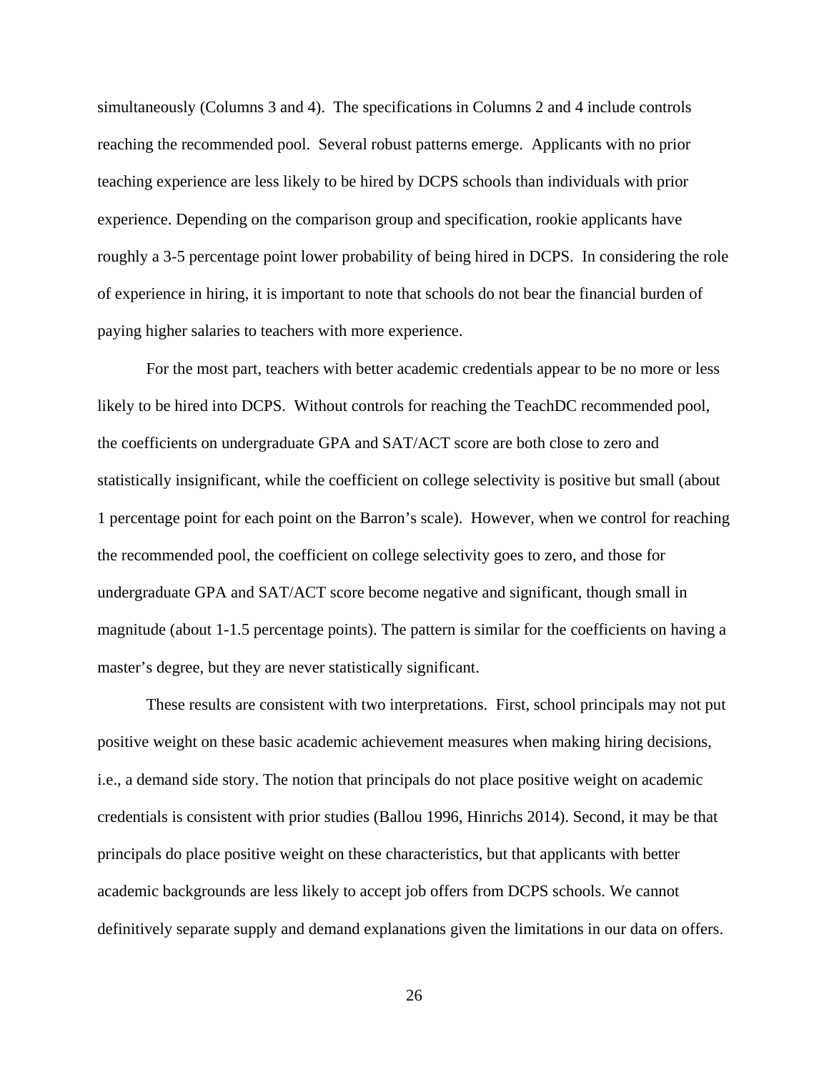simultaneously (Columns 3 and 4). The specifications in Columns 2 and 4 include controls reaching the recommended pool. Several robust patterns emerge. Applicants with no prior teaching experience are less likely to be hired by DCPS schools than individuals with prior experience. Depending on the comparison group and specification, rookie applicants have roughly a 3-5 percentage point lower probability of being hired in DCPS. In considering the role of experience in hiring, it is important to note that schools do not bear the financial burden of paying higher salaries to teachers with more experience.

For the most part, teachers with better academic credentials appear to be no more or less likely to be hired into DCPS. Without controls for reaching the TeachDC recommended pool, the coefficients on undergraduate GPA and SAT/ACT score are both close to zero and statistically insignificant, while the coefficient on college selectivity is positive but small (about 1 percentage point for each point on the Barron's scale). However, when we control for reaching the recommended pool, the coefficient on college selectivity goes to zero, and those for undergraduate GPA and SAT/ACT score become negative and significant, though small in magnitude (about 1-1.5 percentage points). The pattern is similar for the coefficients on having a master's degree, but they are never statistically significant.

These results are consistent with two interpretations. First, school principals may not put positive weight on these basic academic achievement measures when making hiring decisions, i.e., a demand side story. The notion that principals do not place positive weight on academic credentials is consistent with prior studies (Ballou 1996, Hinrichs 2014). Second, it may be that principals do place positive weight on these characteristics, but that applicants with better academic backgrounds are less likely to accept job offers from DCPS schools. We cannot definitively separate supply and demand explanations given the limitations in our data on offers.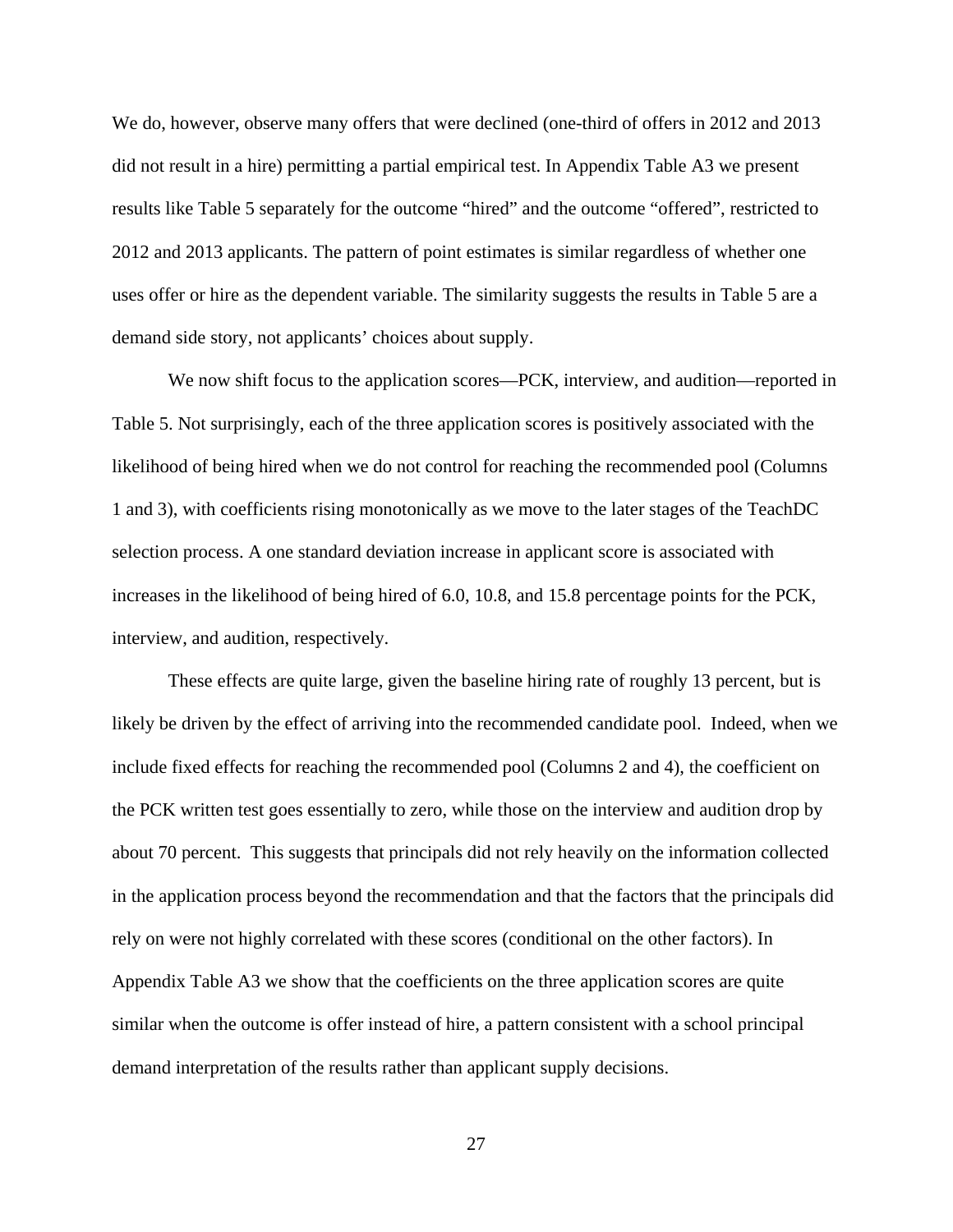We do, however, observe many offers that were declined (one-third of offers in 2012 and 2013 did not result in a hire) permitting a partial empirical test. In Appendix Table A3 we present results like Table 5 separately for the outcome "hired" and the outcome "offered", restricted to 2012 and 2013 applicants. The pattern of point estimates is similar regardless of whether one uses offer or hire as the dependent variable. The similarity suggests the results in Table 5 are a demand side story, not applicants' choices about supply.

We now shift focus to the application scores—PCK, interview, and audition—reported in Table 5. Not surprisingly, each of the three application scores is positively associated with the likelihood of being hired when we do not control for reaching the recommended pool (Columns 1 and 3), with coefficients rising monotonically as we move to the later stages of the TeachDC selection process. A one standard deviation increase in applicant score is associated with increases in the likelihood of being hired of 6.0, 10.8, and 15.8 percentage points for the PCK, interview, and audition, respectively.

These effects are quite large, given the baseline hiring rate of roughly 13 percent, but is likely be driven by the effect of arriving into the recommended candidate pool. Indeed, when we include fixed effects for reaching the recommended pool (Columns 2 and 4), the coefficient on the PCK written test goes essentially to zero, while those on the interview and audition drop by about 70 percent. This suggests that principals did not rely heavily on the information collected in the application process beyond the recommendation and that the factors that the principals did rely on were not highly correlated with these scores (conditional on the other factors). In Appendix Table A3 we show that the coefficients on the three application scores are quite similar when the outcome is offer instead of hire, a pattern consistent with a school principal demand interpretation of the results rather than applicant supply decisions.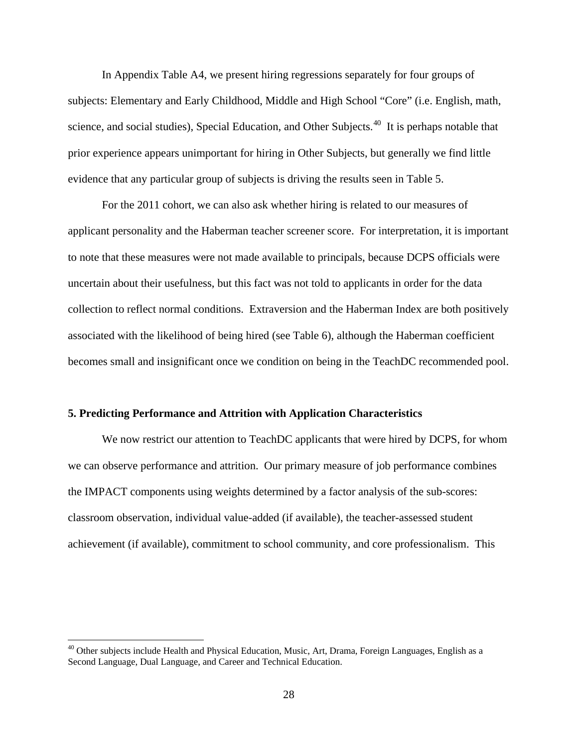In Appendix Table A4, we present hiring regressions separately for four groups of subjects: Elementary and Early Childhood, Middle and High School "Core" (i.e. English, math, science, and social studies), Special Education, and Other Subjects.[40] It is perhaps notable that prior experience appears unimportant for hiring in Other Subjects, but generally we find little evidence that any particular group of subjects is driving the results seen in Table 5.

For the 2011 cohort, we can also ask whether hiring is related to our measures of applicant personality and the Haberman teacher screener score. For interpretation, it is important to note that these measures were not made available to principals, because DCPS officials were uncertain about their usefulness, but this fact was not told to applicants in order for the data collection to reflect normal conditions. Extraversion and the Haberman Index are both positively associated with the likelihood of being hired (see Table 6), although the Haberman coefficient becomes small and insignificant once we condition on being in the TeachDC recommended pool.

**5. Predicting Performance and Attrition with Application Characteristics**

We now restrict our attention to TeachDC applicants that were hired by DCPS, for whom we can observe performance and attrition. Our primary measure of job performance combines the IMPACT components using weights determined by a factor analysis of the sub-scores: classroom observation, individual value-added (if available), the teacher-assessed student achievement (if available), commitment to school community, and core professionalism. This

[40] Other subjects include Health and Physical Education, Music, Art, Drama, Foreign Languages, English as a Second Language, Dual Language, and Career and Technical Education.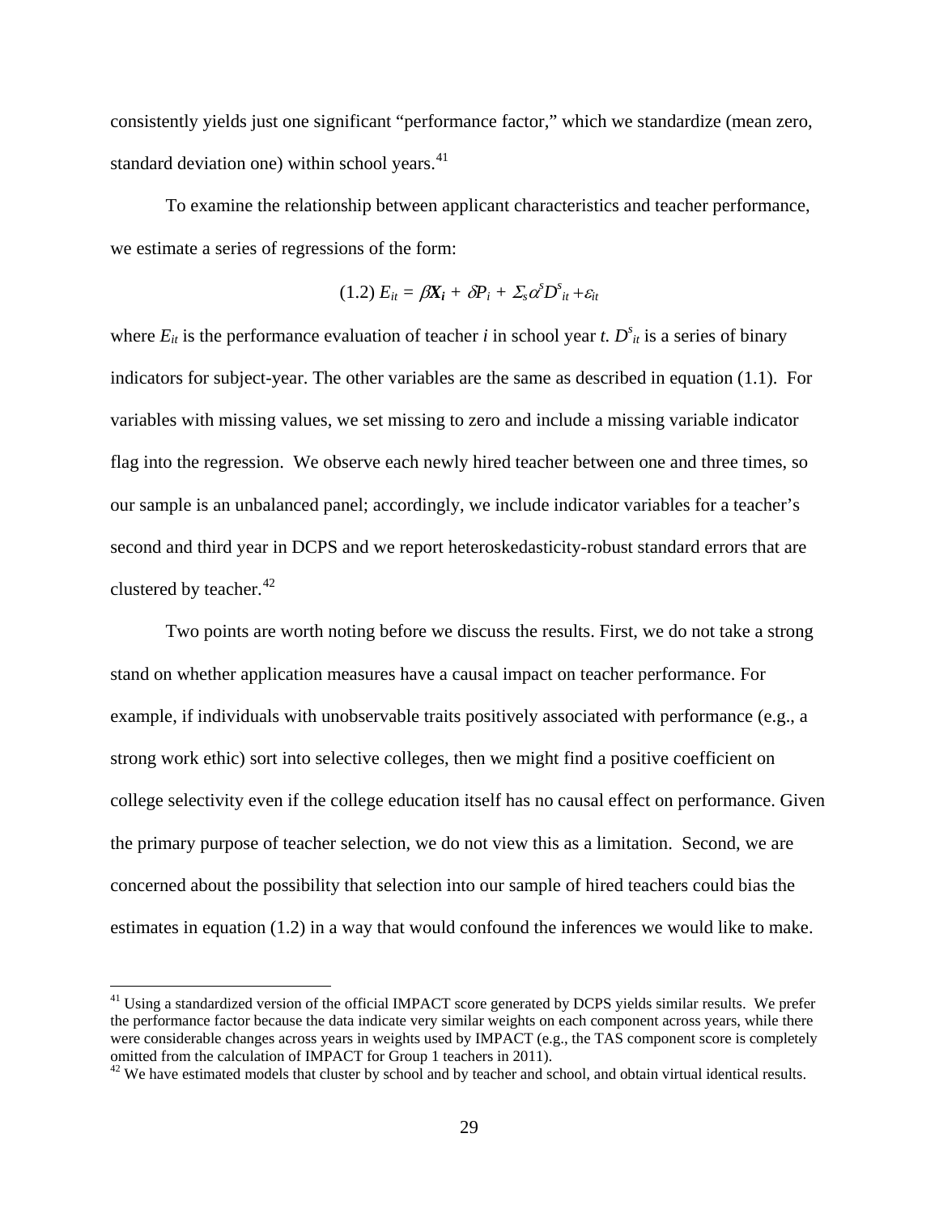consistently yields just one significant "performance factor," which we standardize (mean zero, standard deviation one) within school years.[41]

To examine the relationship between applicant characteristics and teacher performance, we estimate a series of regressions of the form:

$$(1.2)\ E_{it} = \beta \boldsymbol{X_i} + \delta P_i + \Sigma_s \alpha^s D^s_{it} + \varepsilon_{it}$$

where $E_{it}$ is the performance evaluation of teacher *i* in school year *t*. $D^s_{it}$ is a series of binary indicators for subject-year. The other variables are the same as described in equation (1.1). For variables with missing values, we set missing to zero and include a missing variable indicator flag into the regression. We observe each newly hired teacher between one and three times, so our sample is an unbalanced panel; accordingly, we include indicator variables for a teacher's second and third year in DCPS and we report heteroskedasticity-robust standard errors that are clustered by teacher.[42]

Two points are worth noting before we discuss the results. First, we do not take a strong stand on whether application measures have a causal impact on teacher performance. For example, if individuals with unobservable traits positively associated with performance (e.g., a strong work ethic) sort into selective colleges, then we might find a positive coefficient on college selectivity even if the college education itself has no causal effect on performance. Given the primary purpose of teacher selection, we do not view this as a limitation. Second, we are concerned about the possibility that selection into our sample of hired teachers could bias the estimates in equation (1.2) in a way that would confound the inferences we would like to make.

---

[41] Using a standardized version of the official IMPACT score generated by DCPS yields similar results. We prefer the performance factor because the data indicate very similar weights on each component across years, while there were considerable changes across years in weights used by IMPACT (e.g., the TAS component score is completely omitted from the calculation of IMPACT for Group 1 teachers in 2011).

[42] We have estimated models that cluster by school and by teacher and school, and obtain virtual identical results.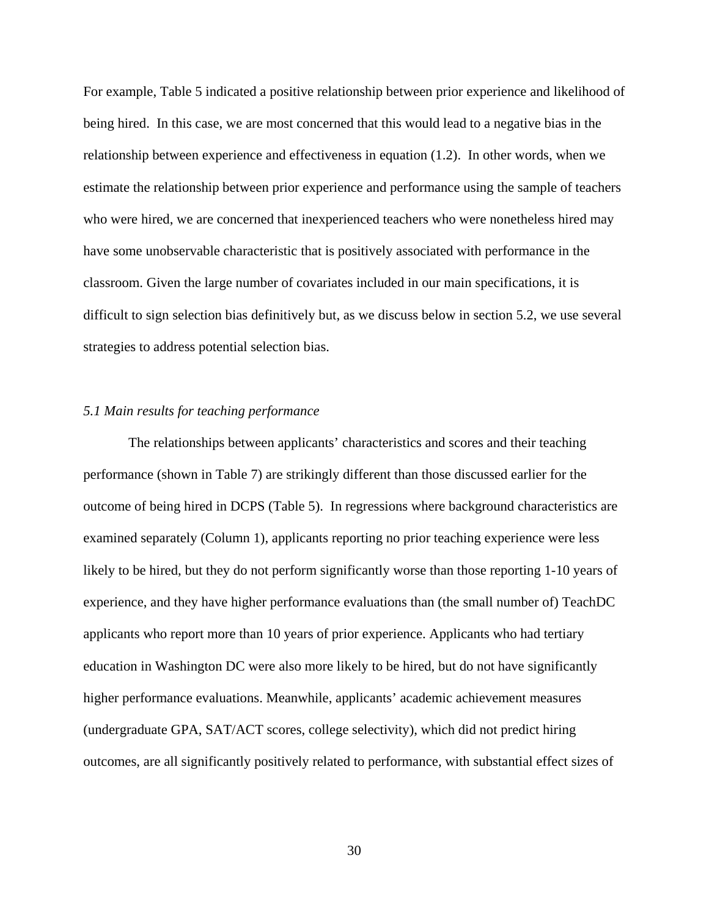For example, Table 5 indicated a positive relationship between prior experience and likelihood of being hired. In this case, we are most concerned that this would lead to a negative bias in the relationship between experience and effectiveness in equation (1.2). In other words, when we estimate the relationship between prior experience and performance using the sample of teachers who were hired, we are concerned that inexperienced teachers who were nonetheless hired may have some unobservable characteristic that is positively associated with performance in the classroom. Given the large number of covariates included in our main specifications, it is difficult to sign selection bias definitively but, as we discuss below in section 5.2, we use several strategies to address potential selection bias.

### *5.1 Main results for teaching performance*

The relationships between applicants' characteristics and scores and their teaching performance (shown in Table 7) are strikingly different than those discussed earlier for the outcome of being hired in DCPS (Table 5). In regressions where background characteristics are examined separately (Column 1), applicants reporting no prior teaching experience were less likely to be hired, but they do not perform significantly worse than those reporting 1-10 years of experience, and they have higher performance evaluations than (the small number of) TeachDC applicants who report more than 10 years of prior experience. Applicants who had tertiary education in Washington DC were also more likely to be hired, but do not have significantly higher performance evaluations. Meanwhile, applicants' academic achievement measures (undergraduate GPA, SAT/ACT scores, college selectivity), which did not predict hiring outcomes, are all significantly positively related to performance, with substantial effect sizes of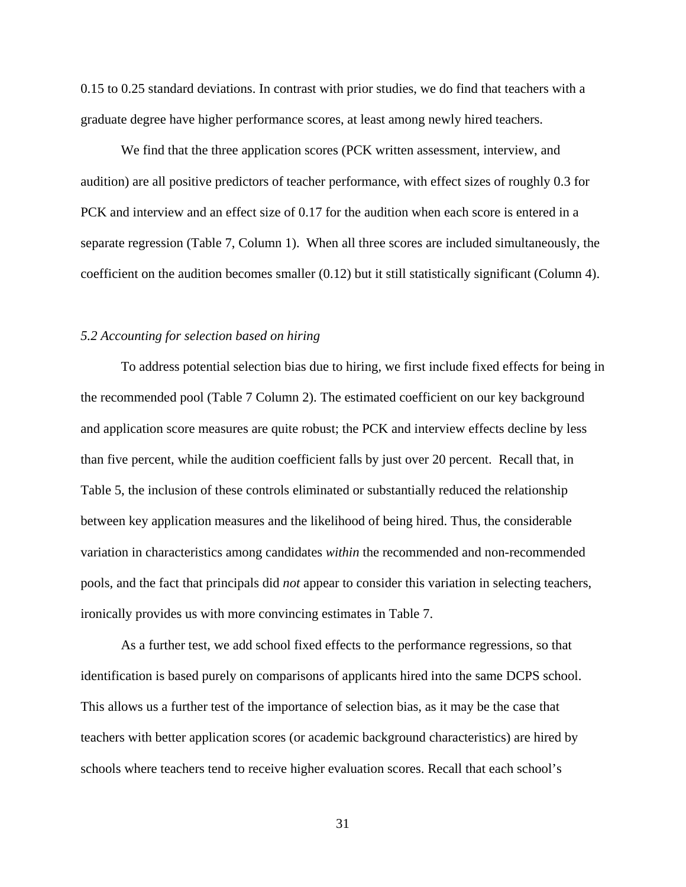0.15 to 0.25 standard deviations. In contrast with prior studies, we do find that teachers with a graduate degree have higher performance scores, at least among newly hired teachers.

We find that the three application scores (PCK written assessment, interview, and audition) are all positive predictors of teacher performance, with effect sizes of roughly 0.3 for PCK and interview and an effect size of 0.17 for the audition when each score is entered in a separate regression (Table 7, Column 1). When all three scores are included simultaneously, the coefficient on the audition becomes smaller (0.12) but it still statistically significant (Column 4).

### *5.2 Accounting for selection based on hiring*

To address potential selection bias due to hiring, we first include fixed effects for being in the recommended pool (Table 7 Column 2). The estimated coefficient on our key background and application score measures are quite robust; the PCK and interview effects decline by less than five percent, while the audition coefficient falls by just over 20 percent. Recall that, in Table 5, the inclusion of these controls eliminated or substantially reduced the relationship between key application measures and the likelihood of being hired. Thus, the considerable variation in characteristics among candidates *within* the recommended and non-recommended pools, and the fact that principals did *not* appear to consider this variation in selecting teachers, ironically provides us with more convincing estimates in Table 7.

As a further test, we add school fixed effects to the performance regressions, so that identification is based purely on comparisons of applicants hired into the same DCPS school. This allows us a further test of the importance of selection bias, as it may be the case that teachers with better application scores (or academic background characteristics) are hired by schools where teachers tend to receive higher evaluation scores. Recall that each school's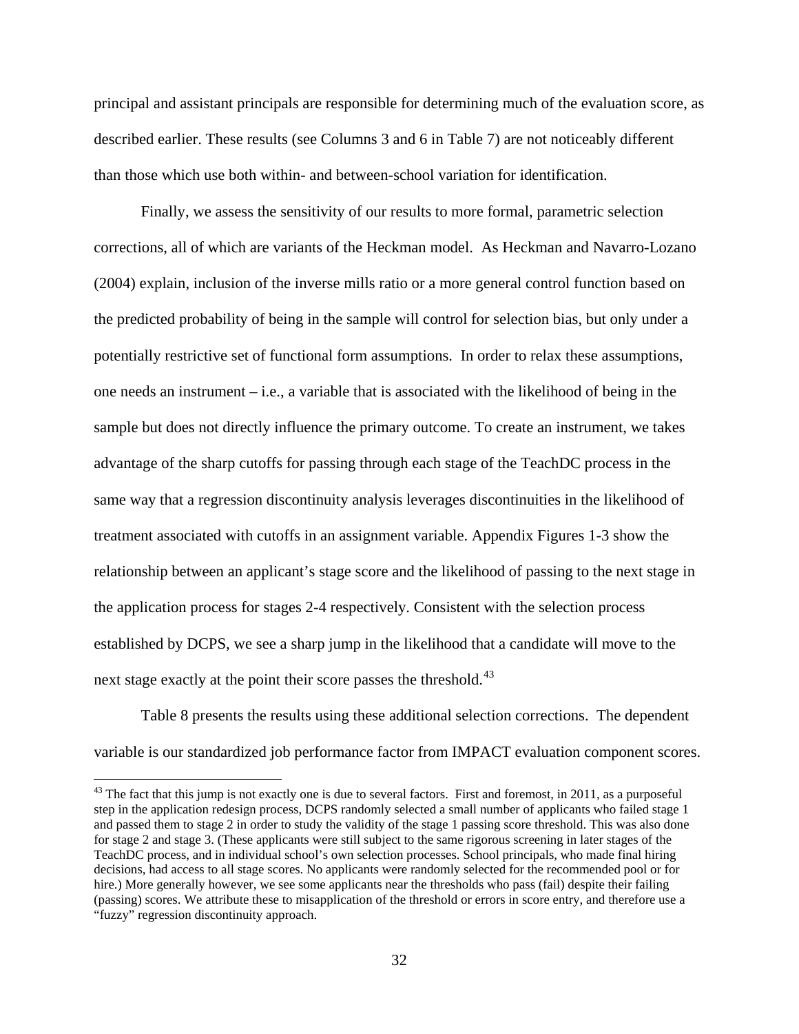principal and assistant principals are responsible for determining much of the evaluation score, as described earlier. These results (see Columns 3 and 6 in Table 7) are not noticeably different than those which use both within- and between-school variation for identification.

Finally, we assess the sensitivity of our results to more formal, parametric selection corrections, all of which are variants of the Heckman model. As Heckman and Navarro-Lozano (2004) explain, inclusion of the inverse mills ratio or a more general control function based on the predicted probability of being in the sample will control for selection bias, but only under a potentially restrictive set of functional form assumptions. In order to relax these assumptions, one needs an instrument – i.e., a variable that is associated with the likelihood of being in the sample but does not directly influence the primary outcome. To create an instrument, we takes advantage of the sharp cutoffs for passing through each stage of the TeachDC process in the same way that a regression discontinuity analysis leverages discontinuities in the likelihood of treatment associated with cutoffs in an assignment variable. Appendix Figures 1-3 show the relationship between an applicant's stage score and the likelihood of passing to the next stage in the application process for stages 2-4 respectively. Consistent with the selection process established by DCPS, we see a sharp jump in the likelihood that a candidate will move to the next stage exactly at the point their score passes the threshold.[43]

Table 8 presents the results using these additional selection corrections. The dependent variable is our standardized job performance factor from IMPACT evaluation component scores.

[43] The fact that this jump is not exactly one is due to several factors. First and foremost, in 2011, as a purposeful step in the application redesign process, DCPS randomly selected a small number of applicants who failed stage 1 and passed them to stage 2 in order to study the validity of the stage 1 passing score threshold. This was also done for stage 2 and stage 3. (These applicants were still subject to the same rigorous screening in later stages of the TeachDC process, and in individual school's own selection processes. School principals, who made final hiring decisions, had access to all stage scores. No applicants were randomly selected for the recommended pool or for hire.) More generally however, we see some applicants near the thresholds who pass (fail) despite their failing (passing) scores. We attribute these to misapplication of the threshold or errors in score entry, and therefore use a "fuzzy" regression discontinuity approach.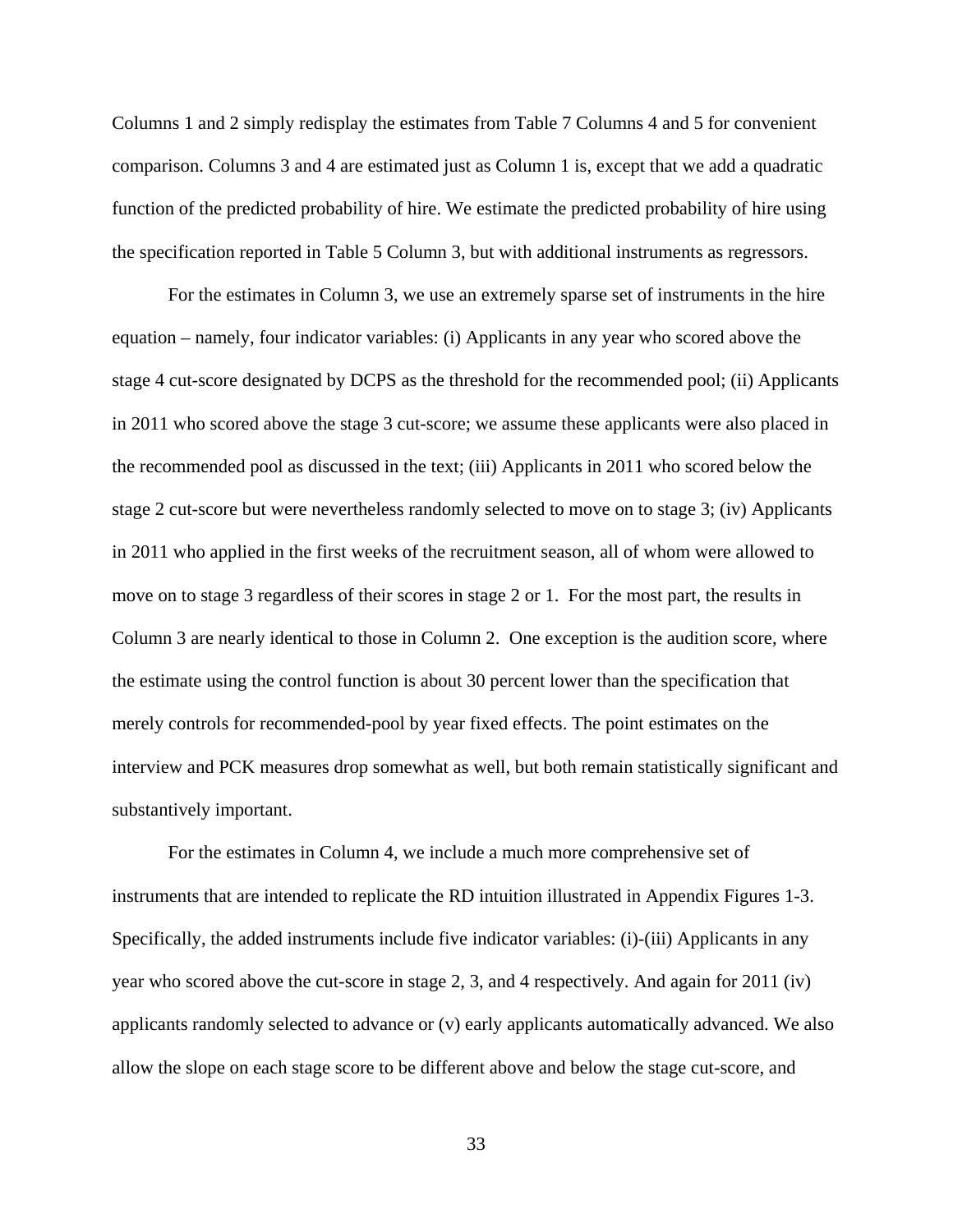Columns 1 and 2 simply redisplay the estimates from Table 7 Columns 4 and 5 for convenient comparison. Columns 3 and 4 are estimated just as Column 1 is, except that we add a quadratic function of the predicted probability of hire. We estimate the predicted probability of hire using the specification reported in Table 5 Column 3, but with additional instruments as regressors.

For the estimates in Column 3, we use an extremely sparse set of instruments in the hire equation – namely, four indicator variables: (i) Applicants in any year who scored above the stage 4 cut-score designated by DCPS as the threshold for the recommended pool; (ii) Applicants in 2011 who scored above the stage 3 cut-score; we assume these applicants were also placed in the recommended pool as discussed in the text; (iii) Applicants in 2011 who scored below the stage 2 cut-score but were nevertheless randomly selected to move on to stage 3; (iv) Applicants in 2011 who applied in the first weeks of the recruitment season, all of whom were allowed to move on to stage 3 regardless of their scores in stage 2 or 1. For the most part, the results in Column 3 are nearly identical to those in Column 2. One exception is the audition score, where the estimate using the control function is about 30 percent lower than the specification that merely controls for recommended-pool by year fixed effects. The point estimates on the interview and PCK measures drop somewhat as well, but both remain statistically significant and substantively important.

For the estimates in Column 4, we include a much more comprehensive set of instruments that are intended to replicate the RD intuition illustrated in Appendix Figures 1-3. Specifically, the added instruments include five indicator variables: (i)-(iii) Applicants in any year who scored above the cut-score in stage 2, 3, and 4 respectively. And again for 2011 (iv) applicants randomly selected to advance or (v) early applicants automatically advanced. We also allow the slope on each stage score to be different above and below the stage cut-score, and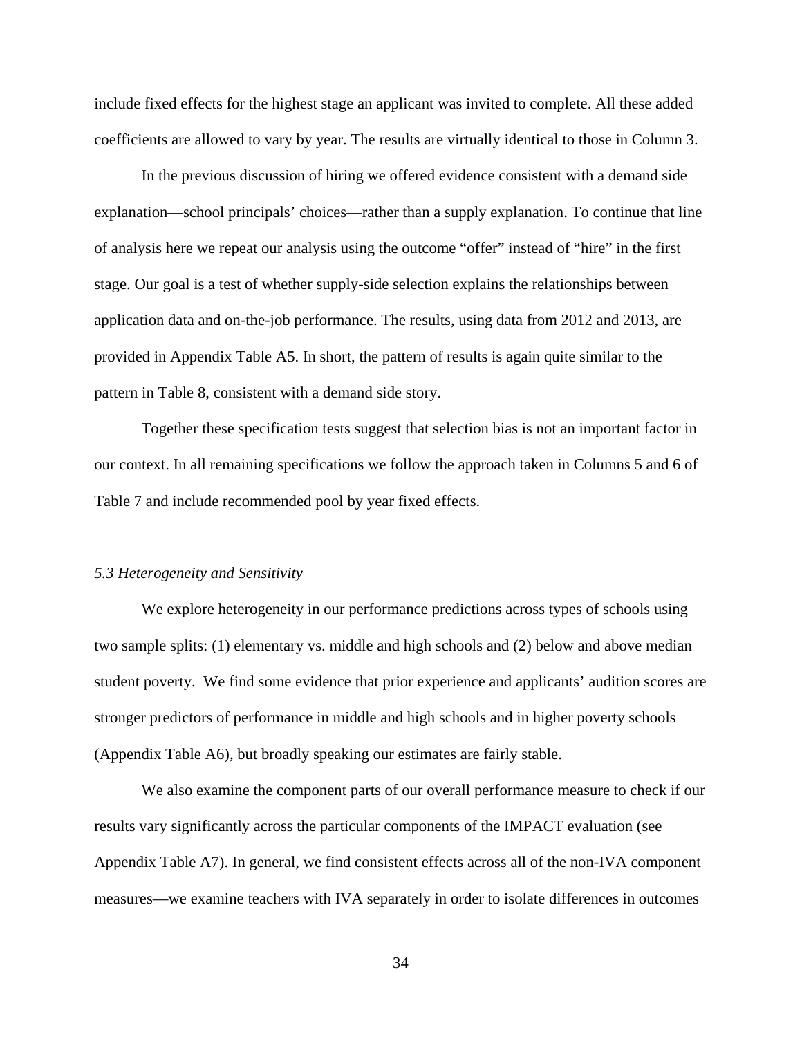include fixed effects for the highest stage an applicant was invited to complete. All these added coefficients are allowed to vary by year. The results are virtually identical to those in Column 3.

In the previous discussion of hiring we offered evidence consistent with a demand side explanation—school principals' choices—rather than a supply explanation. To continue that line of analysis here we repeat our analysis using the outcome "offer" instead of "hire" in the first stage. Our goal is a test of whether supply-side selection explains the relationships between application data and on-the-job performance. The results, using data from 2012 and 2013, are provided in Appendix Table A5. In short, the pattern of results is again quite similar to the pattern in Table 8, consistent with a demand side story.

Together these specification tests suggest that selection bias is not an important factor in our context. In all remaining specifications we follow the approach taken in Columns 5 and 6 of Table 7 and include recommended pool by year fixed effects.

### *5.3 Heterogeneity and Sensitivity*

We explore heterogeneity in our performance predictions across types of schools using two sample splits: (1) elementary vs. middle and high schools and (2) below and above median student poverty. We find some evidence that prior experience and applicants' audition scores are stronger predictors of performance in middle and high schools and in higher poverty schools (Appendix Table A6), but broadly speaking our estimates are fairly stable.

We also examine the component parts of our overall performance measure to check if our results vary significantly across the particular components of the IMPACT evaluation (see Appendix Table A7). In general, we find consistent effects across all of the non-IVA component measures—we examine teachers with IVA separately in order to isolate differences in outcomes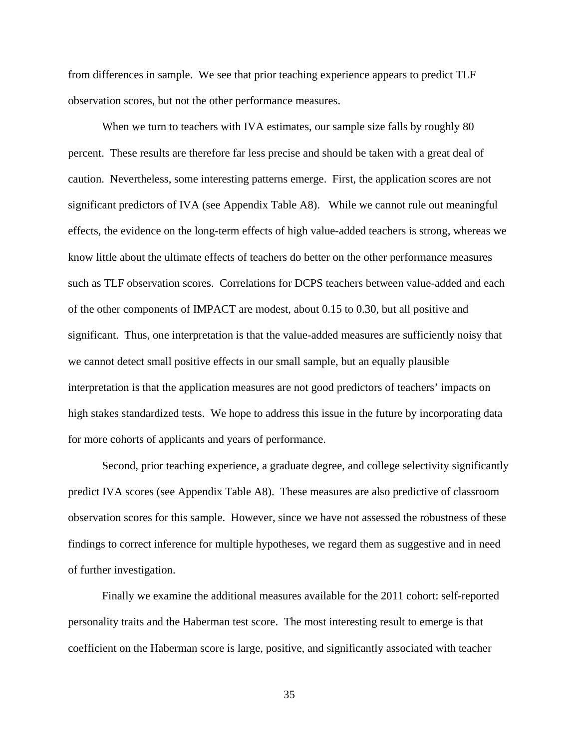from differences in sample. We see that prior teaching experience appears to predict TLF observation scores, but not the other performance measures.

When we turn to teachers with IVA estimates, our sample size falls by roughly 80 percent. These results are therefore far less precise and should be taken with a great deal of caution. Nevertheless, some interesting patterns emerge. First, the application scores are not significant predictors of IVA (see Appendix Table A8). While we cannot rule out meaningful effects, the evidence on the long-term effects of high value-added teachers is strong, whereas we know little about the ultimate effects of teachers do better on the other performance measures such as TLF observation scores. Correlations for DCPS teachers between value-added and each of the other components of IMPACT are modest, about 0.15 to 0.30, but all positive and significant. Thus, one interpretation is that the value-added measures are sufficiently noisy that we cannot detect small positive effects in our small sample, but an equally plausible interpretation is that the application measures are not good predictors of teachers' impacts on high stakes standardized tests. We hope to address this issue in the future by incorporating data for more cohorts of applicants and years of performance.

Second, prior teaching experience, a graduate degree, and college selectivity significantly predict IVA scores (see Appendix Table A8). These measures are also predictive of classroom observation scores for this sample. However, since we have not assessed the robustness of these findings to correct inference for multiple hypotheses, we regard them as suggestive and in need of further investigation.

Finally we examine the additional measures available for the 2011 cohort: self-reported personality traits and the Haberman test score. The most interesting result to emerge is that coefficient on the Haberman score is large, positive, and significantly associated with teacher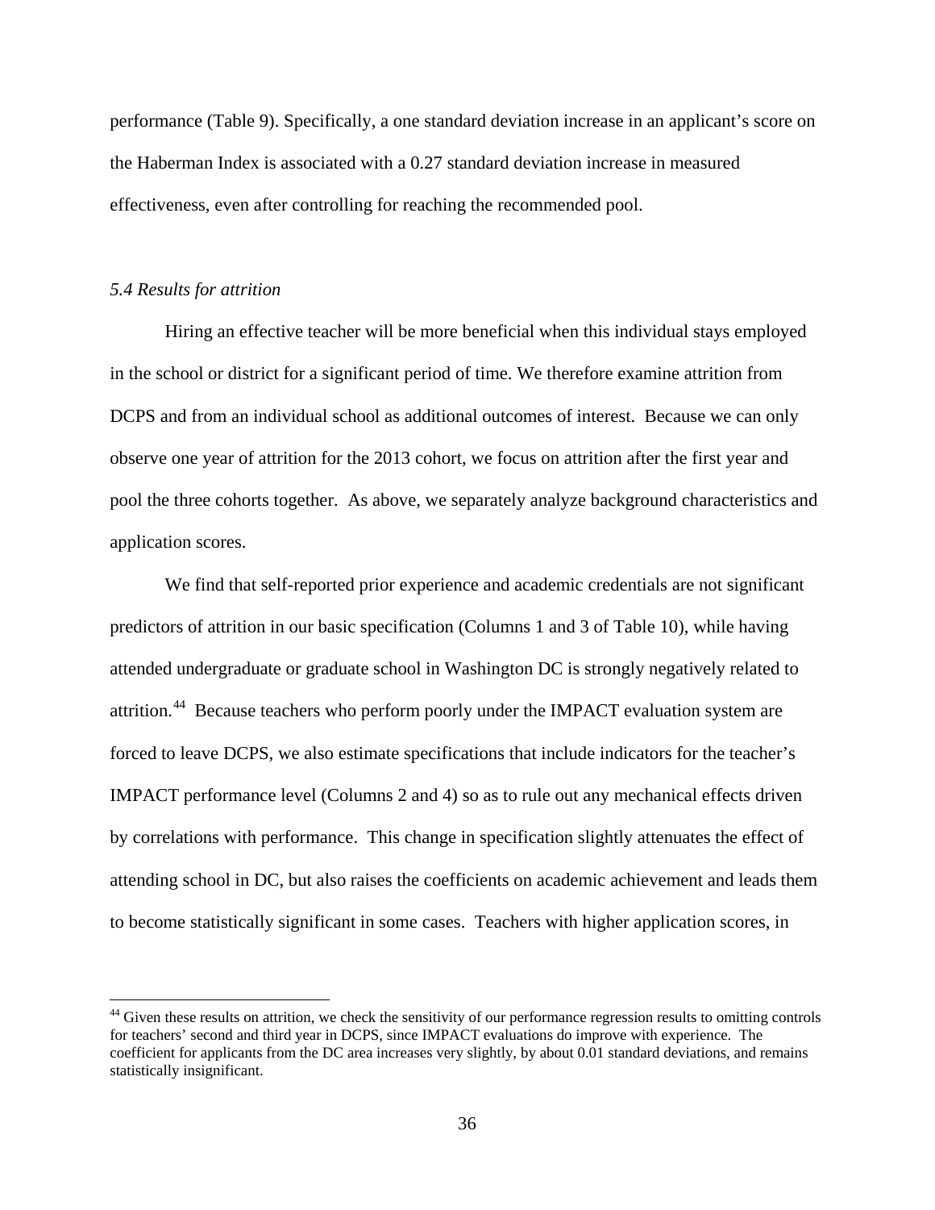performance (Table 9). Specifically, a one standard deviation increase in an applicant's score on the Haberman Index is associated with a 0.27 standard deviation increase in measured effectiveness, even after controlling for reaching the recommended pool.

### *5.4 Results for attrition*

Hiring an effective teacher will be more beneficial when this individual stays employed in the school or district for a significant period of time. We therefore examine attrition from DCPS and from an individual school as additional outcomes of interest. Because we can only observe one year of attrition for the 2013 cohort, we focus on attrition after the first year and pool the three cohorts together. As above, we separately analyze background characteristics and application scores.

We find that self-reported prior experience and academic credentials are not significant predictors of attrition in our basic specification (Columns 1 and 3 of Table 10), while having attended undergraduate or graduate school in Washington DC is strongly negatively related to attrition.[44] Because teachers who perform poorly under the IMPACT evaluation system are forced to leave DCPS, we also estimate specifications that include indicators for the teacher's IMPACT performance level (Columns 2 and 4) so as to rule out any mechanical effects driven by correlations with performance. This change in specification slightly attenuates the effect of attending school in DC, but also raises the coefficients on academic achievement and leads them to become statistically significant in some cases. Teachers with higher application scores, in

[44] Given these results on attrition, we check the sensitivity of our performance regression results to omitting controls for teachers' second and third year in DCPS, since IMPACT evaluations do improve with experience. The coefficient for applicants from the DC area increases very slightly, by about 0.01 standard deviations, and remains statistically insignificant.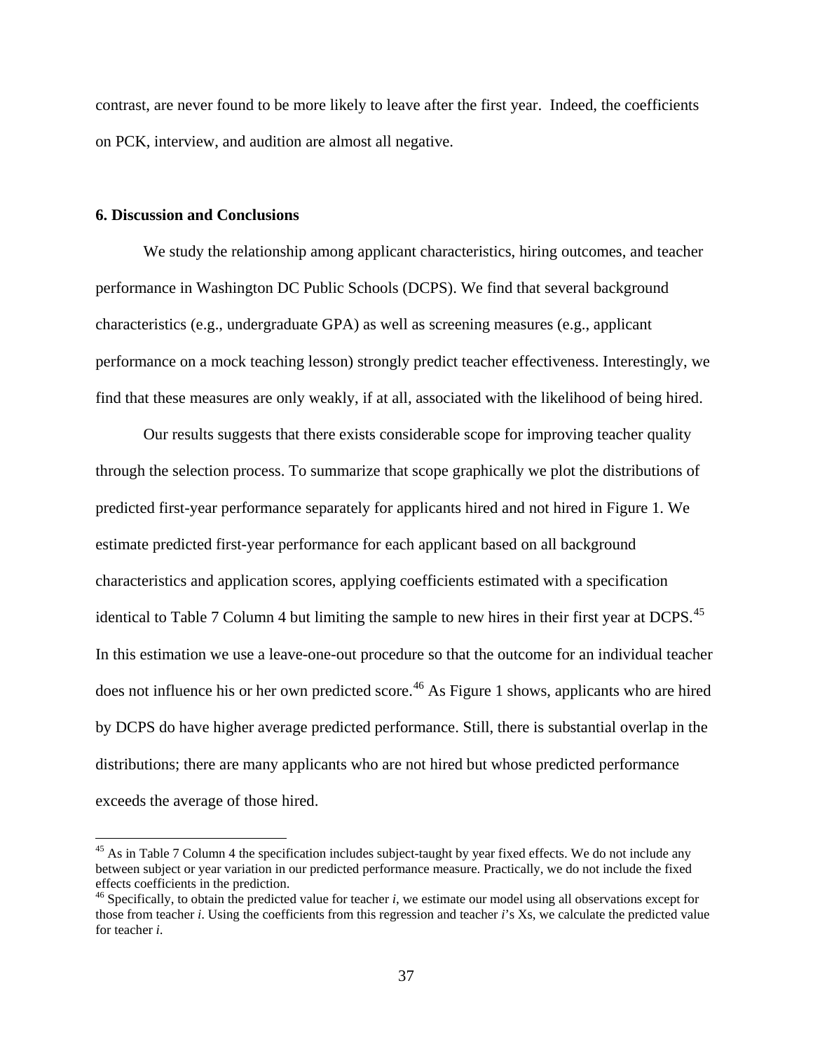contrast, are never found to be more likely to leave after the first year. Indeed, the coefficients on PCK, interview, and audition are almost all negative.

## 6. Discussion and Conclusions

We study the relationship among applicant characteristics, hiring outcomes, and teacher performance in Washington DC Public Schools (DCPS). We find that several background characteristics (e.g., undergraduate GPA) as well as screening measures (e.g., applicant performance on a mock teaching lesson) strongly predict teacher effectiveness. Interestingly, we find that these measures are only weakly, if at all, associated with the likelihood of being hired.

Our results suggests that there exists considerable scope for improving teacher quality through the selection process. To summarize that scope graphically we plot the distributions of predicted first-year performance separately for applicants hired and not hired in Figure 1. We estimate predicted first-year performance for each applicant based on all background characteristics and application scores, applying coefficients estimated with a specification identical to Table 7 Column 4 but limiting the sample to new hires in their first year at DCPS.[45] In this estimation we use a leave-one-out procedure so that the outcome for an individual teacher does not influence his or her own predicted score.[46] As Figure 1 shows, applicants who are hired by DCPS do have higher average predicted performance. Still, there is substantial overlap in the distributions; there are many applicants who are not hired but whose predicted performance exceeds the average of those hired.

[45] As in Table 7 Column 4 the specification includes subject-taught by year fixed effects. We do not include any between subject or year variation in our predicted performance measure. Practically, we do not include the fixed effects coefficients in the prediction.

[46] Specifically, to obtain the predicted value for teacher *i*, we estimate our model using all observations except for those from teacher *i*. Using the coefficients from this regression and teacher *i*'s Xs, we calculate the predicted value for teacher *i*.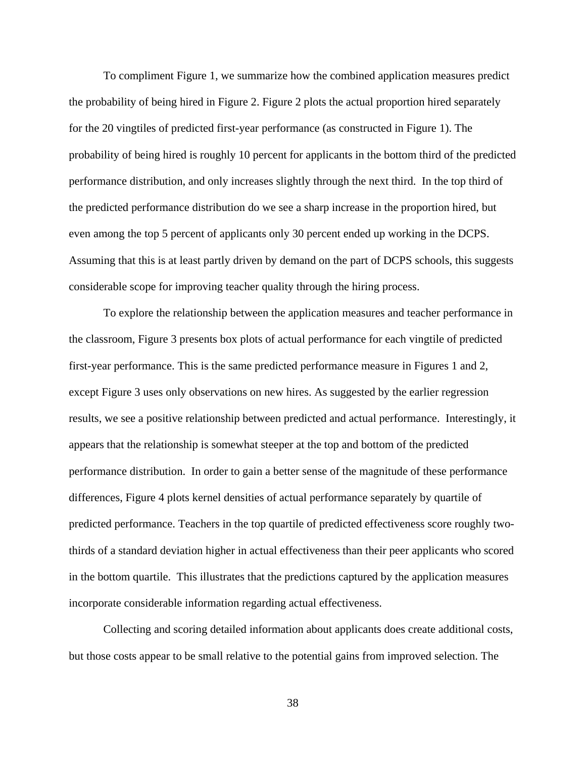To compliment Figure 1, we summarize how the combined application measures predict the probability of being hired in Figure 2. Figure 2 plots the actual proportion hired separately for the 20 vingtiles of predicted first-year performance (as constructed in Figure 1). The probability of being hired is roughly 10 percent for applicants in the bottom third of the predicted performance distribution, and only increases slightly through the next third. In the top third of the predicted performance distribution do we see a sharp increase in the proportion hired, but even among the top 5 percent of applicants only 30 percent ended up working in the DCPS. Assuming that this is at least partly driven by demand on the part of DCPS schools, this suggests considerable scope for improving teacher quality through the hiring process.

To explore the relationship between the application measures and teacher performance in the classroom, Figure 3 presents box plots of actual performance for each vingtile of predicted first-year performance. This is the same predicted performance measure in Figures 1 and 2, except Figure 3 uses only observations on new hires. As suggested by the earlier regression results, we see a positive relationship between predicted and actual performance. Interestingly, it appears that the relationship is somewhat steeper at the top and bottom of the predicted performance distribution. In order to gain a better sense of the magnitude of these performance differences, Figure 4 plots kernel densities of actual performance separately by quartile of predicted performance. Teachers in the top quartile of predicted effectiveness score roughly two-thirds of a standard deviation higher in actual effectiveness than their peer applicants who scored in the bottom quartile. This illustrates that the predictions captured by the application measures incorporate considerable information regarding actual effectiveness.

Collecting and scoring detailed information about applicants does create additional costs, but those costs appear to be small relative to the potential gains from improved selection. The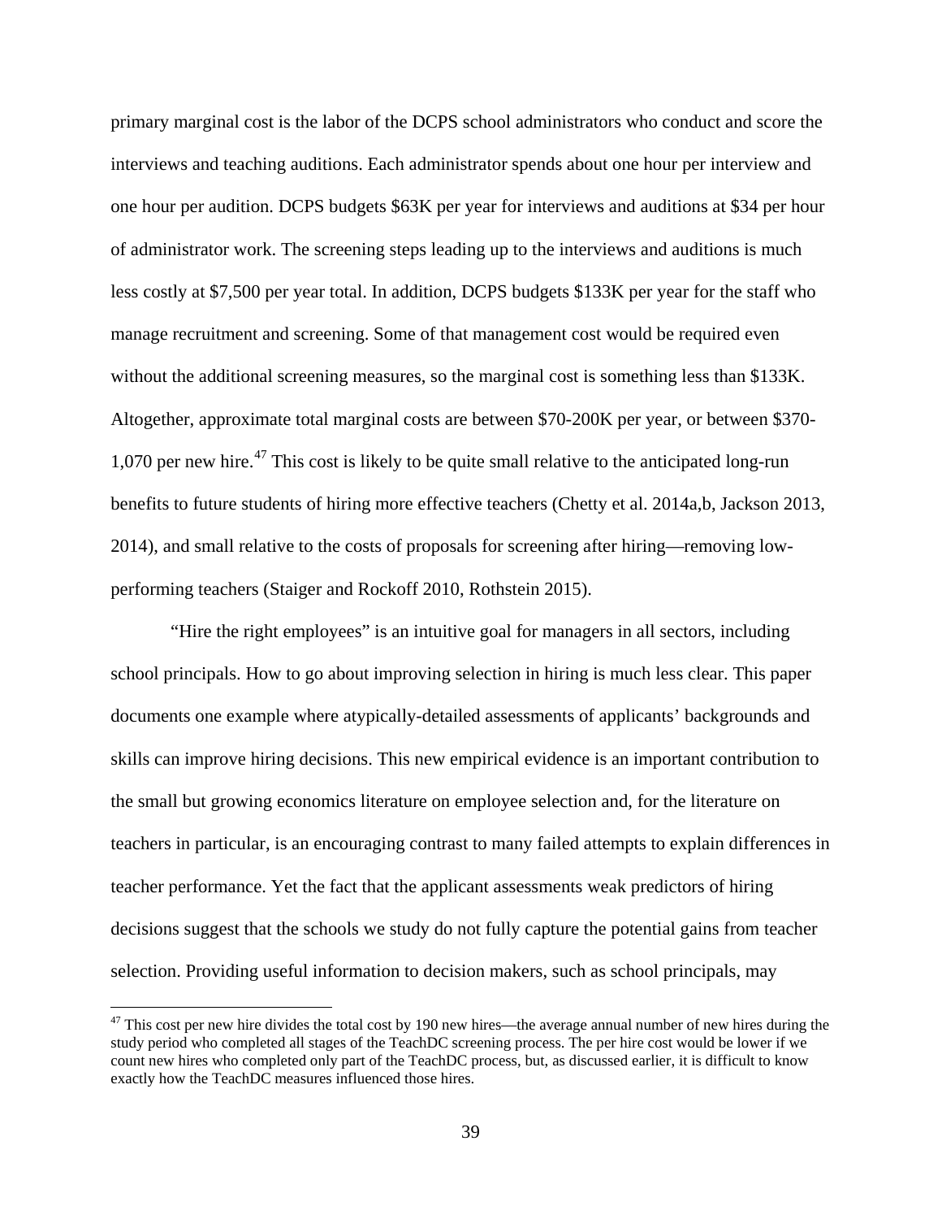primary marginal cost is the labor of the DCPS school administrators who conduct and score the interviews and teaching auditions. Each administrator spends about one hour per interview and one hour per audition. DCPS budgets \$63K per year for interviews and auditions at \$34 per hour of administrator work. The screening steps leading up to the interviews and auditions is much less costly at \$7,500 per year total. In addition, DCPS budgets \$133K per year for the staff who manage recruitment and screening. Some of that management cost would be required even without the additional screening measures, so the marginal cost is something less than \$133K. Altogether, approximate total marginal costs are between \$70-200K per year, or between \$370-1,070 per new hire.[47] This cost is likely to be quite small relative to the anticipated long-run benefits to future students of hiring more effective teachers (Chetty et al. 2014a,b, Jackson 2013, 2014), and small relative to the costs of proposals for screening after hiring—removing low-performing teachers (Staiger and Rockoff 2010, Rothstein 2015).

"Hire the right employees" is an intuitive goal for managers in all sectors, including school principals. How to go about improving selection in hiring is much less clear. This paper documents one example where atypically-detailed assessments of applicants' backgrounds and skills can improve hiring decisions. This new empirical evidence is an important contribution to the small but growing economics literature on employee selection and, for the literature on teachers in particular, is an encouraging contrast to many failed attempts to explain differences in teacher performance. Yet the fact that the applicant assessments weak predictors of hiring decisions suggest that the schools we study do not fully capture the potential gains from teacher selection. Providing useful information to decision makers, such as school principals, may

[47] This cost per new hire divides the total cost by 190 new hires—the average annual number of new hires during the study period who completed all stages of the TeachDC screening process. The per hire cost would be lower if we count new hires who completed only part of the TeachDC process, but, as discussed earlier, it is difficult to know exactly how the TeachDC measures influenced those hires.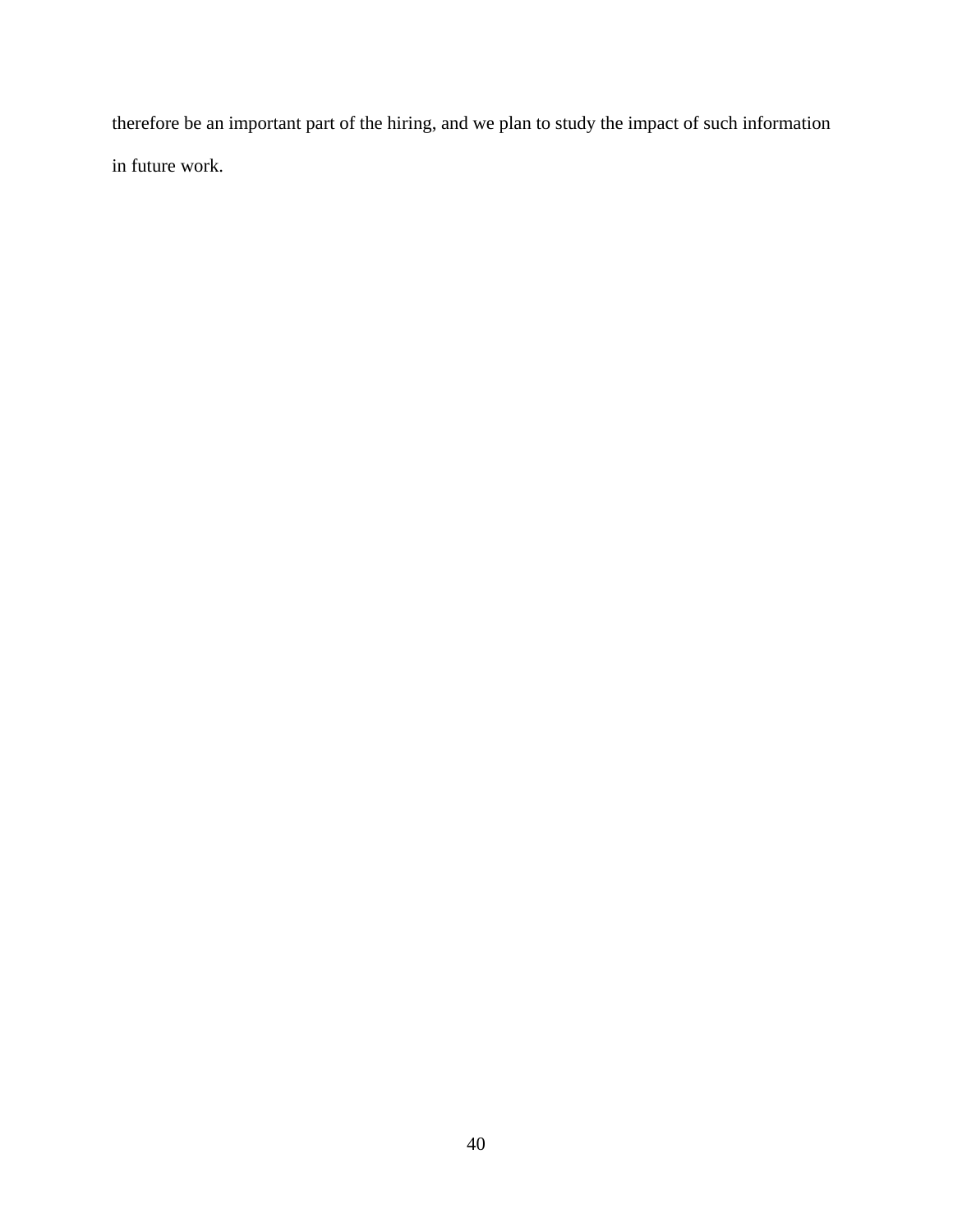therefore be an important part of the hiring, and we plan to study the impact of such information in future work.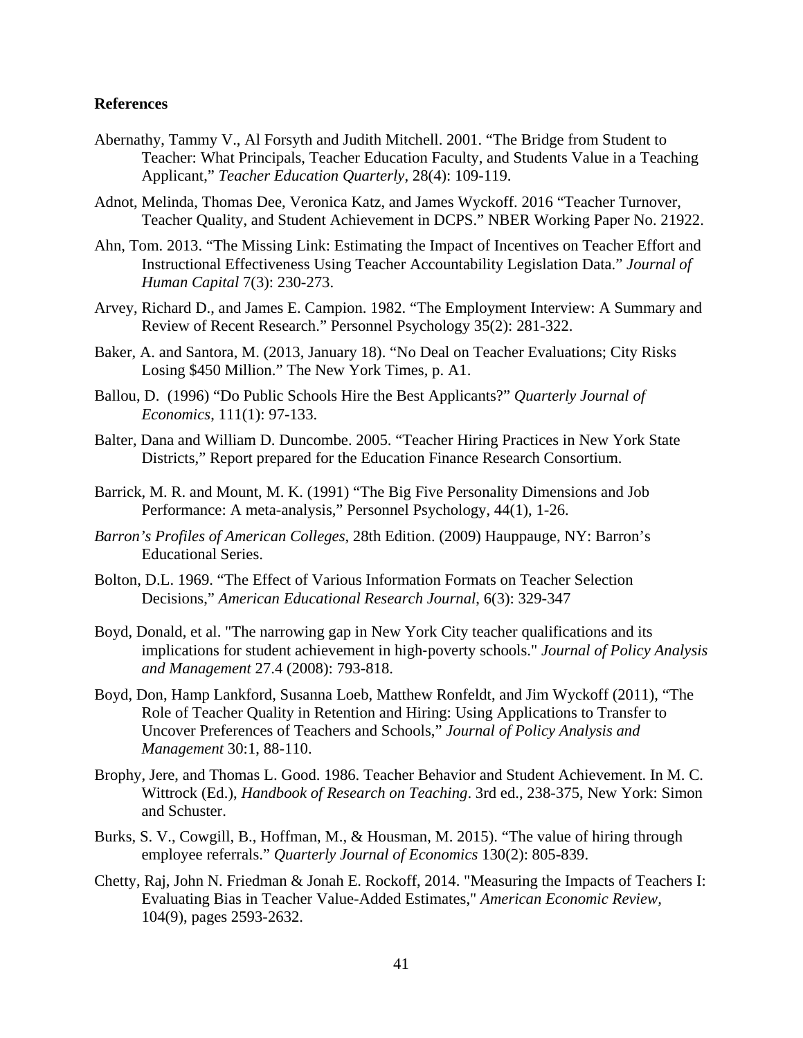**References**

Abernathy, Tammy V., Al Forsyth and Judith Mitchell. 2001. "The Bridge from Student to Teacher: What Principals, Teacher Education Faculty, and Students Value in a Teaching Applicant," *Teacher Education Quarterly*, 28(4): 109-119.

Adnot, Melinda, Thomas Dee, Veronica Katz, and James Wyckoff. 2016 "Teacher Turnover, Teacher Quality, and Student Achievement in DCPS." NBER Working Paper No. 21922.

Ahn, Tom. 2013. "The Missing Link: Estimating the Impact of Incentives on Teacher Effort and Instructional Effectiveness Using Teacher Accountability Legislation Data." *Journal of Human Capital* 7(3): 230-273.

Arvey, Richard D., and James E. Campion. 1982. "The Employment Interview: A Summary and Review of Recent Research." Personnel Psychology 35(2): 281-322.

Baker, A. and Santora, M. (2013, January 18). "No Deal on Teacher Evaluations; City Risks Losing $450 Million." The New York Times, p. A1.

Ballou, D. (1996) "Do Public Schools Hire the Best Applicants?" *Quarterly Journal of Economics*, 111(1): 97-133.

Balter, Dana and William D. Duncombe. 2005. "Teacher Hiring Practices in New York State Districts," Report prepared for the Education Finance Research Consortium.

Barrick, M. R. and Mount, M. K. (1991) "The Big Five Personality Dimensions and Job Performance: A meta-analysis," Personnel Psychology, 44(1), 1-26.

*Barron's Profiles of American Colleges*, 28th Edition. (2009) Hauppauge, NY: Barron's Educational Series.

Bolton, D.L. 1969. "The Effect of Various Information Formats on Teacher Selection Decisions," *American Educational Research Journal*, 6(3): 329-347

Boyd, Donald, et al. "The narrowing gap in New York City teacher qualifications and its implications for student achievement in high-poverty schools." *Journal of Policy Analysis and Management* 27.4 (2008): 793-818.

Boyd, Don, Hamp Lankford, Susanna Loeb, Matthew Ronfeldt, and Jim Wyckoff (2011), "The Role of Teacher Quality in Retention and Hiring: Using Applications to Transfer to Uncover Preferences of Teachers and Schools," *Journal of Policy Analysis and Management* 30:1, 88-110.

Brophy, Jere, and Thomas L. Good. 1986. Teacher Behavior and Student Achievement. In M. C. Wittrock (Ed.), *Handbook of Research on Teaching*. 3rd ed., 238-375, New York: Simon and Schuster.

Burks, S. V., Cowgill, B., Hoffman, M., & Housman, M. 2015). "The value of hiring through employee referrals." *Quarterly Journal of Economics* 130(2): 805-839.

Chetty, Raj, John N. Friedman & Jonah E. Rockoff, 2014. "Measuring the Impacts of Teachers I: Evaluating Bias in Teacher Value-Added Estimates," *American Economic Review*, 104(9), pages 2593-2632.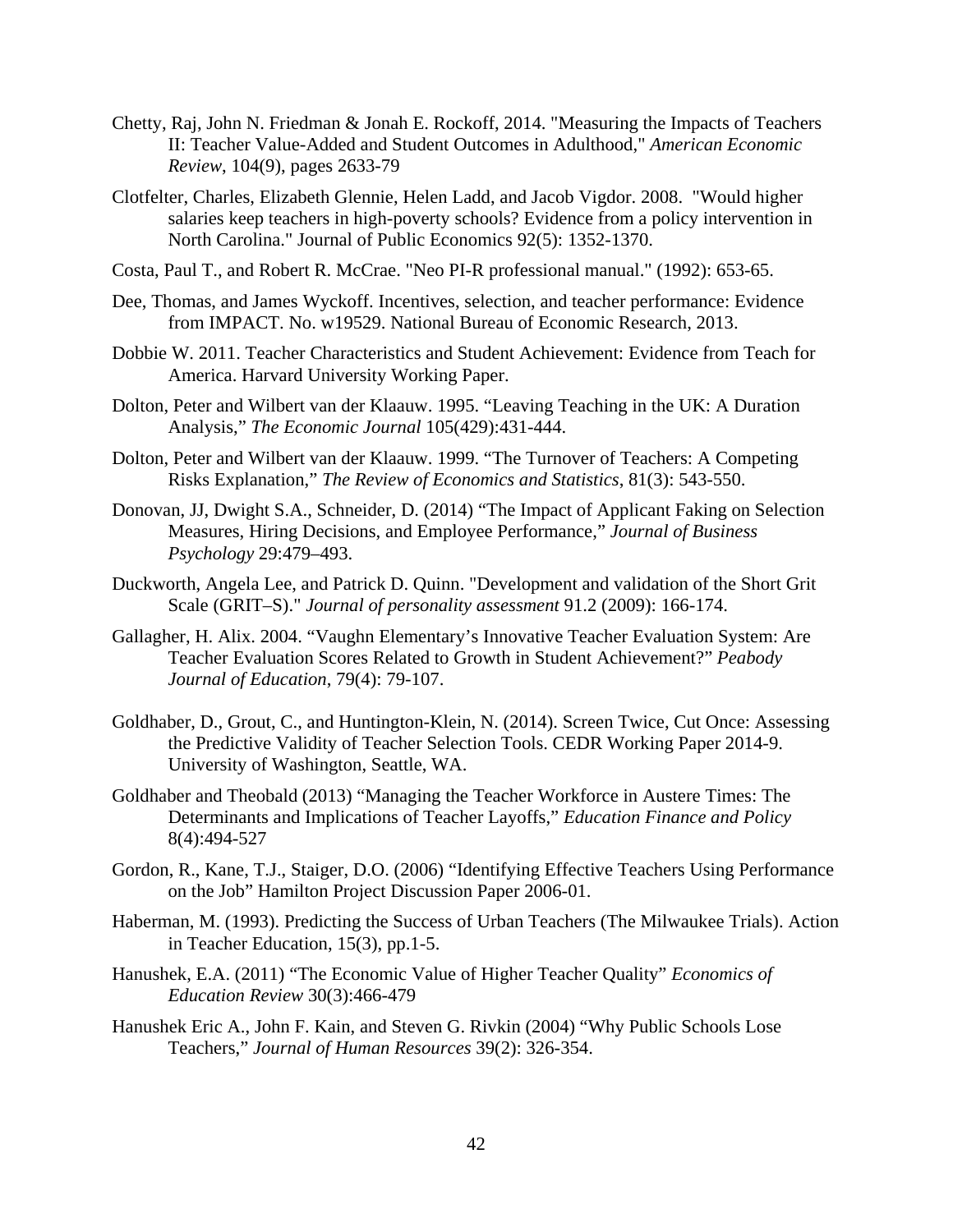Chetty, Raj, John N. Friedman & Jonah E. Rockoff, 2014. "Measuring the Impacts of Teachers II: Teacher Value-Added and Student Outcomes in Adulthood," *American Economic Review*, 104(9), pages 2633-79

Clotfelter, Charles, Elizabeth Glennie, Helen Ladd, and Jacob Vigdor. 2008. "Would higher salaries keep teachers in high-poverty schools? Evidence from a policy intervention in North Carolina." Journal of Public Economics 92(5): 1352-1370.

Costa, Paul T., and Robert R. McCrae. "Neo PI-R professional manual." (1992): 653-65.

Dee, Thomas, and James Wyckoff. Incentives, selection, and teacher performance: Evidence from IMPACT. No. w19529. National Bureau of Economic Research, 2013.

Dobbie W. 2011. Teacher Characteristics and Student Achievement: Evidence from Teach for America. Harvard University Working Paper.

Dolton, Peter and Wilbert van der Klaauw. 1995. "Leaving Teaching in the UK: A Duration Analysis," *The Economic Journal* 105(429):431-444.

Dolton, Peter and Wilbert van der Klaauw. 1999. "The Turnover of Teachers: A Competing Risks Explanation," *The Review of Economics and Statistics*, 81(3): 543-550.

Donovan, JJ, Dwight S.A., Schneider, D. (2014) "The Impact of Applicant Faking on Selection Measures, Hiring Decisions, and Employee Performance," *Journal of Business Psychology* 29:479–493.

Duckworth, Angela Lee, and Patrick D. Quinn. "Development and validation of the Short Grit Scale (GRIT–S)." *Journal of personality assessment* 91.2 (2009): 166-174.

Gallagher, H. Alix. 2004. "Vaughn Elementary's Innovative Teacher Evaluation System: Are Teacher Evaluation Scores Related to Growth in Student Achievement?" *Peabody Journal of Education*, 79(4): 79-107.

Goldhaber, D., Grout, C., and Huntington-Klein, N. (2014). Screen Twice, Cut Once: Assessing the Predictive Validity of Teacher Selection Tools. CEDR Working Paper 2014-9. University of Washington, Seattle, WA.

Goldhaber and Theobald (2013) "Managing the Teacher Workforce in Austere Times: The Determinants and Implications of Teacher Layoffs," *Education Finance and Policy* 8(4):494-527

Gordon, R., Kane, T.J., Staiger, D.O. (2006) "Identifying Effective Teachers Using Performance on the Job" Hamilton Project Discussion Paper 2006-01.

Haberman, M. (1993). Predicting the Success of Urban Teachers (The Milwaukee Trials). Action in Teacher Education, 15(3), pp.1-5.

Hanushek, E.A. (2011) "The Economic Value of Higher Teacher Quality" *Economics of Education Review* 30(3):466-479

Hanushek Eric A., John F. Kain, and Steven G. Rivkin (2004) "Why Public Schools Lose Teachers," *Journal of Human Resources* 39(2): 326-354.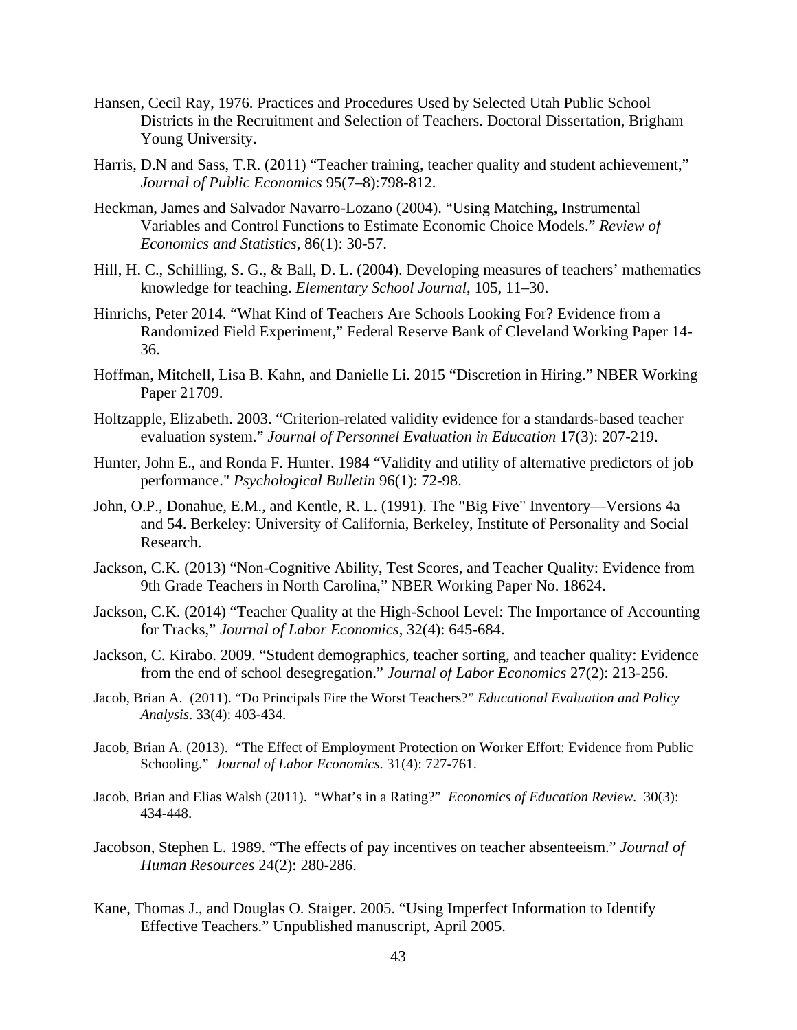Hansen, Cecil Ray, 1976. Practices and Procedures Used by Selected Utah Public School Districts in the Recruitment and Selection of Teachers. Doctoral Dissertation, Brigham Young University.

Harris, D.N and Sass, T.R. (2011) "Teacher training, teacher quality and student achievement," *Journal of Public Economics* 95(7–8):798-812.

Heckman, James and Salvador Navarro-Lozano (2004). "Using Matching, Instrumental Variables and Control Functions to Estimate Economic Choice Models." *Review of Economics and Statistics*, 86(1): 30-57.

Hill, H. C., Schilling, S. G., & Ball, D. L. (2004). Developing measures of teachers' mathematics knowledge for teaching. *Elementary School Journal*, 105, 11–30.

Hinrichs, Peter 2014. "What Kind of Teachers Are Schools Looking For? Evidence from a Randomized Field Experiment," Federal Reserve Bank of Cleveland Working Paper 14-36.

Hoffman, Mitchell, Lisa B. Kahn, and Danielle Li. 2015 "Discretion in Hiring." NBER Working Paper 21709.

Holtzapple, Elizabeth. 2003. "Criterion-related validity evidence for a standards-based teacher evaluation system." *Journal of Personnel Evaluation in Education* 17(3): 207-219.

Hunter, John E., and Ronda F. Hunter. 1984 "Validity and utility of alternative predictors of job performance." *Psychological Bulletin* 96(1): 72-98.

John, O.P., Donahue, E.M., and Kentle, R. L. (1991). The "Big Five" Inventory—Versions 4a and 54. Berkeley: University of California, Berkeley, Institute of Personality and Social Research.

Jackson, C.K. (2013) "Non-Cognitive Ability, Test Scores, and Teacher Quality: Evidence from 9th Grade Teachers in North Carolina," NBER Working Paper No. 18624.

Jackson, C.K. (2014) "Teacher Quality at the High-School Level: The Importance of Accounting for Tracks," *Journal of Labor Economics*, 32(4): 645-684.

Jackson, C. Kirabo. 2009. "Student demographics, teacher sorting, and teacher quality: Evidence from the end of school desegregation." *Journal of Labor Economics* 27(2): 213-256.

Jacob, Brian A. (2011). "Do Principals Fire the Worst Teachers?" *Educational Evaluation and Policy Analysis*. 33(4): 403-434.

Jacob, Brian A. (2013). "The Effect of Employment Protection on Worker Effort: Evidence from Public Schooling." *Journal of Labor Economics*. 31(4): 727-761.

Jacob, Brian and Elias Walsh (2011). "What's in a Rating?" *Economics of Education Review*. 30(3): 434-448.

Jacobson, Stephen L. 1989. "The effects of pay incentives on teacher absenteeism." *Journal of Human Resources* 24(2): 280-286.

Kane, Thomas J., and Douglas O. Staiger. 2005. "Using Imperfect Information to Identify Effective Teachers." Unpublished manuscript, April 2005.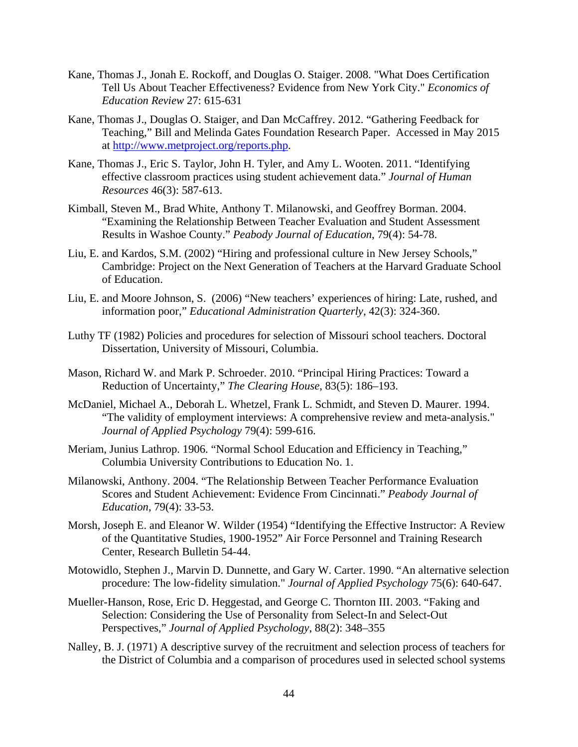Kane, Thomas J., Jonah E. Rockoff, and Douglas O. Staiger. 2008. "What Does Certification Tell Us About Teacher Effectiveness? Evidence from New York City." *Economics of Education Review* 27: 615-631

Kane, Thomas J., Douglas O. Staiger, and Dan McCaffrey. 2012. "Gathering Feedback for Teaching," Bill and Melinda Gates Foundation Research Paper. Accessed in May 2015 at http://www.metproject.org/reports.php.

Kane, Thomas J., Eric S. Taylor, John H. Tyler, and Amy L. Wooten. 2011. "Identifying effective classroom practices using student achievement data." *Journal of Human Resources* 46(3): 587-613.

Kimball, Steven M., Brad White, Anthony T. Milanowski, and Geoffrey Borman. 2004. "Examining the Relationship Between Teacher Evaluation and Student Assessment Results in Washoe County." *Peabody Journal of Education*, 79(4): 54-78.

Liu, E. and Kardos, S.M. (2002) "Hiring and professional culture in New Jersey Schools," Cambridge: Project on the Next Generation of Teachers at the Harvard Graduate School of Education.

Liu, E. and Moore Johnson, S. (2006) "New teachers' experiences of hiring: Late, rushed, and information poor," *Educational Administration Quarterly*, 42(3): 324-360.

Luthy TF (1982) Policies and procedures for selection of Missouri school teachers. Doctoral Dissertation, University of Missouri, Columbia.

Mason, Richard W. and Mark P. Schroeder. 2010. "Principal Hiring Practices: Toward a Reduction of Uncertainty," *The Clearing House*, 83(5): 186–193.

McDaniel, Michael A., Deborah L. Whetzel, Frank L. Schmidt, and Steven D. Maurer. 1994. "The validity of employment interviews: A comprehensive review and meta-analysis." *Journal of Applied Psychology* 79(4): 599-616.

Meriam, Junius Lathrop. 1906. "Normal School Education and Efficiency in Teaching," Columbia University Contributions to Education No. 1.

Milanowski, Anthony. 2004. "The Relationship Between Teacher Performance Evaluation Scores and Student Achievement: Evidence From Cincinnati." *Peabody Journal of Education*, 79(4): 33-53.

Morsh, Joseph E. and Eleanor W. Wilder (1954) "Identifying the Effective Instructor: A Review of the Quantitative Studies, 1900-1952" Air Force Personnel and Training Research Center, Research Bulletin 54-44.

Motowidlo, Stephen J., Marvin D. Dunnette, and Gary W. Carter. 1990. "An alternative selection procedure: The low-fidelity simulation." *Journal of Applied Psychology* 75(6): 640-647.

Mueller-Hanson, Rose, Eric D. Heggestad, and George C. Thornton III. 2003. "Faking and Selection: Considering the Use of Personality from Select-In and Select-Out Perspectives," *Journal of Applied Psychology*, 88(2): 348–355

Nalley, B. J. (1971) A descriptive survey of the recruitment and selection process of teachers for the District of Columbia and a comparison of procedures used in selected school systems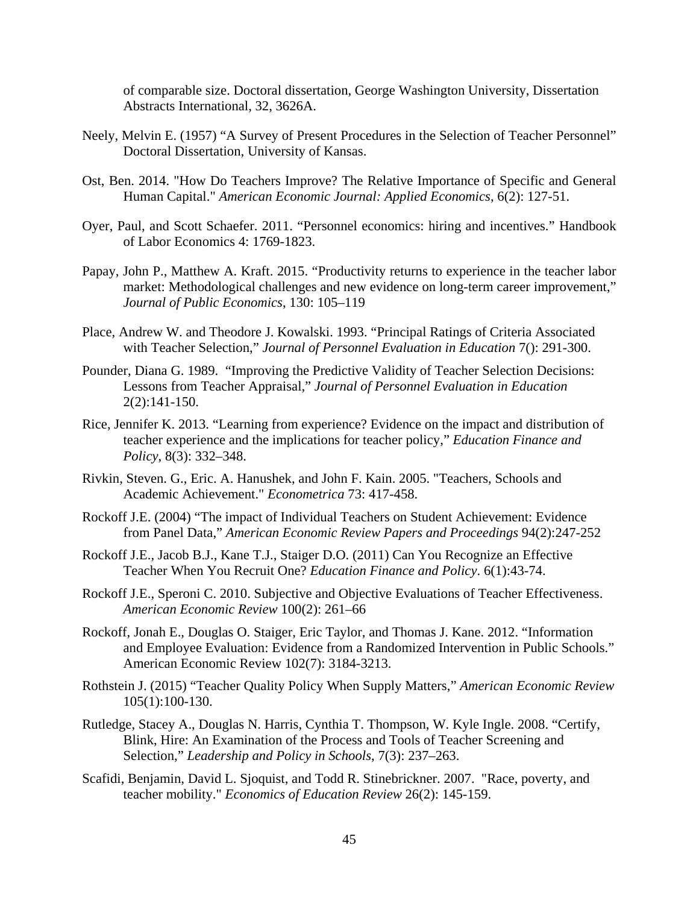of comparable size. Doctoral dissertation, George Washington University, Dissertation Abstracts International, 32, 3626A.

Neely, Melvin E. (1957) "A Survey of Present Procedures in the Selection of Teacher Personnel" Doctoral Dissertation, University of Kansas.

Ost, Ben. 2014. "How Do Teachers Improve? The Relative Importance of Specific and General Human Capital." *American Economic Journal: Applied Economics*, 6(2): 127-51.

Oyer, Paul, and Scott Schaefer. 2011. "Personnel economics: hiring and incentives." Handbook of Labor Economics 4: 1769-1823.

Papay, John P., Matthew A. Kraft. 2015. "Productivity returns to experience in the teacher labor market: Methodological challenges and new evidence on long-term career improvement," *Journal of Public Economics*, 130: 105–119

Place, Andrew W. and Theodore J. Kowalski. 1993. "Principal Ratings of Criteria Associated with Teacher Selection," *Journal of Personnel Evaluation in Education* 7(): 291-300.

Pounder, Diana G. 1989. "Improving the Predictive Validity of Teacher Selection Decisions: Lessons from Teacher Appraisal," *Journal of Personnel Evaluation in Education* 2(2):141-150.

Rice, Jennifer K. 2013. "Learning from experience? Evidence on the impact and distribution of teacher experience and the implications for teacher policy," *Education Finance and Policy*, 8(3): 332–348.

Rivkin, Steven. G., Eric. A. Hanushek, and John F. Kain. 2005. "Teachers, Schools and Academic Achievement." *Econometrica* 73: 417-458.

Rockoff J.E. (2004) "The impact of Individual Teachers on Student Achievement: Evidence from Panel Data," *American Economic Review Papers and Proceedings* 94(2):247-252

Rockoff J.E., Jacob B.J., Kane T.J., Staiger D.O. (2011) Can You Recognize an Effective Teacher When You Recruit One? *Education Finance and Policy*. 6(1):43-74.

Rockoff J.E., Speroni C. 2010. Subjective and Objective Evaluations of Teacher Effectiveness. *American Economic Review* 100(2): 261–66

Rockoff, Jonah E., Douglas O. Staiger, Eric Taylor, and Thomas J. Kane. 2012. "Information and Employee Evaluation: Evidence from a Randomized Intervention in Public Schools." American Economic Review 102(7): 3184-3213.

Rothstein J. (2015) "Teacher Quality Policy When Supply Matters," *American Economic Review* 105(1):100-130.

Rutledge, Stacey A., Douglas N. Harris, Cynthia T. Thompson, W. Kyle Ingle. 2008. "Certify, Blink, Hire: An Examination of the Process and Tools of Teacher Screening and Selection," *Leadership and Policy in Schools*, 7(3): 237–263.

Scafidi, Benjamin, David L. Sjoquist, and Todd R. Stinebrickner. 2007. "Race, poverty, and teacher mobility." *Economics of Education Review* 26(2): 145-159.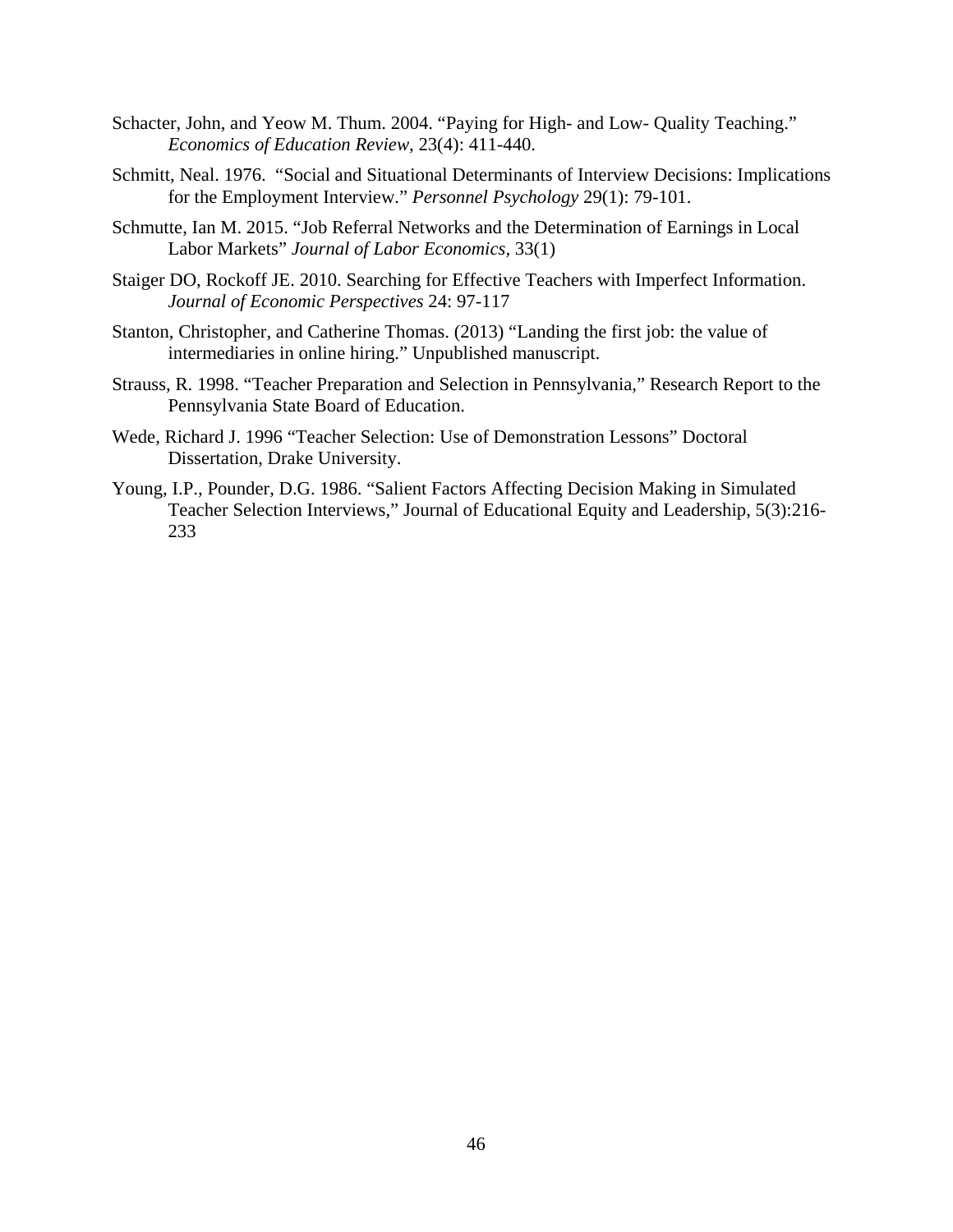Schacter, John, and Yeow M. Thum. 2004. "Paying for High- and Low- Quality Teaching." *Economics of Education Review*, 23(4): 411-440.

Schmitt, Neal. 1976. "Social and Situational Determinants of Interview Decisions: Implications for the Employment Interview." *Personnel Psychology* 29(1): 79-101.

Schmutte, Ian M. 2015. "Job Referral Networks and the Determination of Earnings in Local Labor Markets" *Journal of Labor Economics*, 33(1)

Staiger DO, Rockoff JE. 2010. Searching for Effective Teachers with Imperfect Information. *Journal of Economic Perspectives* 24: 97-117

Stanton, Christopher, and Catherine Thomas. (2013) "Landing the first job: the value of intermediaries in online hiring." Unpublished manuscript.

Strauss, R. 1998. "Teacher Preparation and Selection in Pennsylvania," Research Report to the Pennsylvania State Board of Education.

Wede, Richard J. 1996 "Teacher Selection: Use of Demonstration Lessons" Doctoral Dissertation, Drake University.

Young, I.P., Pounder, D.G. 1986. "Salient Factors Affecting Decision Making in Simulated Teacher Selection Interviews," Journal of Educational Equity and Leadership, 5(3):216-233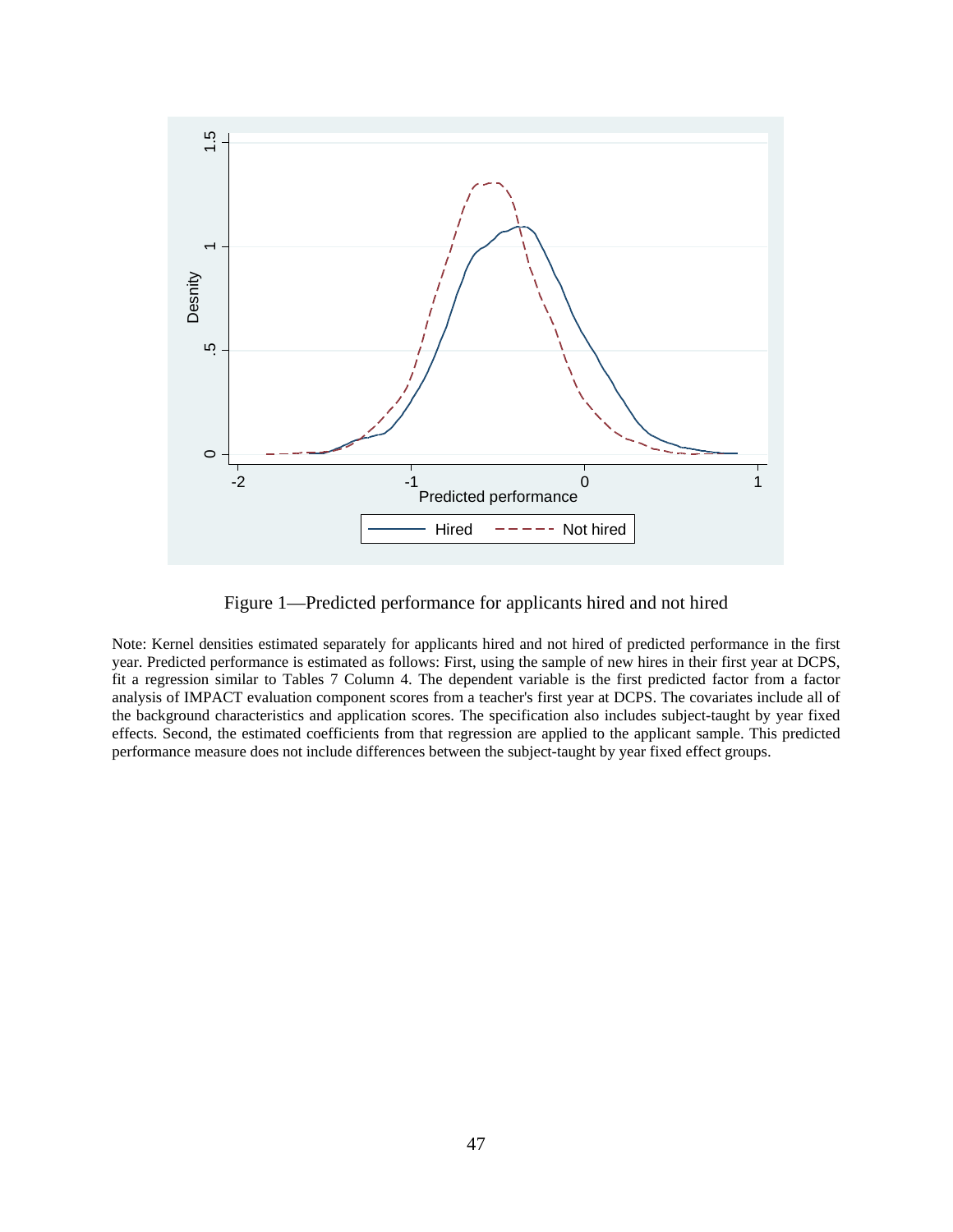Figure 1—Predicted performance for applicants hired and not hired

Note: Kernel densities estimated separately for applicants hired and not hired of predicted performance in the first year. Predicted performance is estimated as follows: First, using the sample of new hires in their first year at DCPS, fit a regression similar to Tables 7 Column 4. The dependent variable is the first predicted factor from a factor analysis of IMPACT evaluation component scores from a teacher's first year at DCPS. The covariates include all of the background characteristics and application scores. The specification also includes subject-taught by year fixed effects. Second, the estimated coefficients from that regression are applied to the applicant sample. This predicted performance measure does not include differences between the subject-taught by year fixed effect groups.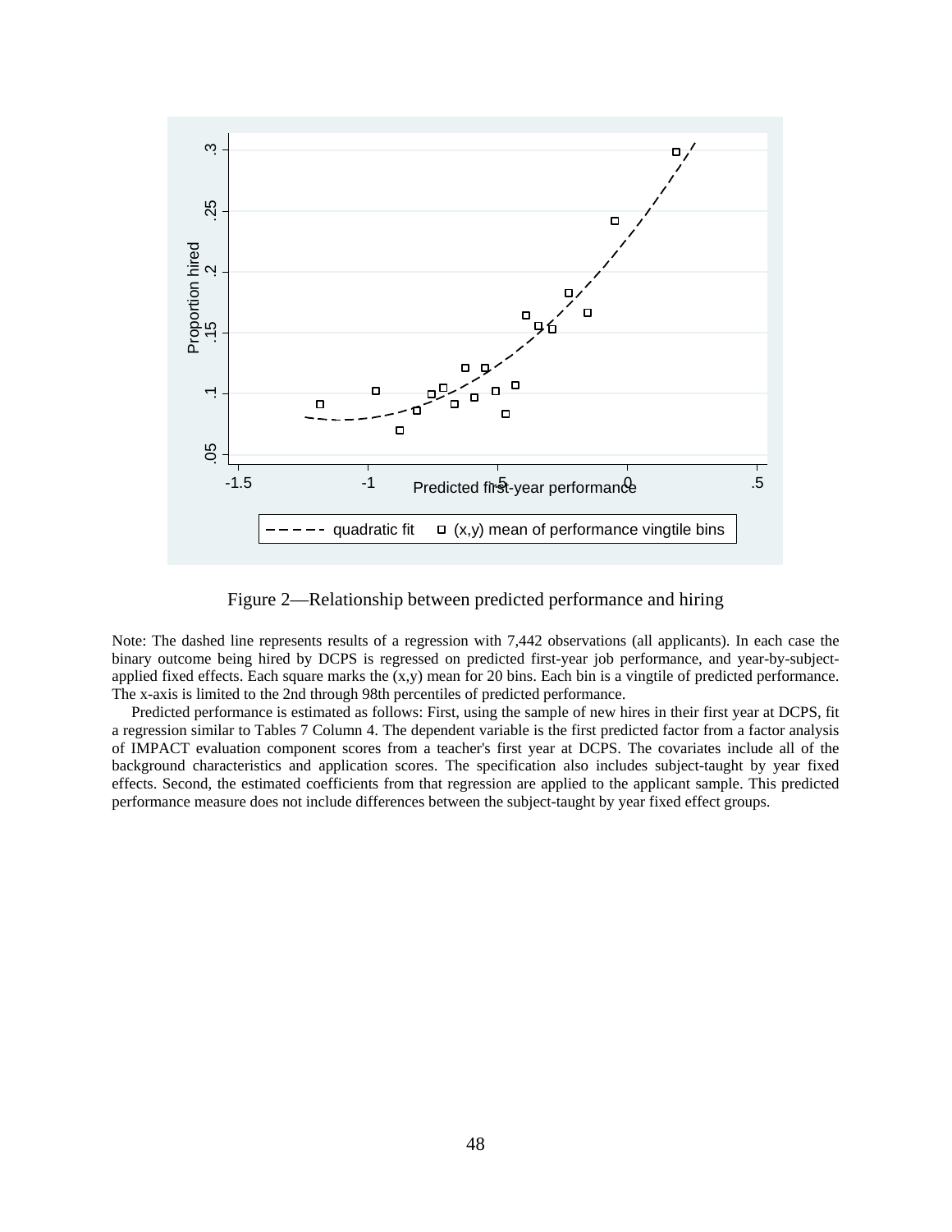Figure 2—Relationship between predicted performance and hiring

Note: The dashed line represents results of a regression with 7,442 observations (all applicants). In each case the binary outcome being hired by DCPS is regressed on predicted first-year job performance, and year-by-subject-applied fixed effects. Each square marks the (x,y) mean for 20 bins. Each bin is a vingtile of predicted performance. The x-axis is limited to the 2nd through 98th percentiles of predicted performance.

Predicted performance is estimated as follows: First, using the sample of new hires in their first year at DCPS, fit a regression similar to Tables 7 Column 4. The dependent variable is the first predicted factor from a factor analysis of IMPACT evaluation component scores from a teacher's first year at DCPS. The covariates include all of the background characteristics and application scores. The specification also includes subject-taught by year fixed effects. Second, the estimated coefficients from that regression are applied to the applicant sample. This predicted performance measure does not include differences between the subject-taught by year fixed effect groups.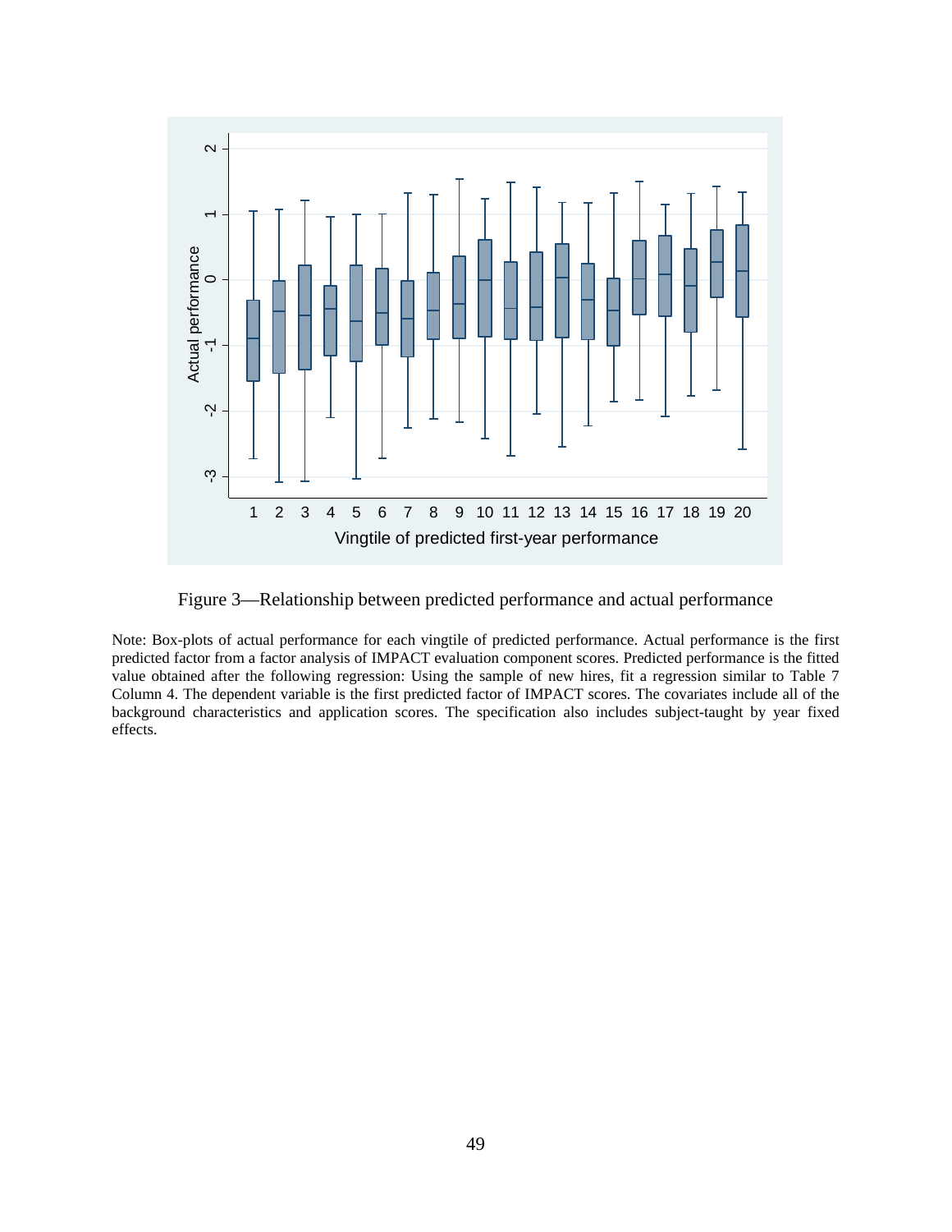Figure 3—Relationship between predicted performance and actual performance

Note: Box-plots of actual performance for each vingtile of predicted performance. Actual performance is the first predicted factor from a factor analysis of IMPACT evaluation component scores. Predicted performance is the fitted value obtained after the following regression: Using the sample of new hires, fit a regression similar to Table 7 Column 4. The dependent variable is the first predicted factor of IMPACT scores. The covariates include all of the background characteristics and application scores. The specification also includes subject-taught by year fixed effects.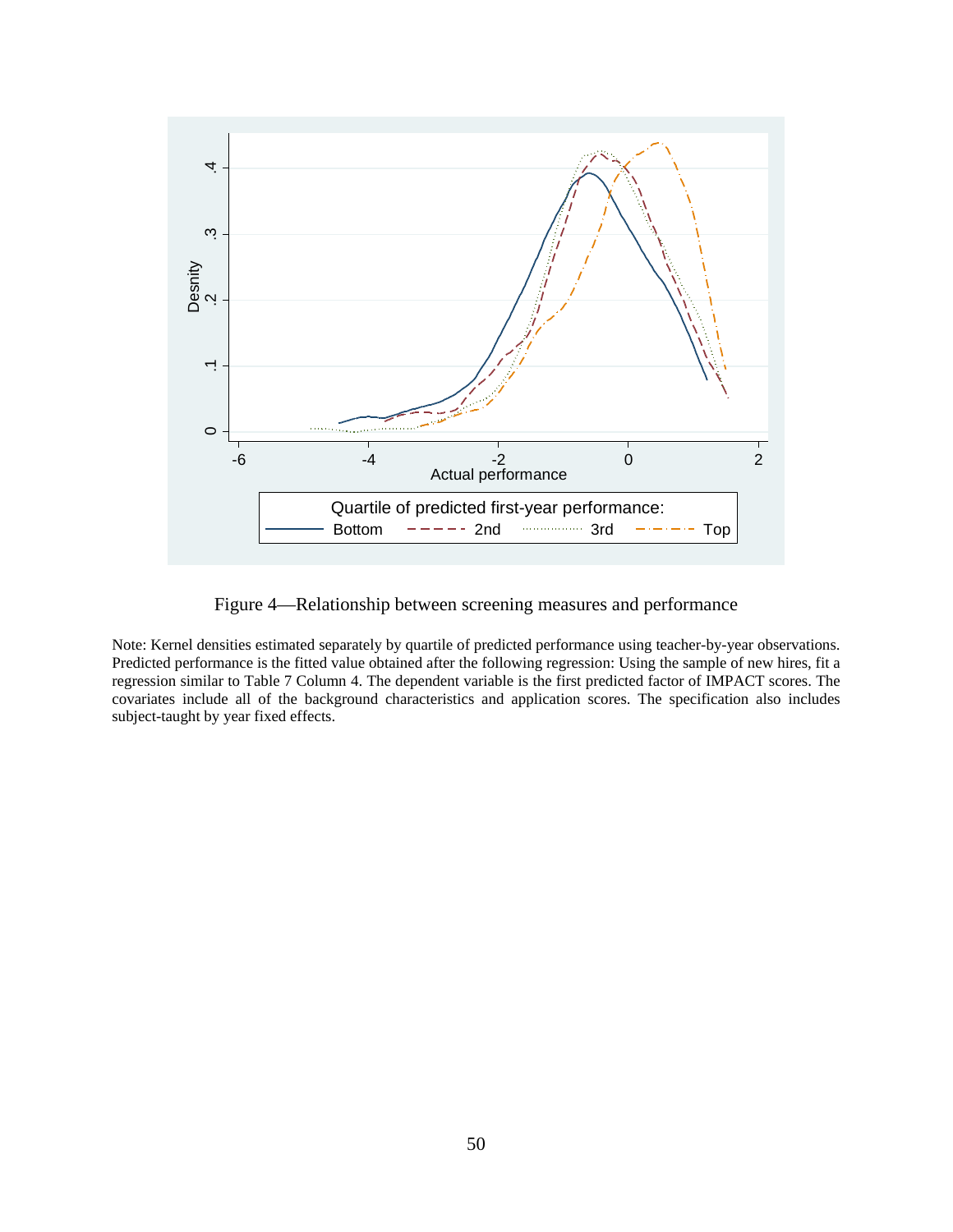Figure 4—Relationship between screening measures and performance

Note: Kernel densities estimated separately by quartile of predicted performance using teacher-by-year observations. Predicted performance is the fitted value obtained after the following regression: Using the sample of new hires, fit a regression similar to Table 7 Column 4. The dependent variable is the first predicted factor of IMPACT scores. The covariates include all of the background characteristics and application scores. The specification also includes subject-taught by year fixed effects.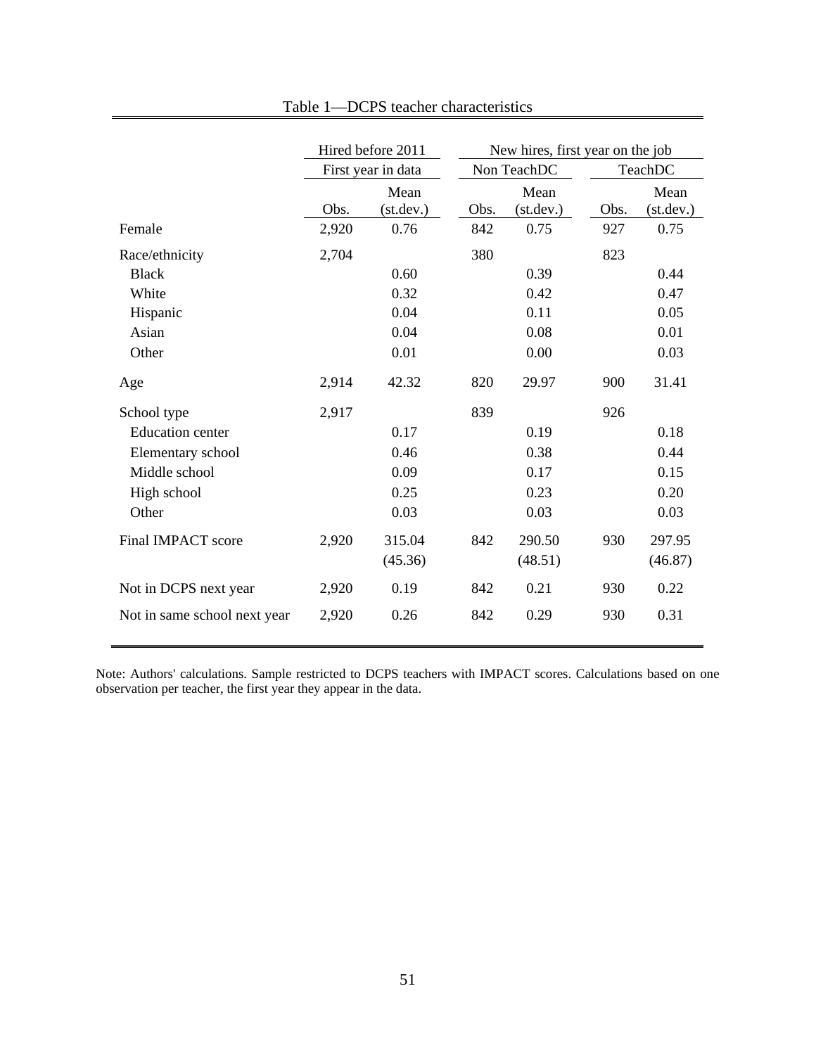Table 1—DCPS teacher characteristics

| | Hired before 2011 | | New hires, first year on the job | | | |
|---|---|---|---|---|---|---|
| | First year in data | | Non TeachDC | | TeachDC | |
| | Obs. | Mean (st.dev.) | Obs. | Mean (st.dev.) | Obs. | Mean (st.dev.) |
| Female | 2,920 | 0.76 | 842 | 0.75 | 927 | 0.75 |
| Race/ethnicity | 2,704 | | 380 | | 823 | |
| Black | | 0.60 | | 0.39 | | 0.44 |
| White | | 0.32 | | 0.42 | | 0.47 |
| Hispanic | | 0.04 | | 0.11 | | 0.05 |
| Asian | | 0.04 | | 0.08 | | 0.01 |
| Other | | 0.01 | | 0.00 | | 0.03 |
| Age | 2,914 | 42.32 | 820 | 29.97 | 900 | 31.41 |
| School type | 2,917 | | 839 | | 926 | |
| Education center | | 0.17 | | 0.19 | | 0.18 |
| Elementary school | | 0.46 | | 0.38 | | 0.44 |
| Middle school | | 0.09 | | 0.17 | | 0.15 |
| High school | | 0.25 | | 0.23 | | 0.20 |
| Other | | 0.03 | | 0.03 | | 0.03 |
| Final IMPACT score | 2,920 | 315.04 (45.36) | 842 | 290.50 (48.51) | 930 | 297.95 (46.87) |
| Not in DCPS next year | 2,920 | 0.19 | 842 | 0.21 | 930 | 0.22 |
| Not in same school next year | 2,920 | 0.26 | 842 | 0.29 | 930 | 0.31 |

Note: Authors' calculations. Sample restricted to DCPS teachers with IMPACT scores. Calculations based on one observation per teacher, the first year they appear in the data.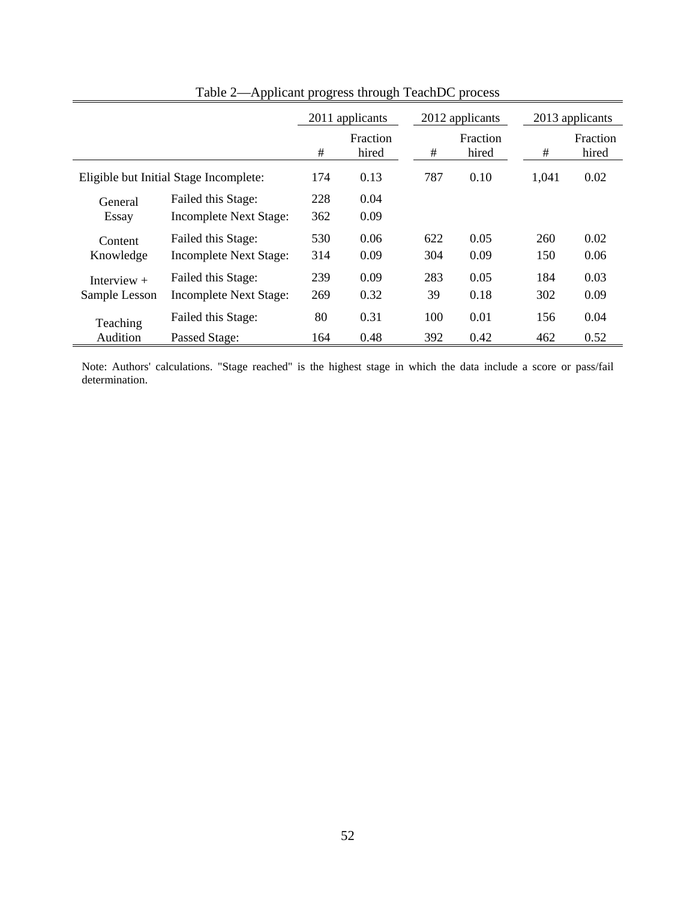Table 2—Applicant progress through TeachDC process

| | | 2011 applicants | | 2012 applicants | | 2013 applicants | |
|---|---|---|---|---|---|---|---|
| | | # | Fraction hired | # | Fraction hired | # | Fraction hired |
| Eligible but Initial Stage Incomplete: | | 174 | 0.13 | 787 | 0.10 | 1,041 | 0.02 |
| General Essay | Failed this Stage: | 228 | 0.04 | | | | |
| | Incomplete Next Stage: | 362 | 0.09 | | | | |
| Content Knowledge | Failed this Stage: | 530 | 0.06 | 622 | 0.05 | 260 | 0.02 |
| | Incomplete Next Stage: | 314 | 0.09 | 304 | 0.09 | 150 | 0.06 |
| Interview + Sample Lesson | Failed this Stage: | 239 | 0.09 | 283 | 0.05 | 184 | 0.03 |
| | Incomplete Next Stage: | 269 | 0.32 | 39 | 0.18 | 302 | 0.09 |
| Teaching Audition | Failed this Stage: | 80 | 0.31 | 100 | 0.01 | 156 | 0.04 |
| | Passed Stage: | 164 | 0.48 | 392 | 0.42 | 462 | 0.52 |

Note: Authors' calculations. "Stage reached" is the highest stage in which the data include a score or pass/fail determination.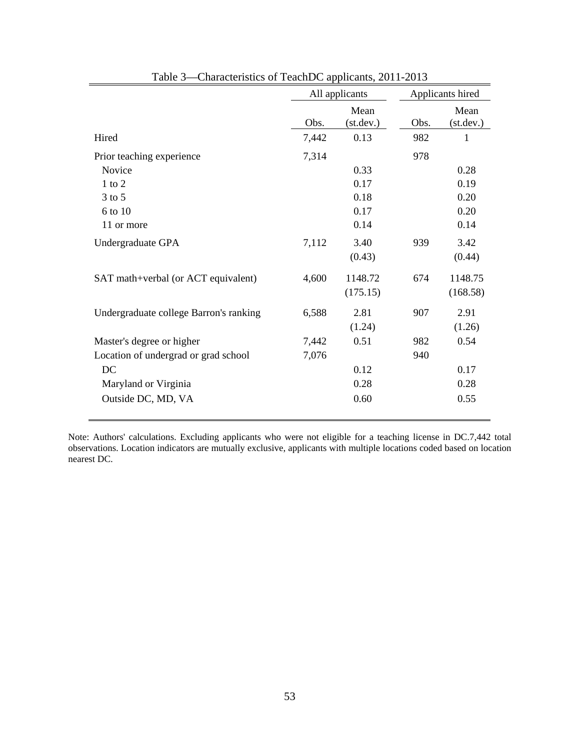Table 3—Characteristics of TeachDC applicants, 2011-2013

| | All applicants | | Applicants hired | |
|---|---|---|---|---|
| | Obs. | Mean (st.dev.) | Obs. | Mean (st.dev.) |
| Hired | 7,442 | 0.13 | 982 | 1 |
| Prior teaching experience | 7,314 | | 978 | |
| Novice | | 0.33 | | 0.28 |
| 1 to 2 | | 0.17 | | 0.19 |
| 3 to 5 | | 0.18 | | 0.20 |
| 6 to 10 | | 0.17 | | 0.20 |
| 11 or more | | 0.14 | | 0.14 |
| Undergraduate GPA | 7,112 | 3.40 | 939 | 3.42 |
| | | (0.43) | | (0.44) |
| SAT math+verbal (or ACT equivalent) | 4,600 | 1148.72 | 674 | 1148.75 |
| | | (175.15) | | (168.58) |
| Undergraduate college Barron's ranking | 6,588 | 2.81 | 907 | 2.91 |
| | | (1.24) | | (1.26) |
| Master's degree or higher | 7,442 | 0.51 | 982 | 0.54 |
| Location of undergrad or grad school | 7,076 | | 940 | |
| DC | | 0.12 | | 0.17 |
| Maryland or Virginia | | 0.28 | | 0.28 |
| Outside DC, MD, VA | | 0.60 | | 0.55 |

Note: Authors' calculations. Excluding applicants who were not eligible for a teaching license in DC.7,442 total observations. Location indicators are mutually exclusive, applicants with multiple locations coded based on location nearest DC.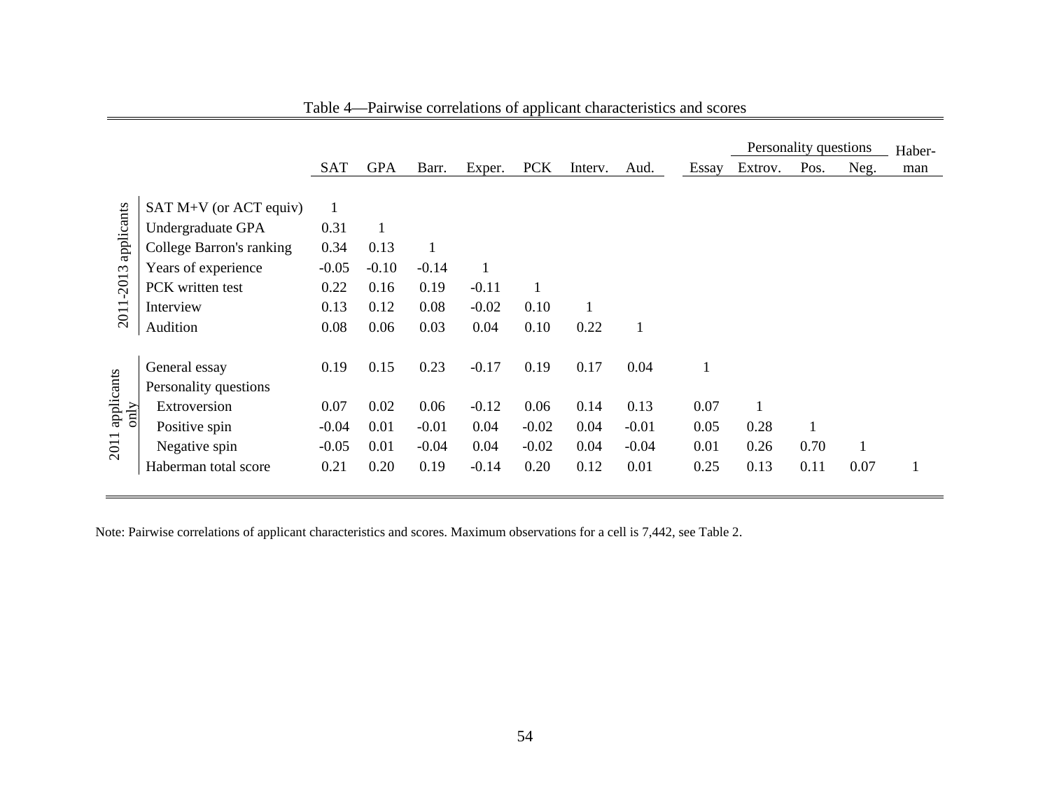Table 4—Pairwise correlations of applicant characteristics and scores

| | | SAT | GPA | Barr. | Exper. | PCK | Interv. | Aud. | Essay | Personality questions: Extrov. | Personality questions: Pos. | Personality questions: Neg. | Haber-man |
|---|---|---|---|---|---|---|---|---|---|---|---|---|---|
| 2011-2013 applicants | SAT M+V (or ACT equiv) | 1 | | | | | | | | | | | |
| | Undergraduate GPA | 0.31 | 1 | | | | | | | | | | |
| | College Barron's ranking | 0.34 | 0.13 | 1 | | | | | | | | | |
| | Years of experience | -0.05 | -0.10 | -0.14 | 1 | | | | | | | | |
| | PCK written test | 0.22 | 0.16 | 0.19 | -0.11 | 1 | | | | | | | |
| | Interview | 0.13 | 0.12 | 0.08 | -0.02 | 0.10 | 1 | | | | | | |
| | Audition | 0.08 | 0.06 | 0.03 | 0.04 | 0.10 | 0.22 | 1 | | | | | |
| 2011 applicants only | General essay | 0.19 | 0.15 | 0.23 | -0.17 | 0.19 | 0.17 | 0.04 | 1 | | | | |
| | Personality questions | | | | | | | | | | | | |
| | Extroversion | 0.07 | 0.02 | 0.06 | -0.12 | 0.06 | 0.14 | 0.13 | 0.07 | 1 | | | |
| | Positive spin | -0.04 | 0.01 | -0.01 | 0.04 | -0.02 | 0.04 | -0.01 | 0.05 | 0.28 | 1 | | |
| | Negative spin | -0.05 | 0.01 | -0.04 | 0.04 | -0.02 | 0.04 | -0.04 | 0.01 | 0.26 | 0.70 | 1 | |
| | Haberman total score | 0.21 | 0.20 | 0.19 | -0.14 | 0.20 | 0.12 | 0.01 | 0.25 | 0.13 | 0.11 | 0.07 | 1 |

Note: Pairwise correlations of applicant characteristics and scores. Maximum observations for a cell is 7,442, see Table 2.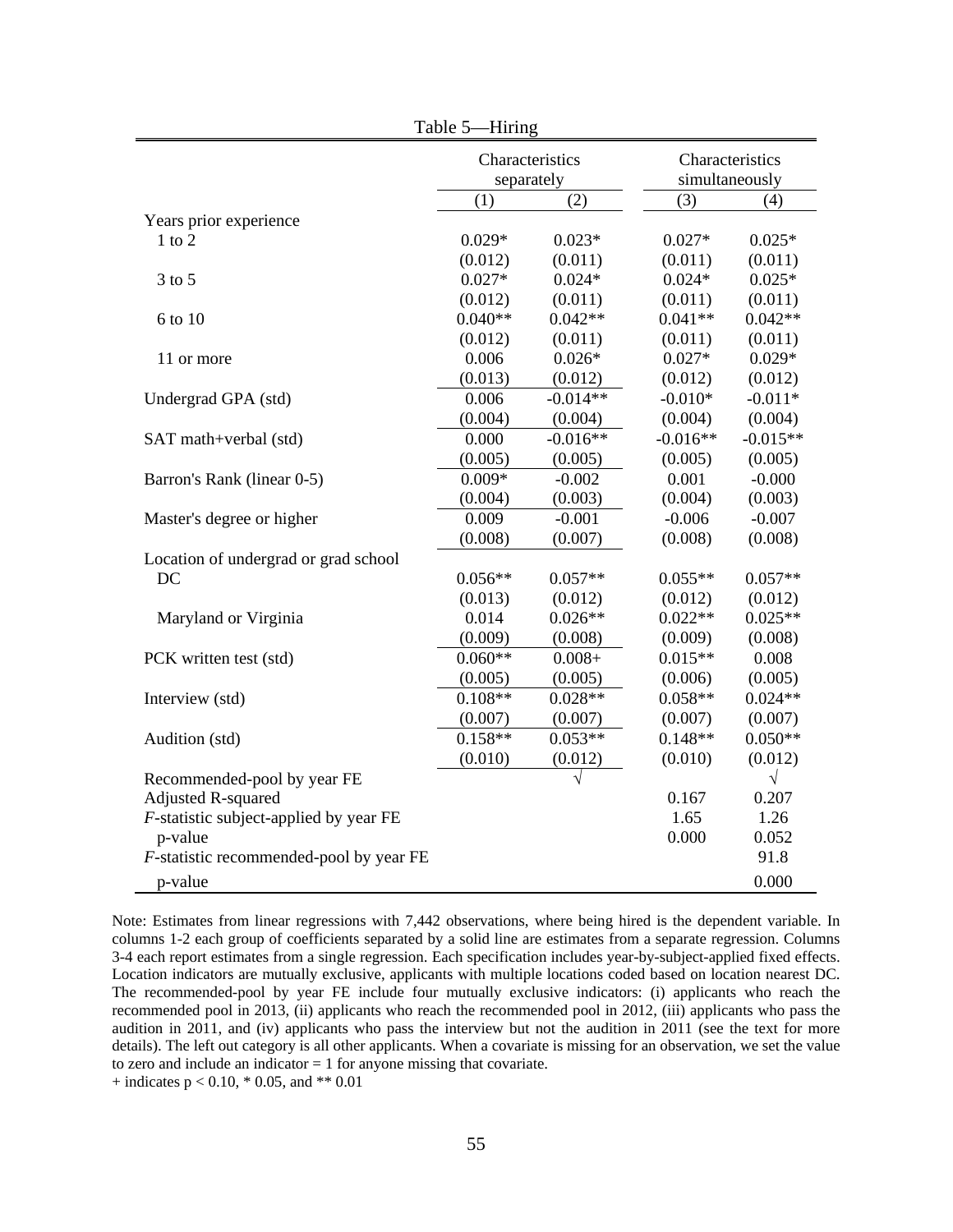Table 5—Hiring

| | Characteristics separately | | Characteristics simultaneously | |
|---|---|---|---|---|
| | (1) | (2) | (3) | (4) |
| Years prior experience | | | | |
| 1 to 2 | 0.029* | 0.023* | 0.027* | 0.025* |
| | (0.012) | (0.011) | (0.011) | (0.011) |
| 3 to 5 | 0.027* | 0.024* | 0.024* | 0.025* |
| | (0.012) | (0.011) | (0.011) | (0.011) |
| 6 to 10 | 0.040** | 0.042** | 0.041** | 0.042** |
| | (0.012) | (0.011) | (0.011) | (0.011) |
| 11 or more | 0.006 | 0.026* | 0.027* | 0.029* |
| | (0.013) | (0.012) | (0.012) | (0.012) |
| Undergrad GPA (std) | 0.006 | -0.014** | -0.010* | -0.011* |
| | (0.004) | (0.004) | (0.004) | (0.004) |
| SAT math+verbal (std) | 0.000 | -0.016** | -0.016** | -0.015** |
| | (0.005) | (0.005) | (0.005) | (0.005) |
| Barron's Rank (linear 0-5) | 0.009* | -0.002 | 0.001 | -0.000 |
| | (0.004) | (0.003) | (0.004) | (0.003) |
| Master's degree or higher | 0.009 | -0.001 | -0.006 | -0.007 |
| | (0.008) | (0.007) | (0.008) | (0.008) |
| Location of undergrad or grad school | | | | |
| DC | 0.056** | 0.057** | 0.055** | 0.057** |
| | (0.013) | (0.012) | (0.012) | (0.012) |
| Maryland or Virginia | 0.014 | 0.026** | 0.022** | 0.025** |
| | (0.009) | (0.008) | (0.009) | (0.008) |
| PCK written test (std) | 0.060** | 0.008+ | 0.015** | 0.008 |
| | (0.005) | (0.005) | (0.006) | (0.005) |
| Interview (std) | 0.108** | 0.028** | 0.058** | 0.024** |
| | (0.007) | (0.007) | (0.007) | (0.007) |
| Audition (std) | 0.158** | 0.053** | 0.148** | 0.050** |
| | (0.010) | (0.012) | (0.010) | (0.012) |
| Recommended-pool by year FE | | √ | | √ |
| Adjusted R-squared | | | 0.167 | 0.207 |
| *F*-statistic subject-applied by year FE | | | 1.65 | 1.26 |
| p-value | | | 0.000 | 0.052 |
| *F*-statistic recommended-pool by year FE | | | | 91.8 |
| p-value | | | | 0.000 |

Note: Estimates from linear regressions with 7,442 observations, where being hired is the dependent variable. In columns 1-2 each group of coefficients separated by a solid line are estimates from a separate regression. Columns 3-4 each report estimates from a single regression. Each specification includes year-by-subject-applied fixed effects. Location indicators are mutually exclusive, applicants with multiple locations coded based on location nearest DC. The recommended-pool by year FE include four mutually exclusive indicators: (i) applicants who reach the recommended pool in 2013, (ii) applicants who reach the recommended pool in 2012, (iii) applicants who pass the audition in 2011, and (iv) applicants who pass the interview but not the audition in 2011 (see the text for more details). The left out category is all other applicants. When a covariate is missing for an observation, we set the value to zero and include an indicator = 1 for anyone missing that covariate.

+ indicates $p < 0.10$, * 0.05, and ** 0.01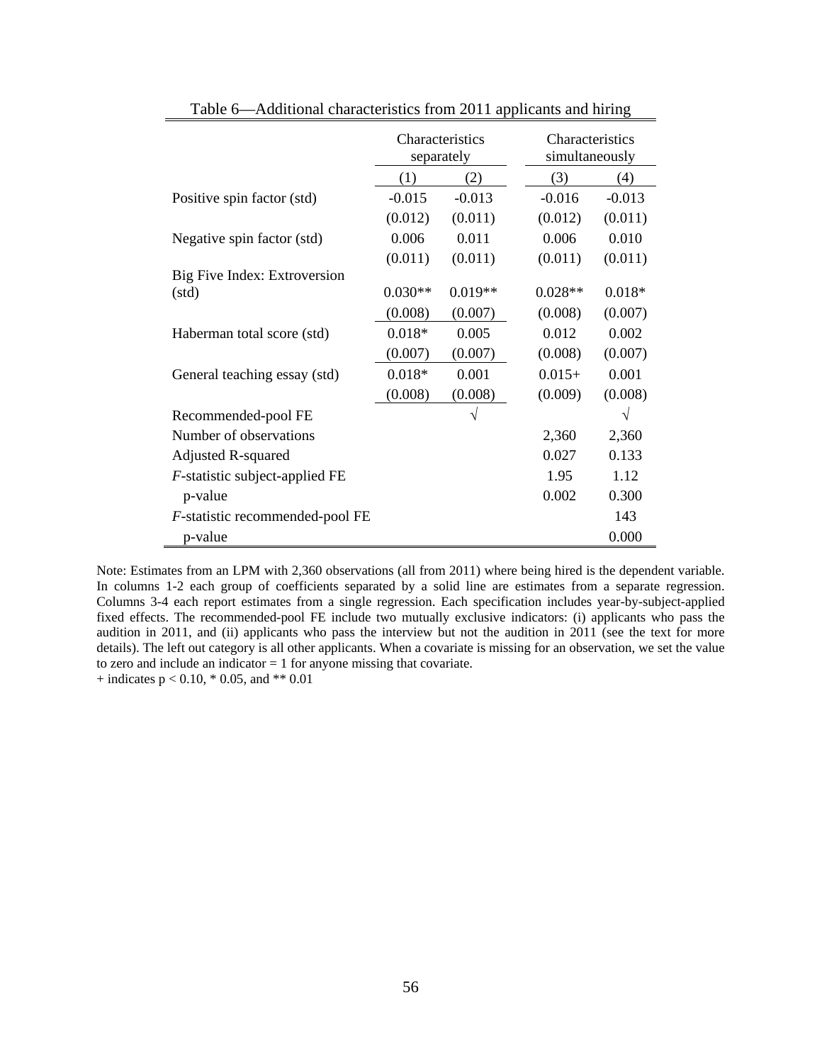Table 6—Additional characteristics from 2011 applicants and hiring

| | Characteristics separately | | Characteristics simultaneously | |
|---|---|---|---|---|
| | (1) | (2) | (3) | (4) |
| Positive spin factor (std) | -0.015 | -0.013 | -0.016 | -0.013 |
| | (0.012) | (0.011) | (0.012) | (0.011) |
| Negative spin factor (std) | 0.006 | 0.011 | 0.006 | 0.010 |
| | (0.011) | (0.011) | (0.011) | (0.011) |
| Big Five Index: Extroversion (std) | 0.030** | 0.019** | 0.028** | 0.018* |
| | (0.008) | (0.007) | (0.008) | (0.007) |
| Haberman total score (std) | 0.018* | 0.005 | 0.012 | 0.002 |
| | (0.007) | (0.007) | (0.008) | (0.007) |
| General teaching essay (std) | 0.018* | 0.001 | 0.015+ | 0.001 |
| | (0.008) | (0.008) | (0.009) | (0.008) |
| Recommended-pool FE | | √ | | √ |
| Number of observations | | | 2,360 | 2,360 |
| Adjusted R-squared | | | 0.027 | 0.133 |
| *F*-statistic subject-applied FE | | | 1.95 | 1.12 |
| p-value | | | 0.002 | 0.300 |
| *F*-statistic recommended-pool FE | | | | 143 |
| p-value | | | | 0.000 |

Note: Estimates from an LPM with 2,360 observations (all from 2011) where being hired is the dependent variable. In columns 1-2 each group of coefficients separated by a solid line are estimates from a separate regression. Columns 3-4 each report estimates from a single regression. Each specification includes year-by-subject-applied fixed effects. The recommended-pool FE include two mutually exclusive indicators: (i) applicants who pass the audition in 2011, and (ii) applicants who pass the interview but not the audition in 2011 (see the text for more details). The left out category is all other applicants. When a covariate is missing for an observation, we set the value to zero and include an indicator = 1 for anyone missing that covariate.

+ indicates $p < 0.10$, * 0.05, and ** 0.01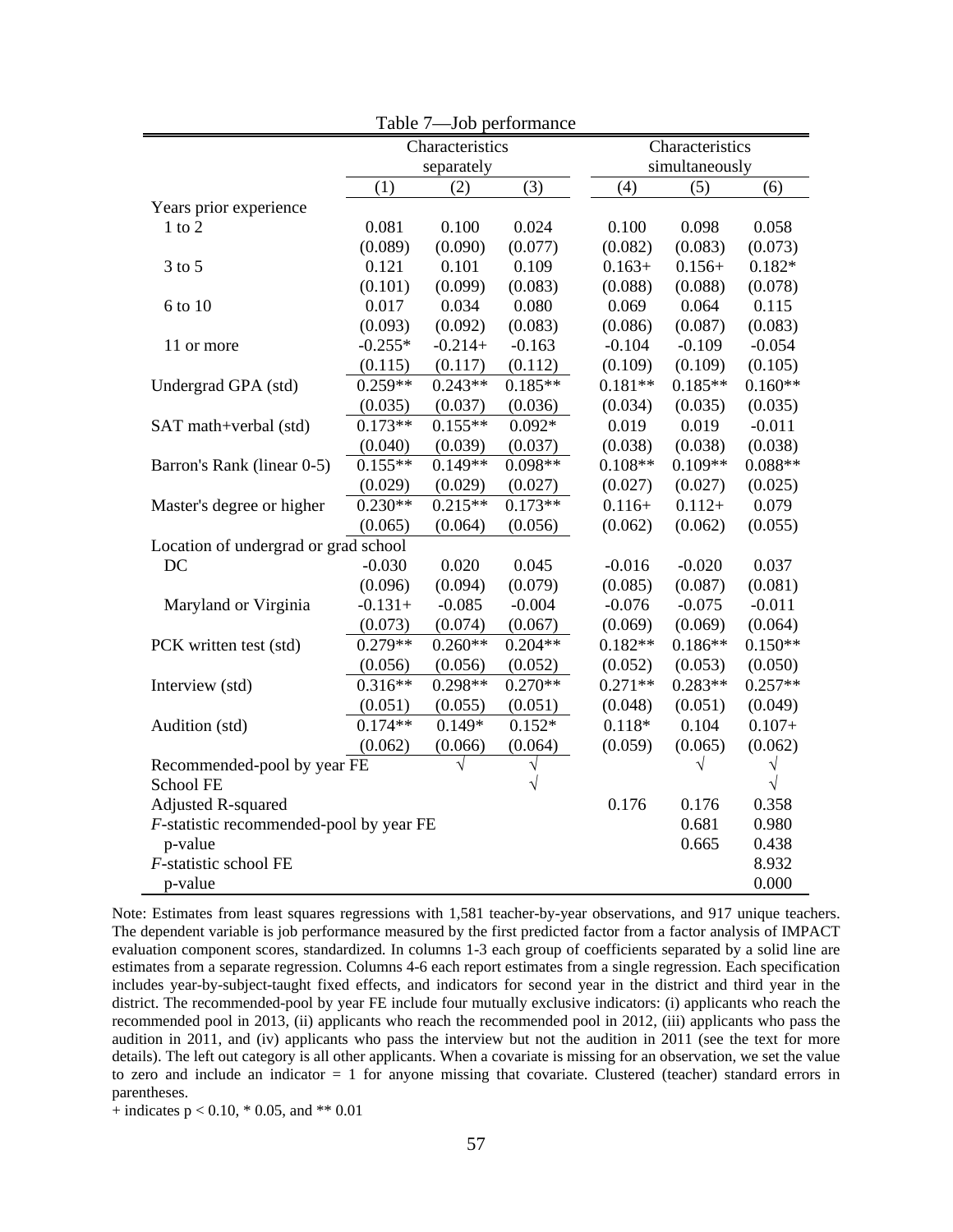Table 7—Job performance

| | Characteristics separately | | | Characteristics simultaneously | | |
|---|---|---|---|---|---|---|
| | (1) | (2) | (3) | (4) | (5) | (6) |
| Years prior experience | | | | | | |
| 1 to 2 | 0.081 | 0.100 | 0.024 | 0.100 | 0.098 | 0.058 |
| | (0.089) | (0.090) | (0.077) | (0.082) | (0.083) | (0.073) |
| 3 to 5 | 0.121 | 0.101 | 0.109 | 0.163+ | 0.156+ | 0.182* |
| | (0.101) | (0.099) | (0.083) | (0.088) | (0.088) | (0.078) |
| 6 to 10 | 0.017 | 0.034 | 0.080 | 0.069 | 0.064 | 0.115 |
| | (0.093) | (0.092) | (0.083) | (0.086) | (0.087) | (0.083) |
| 11 or more | -0.255* | -0.214+ | -0.163 | -0.104 | -0.109 | -0.054 |
| | (0.115) | (0.117) | (0.112) | (0.109) | (0.109) | (0.105) |
| Undergrad GPA (std) | 0.259** | 0.243** | 0.185** | 0.181** | 0.185** | 0.160** |
| | (0.035) | (0.037) | (0.036) | (0.034) | (0.035) | (0.035) |
| SAT math+verbal (std) | 0.173** | 0.155** | 0.092* | 0.019 | 0.019 | -0.011 |
| | (0.040) | (0.039) | (0.037) | (0.038) | (0.038) | (0.038) |
| Barron's Rank (linear 0-5) | 0.155** | 0.149** | 0.098** | 0.108** | 0.109** | 0.088** |
| | (0.029) | (0.029) | (0.027) | (0.027) | (0.027) | (0.025) |
| Master's degree or higher | 0.230** | 0.215** | 0.173** | 0.116+ | 0.112+ | 0.079 |
| | (0.065) | (0.064) | (0.056) | (0.062) | (0.062) | (0.055) |
| Location of undergrad or grad school | | | | | | |
| DC | -0.030 | 0.020 | 0.045 | -0.016 | -0.020 | 0.037 |
| | (0.096) | (0.094) | (0.079) | (0.085) | (0.087) | (0.081) |
| Maryland or Virginia | -0.131+ | -0.085 | -0.004 | -0.076 | -0.075 | -0.011 |
| | (0.073) | (0.074) | (0.067) | (0.069) | (0.069) | (0.064) |
| PCK written test (std) | 0.279** | 0.260** | 0.204** | 0.182** | 0.186** | 0.150** |
| | (0.056) | (0.056) | (0.052) | (0.052) | (0.053) | (0.050) |
| Interview (std) | 0.316** | 0.298** | 0.270** | 0.271** | 0.283** | 0.257** |
| | (0.051) | (0.055) | (0.051) | (0.048) | (0.051) | (0.049) |
| Audition (std) | 0.174** | 0.149* | 0.152* | 0.118* | 0.104 | 0.107+ |
| | (0.062) | (0.066) | (0.064) | (0.059) | (0.065) | (0.062) |
| Recommended-pool by year FE | | √ | √ | | √ | √ |
| School FE | | | √ | | | √ |
| Adjusted R-squared | | | | 0.176 | 0.176 | 0.358 |
| *F*-statistic recommended-pool by year FE | | | | | 0.681 | 0.980 |
| p-value | | | | | 0.665 | 0.438 |
| *F*-statistic school FE | | | | | | 8.932 |
| p-value | | | | | | 0.000 |

Note: Estimates from least squares regressions with 1,581 teacher-by-year observations, and 917 unique teachers. The dependent variable is job performance measured by the first predicted factor from a factor analysis of IMPACT evaluation component scores, standardized. In columns 1-3 each group of coefficients separated by a solid line are estimates from a separate regression. Columns 4-6 each report estimates from a single regression. Each specification includes year-by-subject-taught fixed effects, and indicators for second year in the district and third year in the district. The recommended-pool by year FE include four mutually exclusive indicators: (i) applicants who reach the recommended pool in 2013, (ii) applicants who reach the recommended pool in 2012, (iii) applicants who pass the audition in 2011, and (iv) applicants who pass the interview but not the audition in 2011 (see the text for more details). The left out category is all other applicants. When a covariate is missing for an observation, we set the value to zero and include an indicator = 1 for anyone missing that covariate. Clustered (teacher) standard errors in parentheses.

+ indicates $p < 0.10$, * 0.05, and ** 0.01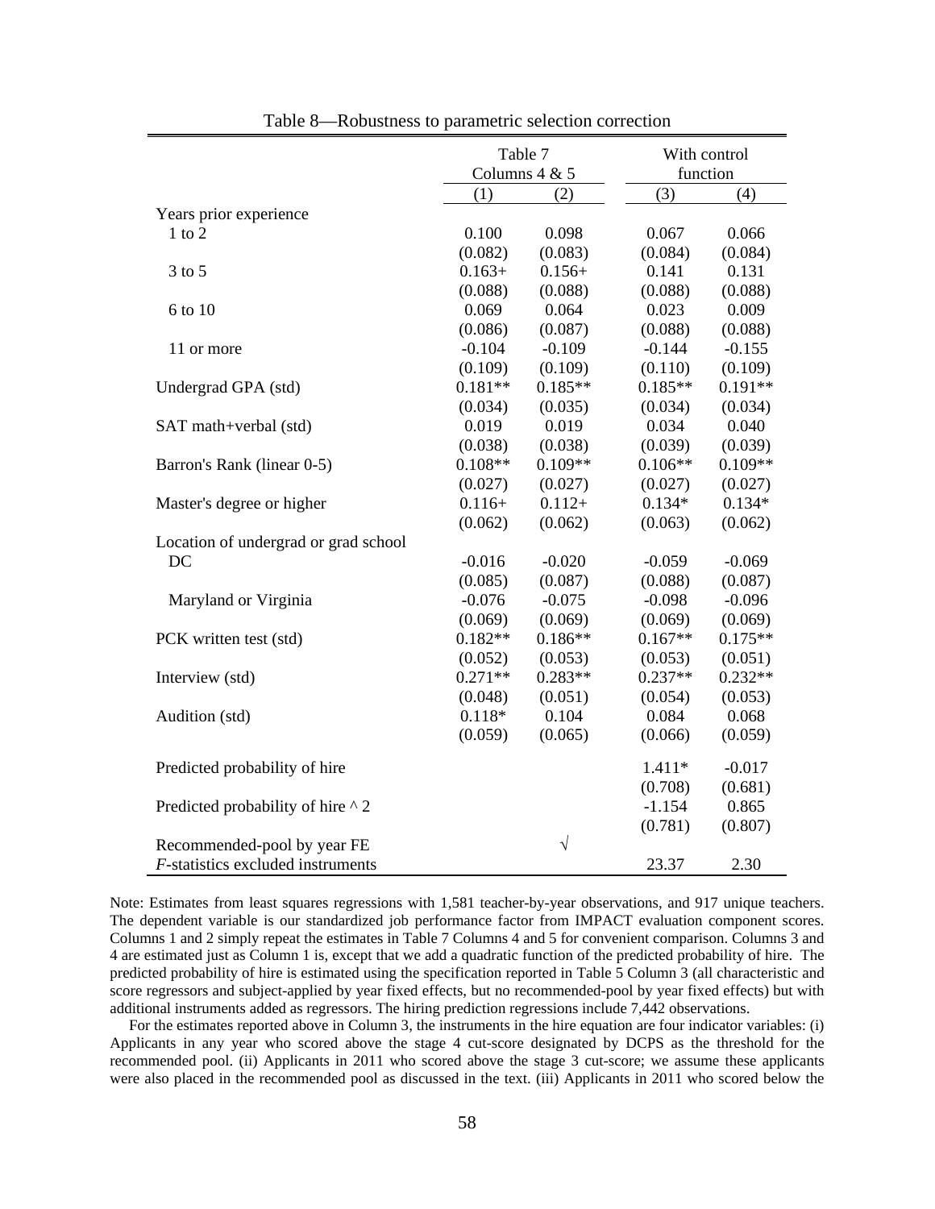Table 8—Robustness to parametric selection correction

| | Table 7 Columns 4 & 5 | | With control function | |
|---|---|---|---|---|
| | (1) | (2) | (3) | (4) |
| Years prior experience | | | | |
| 1 to 2 | 0.100 | 0.098 | 0.067 | 0.066 |
| | (0.082) | (0.083) | (0.084) | (0.084) |
| 3 to 5 | 0.163+ | 0.156+ | 0.141 | 0.131 |
| | (0.088) | (0.088) | (0.088) | (0.088) |
| 6 to 10 | 0.069 | 0.064 | 0.023 | 0.009 |
| | (0.086) | (0.087) | (0.088) | (0.088) |
| 11 or more | -0.104 | -0.109 | -0.144 | -0.155 |
| | (0.109) | (0.109) | (0.110) | (0.109) |
| Undergrad GPA (std) | 0.181** | 0.185** | 0.185** | 0.191** |
| | (0.034) | (0.035) | (0.034) | (0.034) |
| SAT math+verbal (std) | 0.019 | 0.019 | 0.034 | 0.040 |
| | (0.038) | (0.038) | (0.039) | (0.039) |
| Barron's Rank (linear 0-5) | 0.108** | 0.109** | 0.106** | 0.109** |
| | (0.027) | (0.027) | (0.027) | (0.027) |
| Master's degree or higher | 0.116+ | 0.112+ | 0.134* | 0.134* |
| | (0.062) | (0.062) | (0.063) | (0.062) |
| Location of undergrad or grad school | | | | |
| DC | -0.016 | -0.020 | -0.059 | -0.069 |
| | (0.085) | (0.087) | (0.088) | (0.087) |
| Maryland or Virginia | -0.076 | -0.075 | -0.098 | -0.096 |
| | (0.069) | (0.069) | (0.069) | (0.069) |
| PCK written test (std) | 0.182** | 0.186** | 0.167** | 0.175** |
| | (0.052) | (0.053) | (0.053) | (0.051) |
| Interview (std) | 0.271** | 0.283** | 0.237** | 0.232** |
| | (0.048) | (0.051) | (0.054) | (0.053) |
| Audition (std) | 0.118* | 0.104 | 0.084 | 0.068 |
| | (0.059) | (0.065) | (0.066) | (0.059) |
| Predicted probability of hire | | | 1.411* | -0.017 |
| | | | (0.708) | (0.681) |
| Predicted probability of hire ^ 2 | | | -1.154 | 0.865 |
| | | | (0.781) | (0.807) |
| Recommended-pool by year FE | | √ | | |
| *F*-statistics excluded instruments | | | 23.37 | 2.30 |

Note: Estimates from least squares regressions with 1,581 teacher-by-year observations, and 917 unique teachers. The dependent variable is our standardized job performance factor from IMPACT evaluation component scores. Columns 1 and 2 simply repeat the estimates in Table 7 Columns 4 and 5 for convenient comparison. Columns 3 and 4 are estimated just as Column 1 is, except that we add a quadratic function of the predicted probability of hire. The predicted probability of hire is estimated using the specification reported in Table 5 Column 3 (all characteristic and score regressors and subject-applied by year fixed effects, but no recommended-pool by year fixed effects) but with additional instruments added as regressors. The hiring prediction regressions include 7,442 observations.

For the estimates reported above in Column 3, the instruments in the hire equation are four indicator variables: (i) Applicants in any year who scored above the stage 4 cut-score designated by DCPS as the threshold for the recommended pool. (ii) Applicants in 2011 who scored above the stage 3 cut-score; we assume these applicants were also placed in the recommended pool as discussed in the text. (iii) Applicants in 2011 who scored below the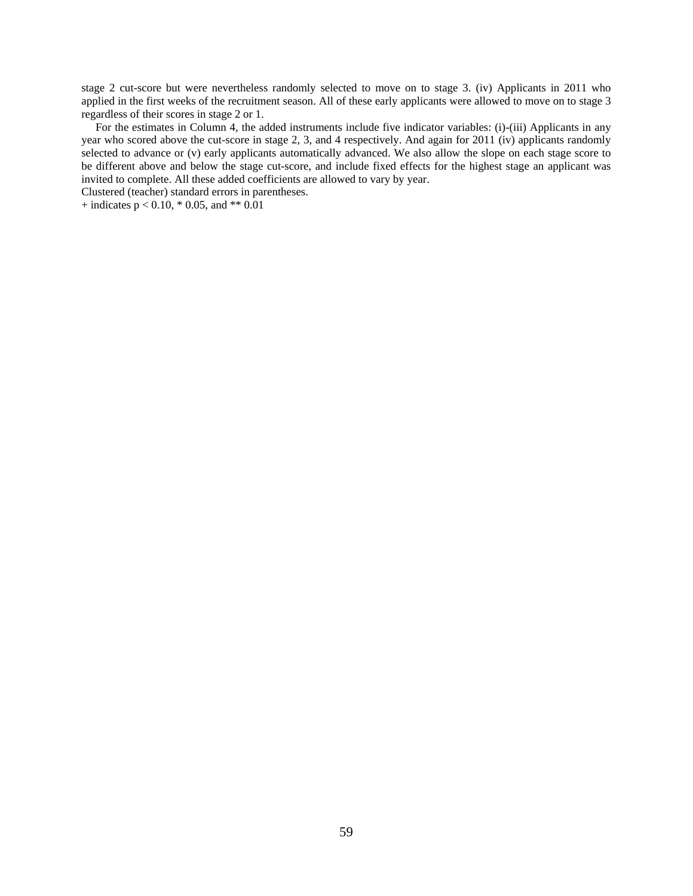stage 2 cut-score but were nevertheless randomly selected to move on to stage 3. (iv) Applicants in 2011 who applied in the first weeks of the recruitment season. All of these early applicants were allowed to move on to stage 3 regardless of their scores in stage 2 or 1.

For the estimates in Column 4, the added instruments include five indicator variables: (i)-(iii) Applicants in any year who scored above the cut-score in stage 2, 3, and 4 respectively. And again for 2011 (iv) applicants randomly selected to advance or (v) early applicants automatically advanced. We also allow the slope on each stage score to be different above and below the stage cut-score, and include fixed effects for the highest stage an applicant was invited to complete. All these added coefficients are allowed to vary by year.

Clustered (teacher) standard errors in parentheses.

+ indicates $p < 0.10$, * 0.05, and ** 0.01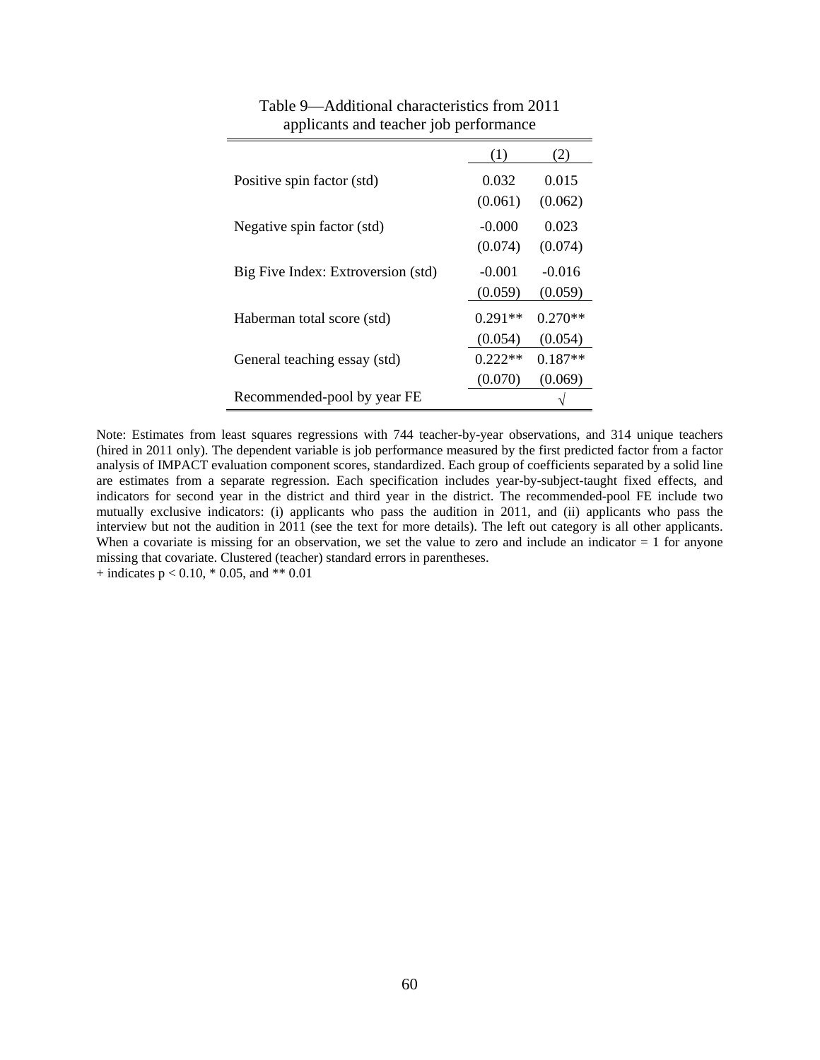Table 9—Additional characteristics from 2011 applicants and teacher job performance

| | (1) | (2) |
|---|---|---|
| Positive spin factor (std) | 0.032 | 0.015 |
| | (0.061) | (0.062) |
| Negative spin factor (std) | -0.000 | 0.023 |
| | (0.074) | (0.074) |
| Big Five Index: Extroversion (std) | -0.001 | -0.016 |
| | (0.059) | (0.059) |
| Haberman total score (std) | 0.291** | 0.270** |
| | (0.054) | (0.054) |
| General teaching essay (std) | 0.222** | 0.187** |
| | (0.070) | (0.069) |
| Recommended-pool by year FE | | √ |

Note: Estimates from least squares regressions with 744 teacher-by-year observations, and 314 unique teachers (hired in 2011 only). The dependent variable is job performance measured by the first predicted factor from a factor analysis of IMPACT evaluation component scores, standardized. Each group of coefficients separated by a solid line are estimates from a separate regression. Each specification includes year-by-subject-taught fixed effects, and indicators for second year in the district and third year in the district. The recommended-pool FE include two mutually exclusive indicators: (i) applicants who pass the audition in 2011, and (ii) applicants who pass the interview but not the audition in 2011 (see the text for more details). The left out category is all other applicants. When a covariate is missing for an observation, we set the value to zero and include an indicator = 1 for anyone missing that covariate. Clustered (teacher) standard errors in parentheses.
+ indicates $p < 0.10$, * 0.05, and ** 0.01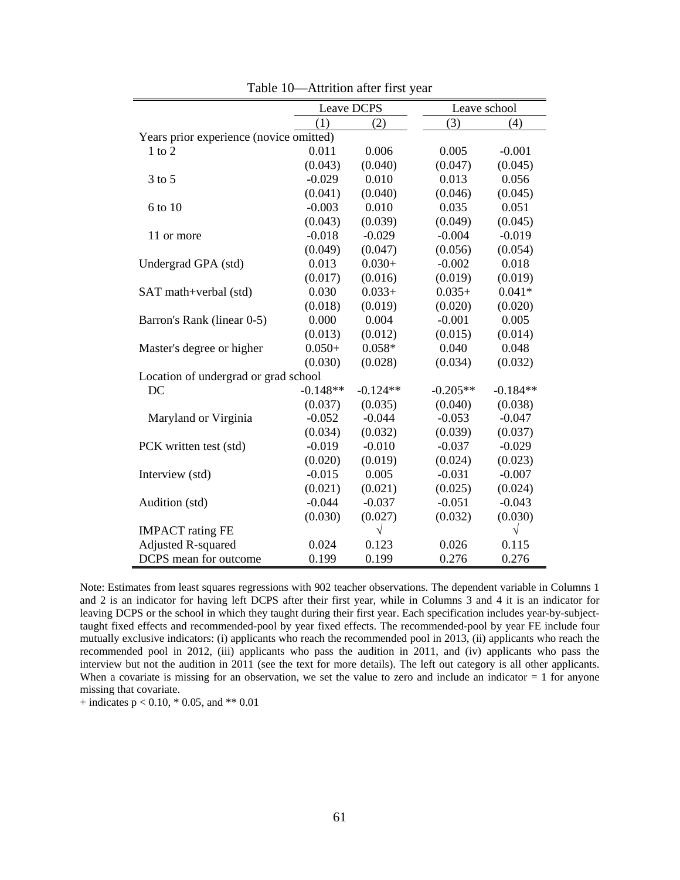Table 10—Attrition after first year

| | Leave DCPS | | Leave school | |
|---|---|---|---|---|
| | (1) | (2) | (3) | (4) |
| Years prior experience (novice omitted) | | | | |
| 1 to 2 | 0.011 | 0.006 | 0.005 | -0.001 |
| | (0.043) | (0.040) | (0.047) | (0.045) |
| 3 to 5 | -0.029 | 0.010 | 0.013 | 0.056 |
| | (0.041) | (0.040) | (0.046) | (0.045) |
| 6 to 10 | -0.003 | 0.010 | 0.035 | 0.051 |
| | (0.043) | (0.039) | (0.049) | (0.045) |
| 11 or more | -0.018 | -0.029 | -0.004 | -0.019 |
| | (0.049) | (0.047) | (0.056) | (0.054) |
| Undergrad GPA (std) | 0.013 | 0.030+ | -0.002 | 0.018 |
| | (0.017) | (0.016) | (0.019) | (0.019) |
| SAT math+verbal (std) | 0.030 | 0.033+ | 0.035+ | 0.041* |
| | (0.018) | (0.019) | (0.020) | (0.020) |
| Barron's Rank (linear 0-5) | 0.000 | 0.004 | -0.001 | 0.005 |
| | (0.013) | (0.012) | (0.015) | (0.014) |
| Master's degree or higher | 0.050+ | 0.058* | 0.040 | 0.048 |
| | (0.030) | (0.028) | (0.034) | (0.032) |
| Location of undergrad or grad school | | | | |
| DC | -0.148** | -0.124** | -0.205** | -0.184** |
| | (0.037) | (0.035) | (0.040) | (0.038) |
| Maryland or Virginia | -0.052 | -0.044 | -0.053 | -0.047 |
| | (0.034) | (0.032) | (0.039) | (0.037) |
| PCK written test (std) | -0.019 | -0.010 | -0.037 | -0.029 |
| | (0.020) | (0.019) | (0.024) | (0.023) |
| Interview (std) | -0.015 | 0.005 | -0.031 | -0.007 |
| | (0.021) | (0.021) | (0.025) | (0.024) |
| Audition (std) | -0.044 | -0.037 | -0.051 | -0.043 |
| | (0.030) | (0.027) | (0.032) | (0.030) |
| IMPACT rating FE | | √ | | √ |
| Adjusted R-squared | 0.024 | 0.123 | 0.026 | 0.115 |
| DCPS mean for outcome | 0.199 | 0.199 | 0.276 | 0.276 |

Note: Estimates from least squares regressions with 902 teacher observations. The dependent variable in Columns 1 and 2 is an indicator for having left DCPS after their first year, while in Columns 3 and 4 it is an indicator for leaving DCPS or the school in which they taught during their first year. Each specification includes year-by-subject-taught fixed effects and recommended-pool by year fixed effects. The recommended-pool by year FE include four mutually exclusive indicators: (i) applicants who reach the recommended pool in 2013, (ii) applicants who reach the recommended pool in 2012, (iii) applicants who pass the audition in 2011, and (iv) applicants who pass the interview but not the audition in 2011 (see the text for more details). The left out category is all other applicants. When a covariate is missing for an observation, we set the value to zero and include an indicator = 1 for anyone missing that covariate.

+ indicates $p < 0.10$, * 0.05, and ** 0.01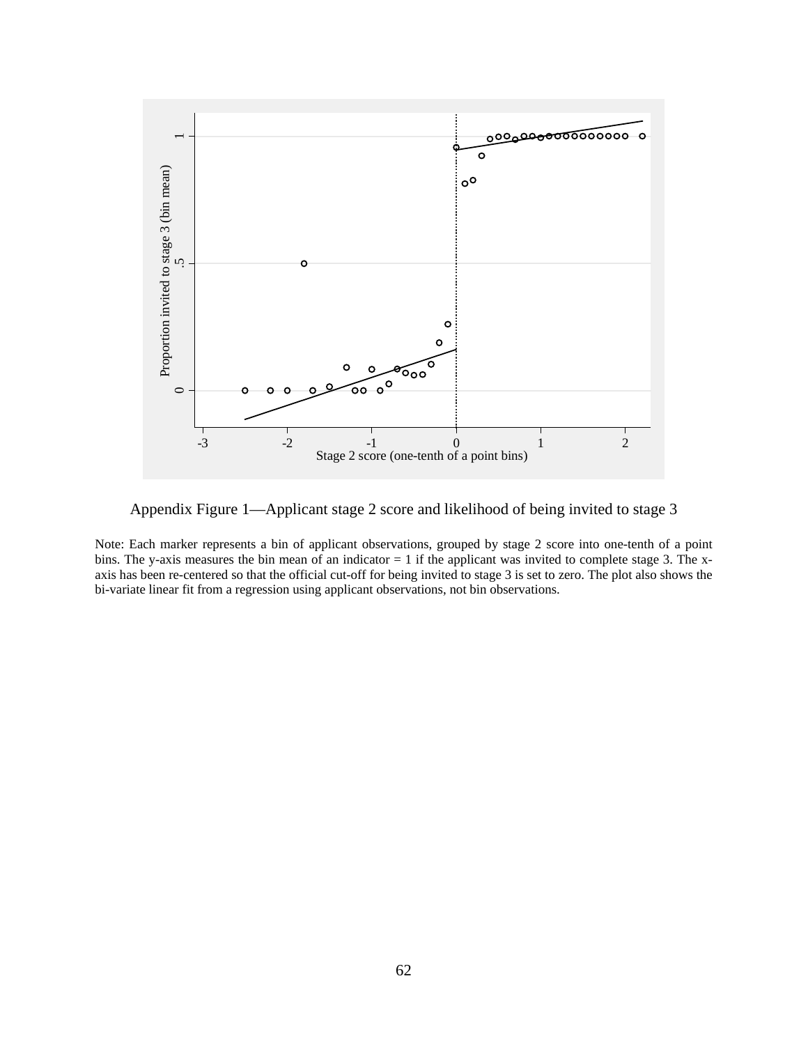Appendix Figure 1—Applicant stage 2 score and likelihood of being invited to stage 3

Note: Each marker represents a bin of applicant observations, grouped by stage 2 score into one-tenth of a point bins. The y-axis measures the bin mean of an indicator = 1 if the applicant was invited to complete stage 3. The x-axis has been re-centered so that the official cut-off for being invited to stage 3 is set to zero. The plot also shows the bi-variate linear fit from a regression using applicant observations, not bin observations.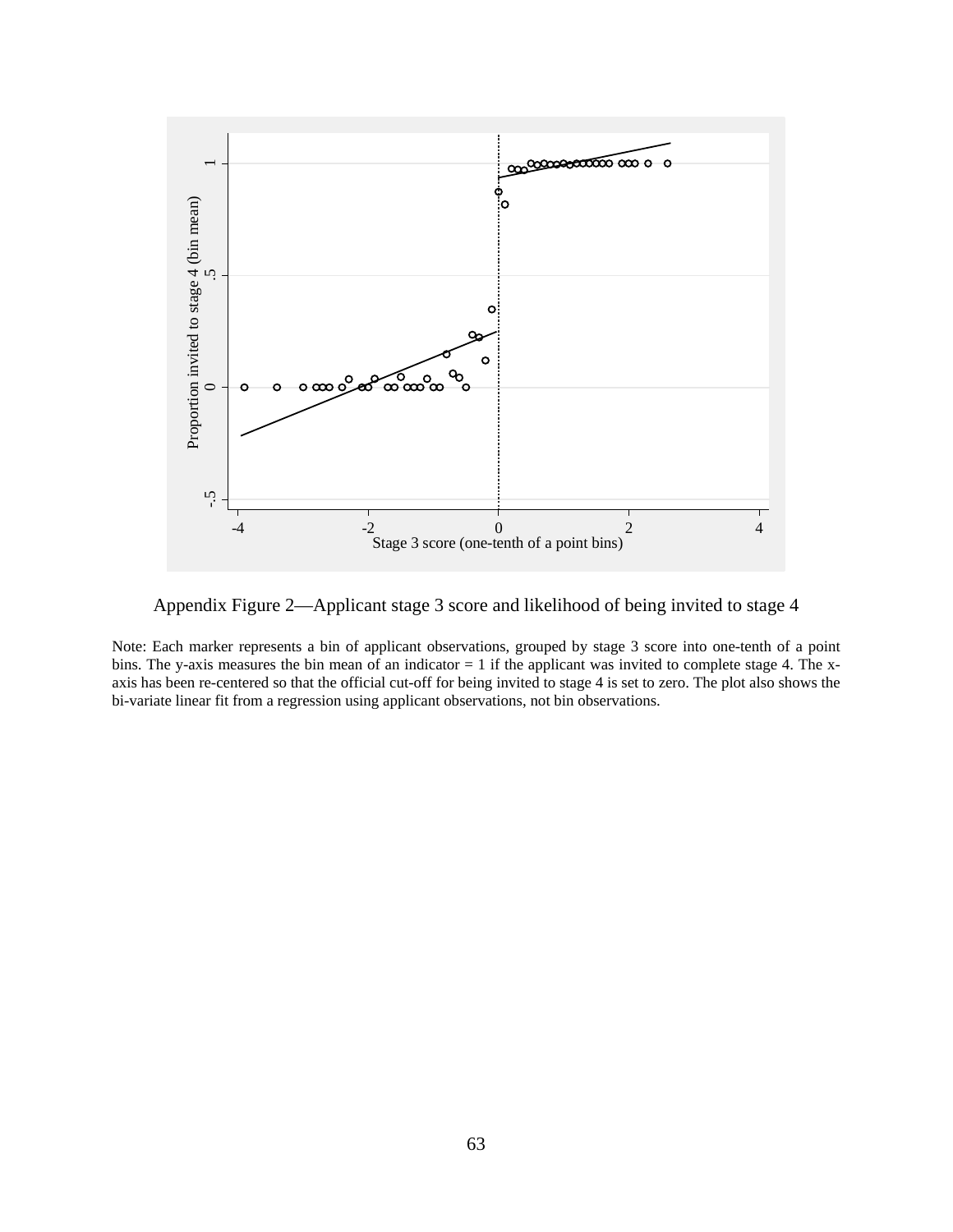Appendix Figure 2—Applicant stage 3 score and likelihood of being invited to stage 4

Note: Each marker represents a bin of applicant observations, grouped by stage 3 score into one-tenth of a point bins. The y-axis measures the bin mean of an indicator = 1 if the applicant was invited to complete stage 4. The x-axis has been re-centered so that the official cut-off for being invited to stage 4 is set to zero. The plot also shows the bi-variate linear fit from a regression using applicant observations, not bin observations.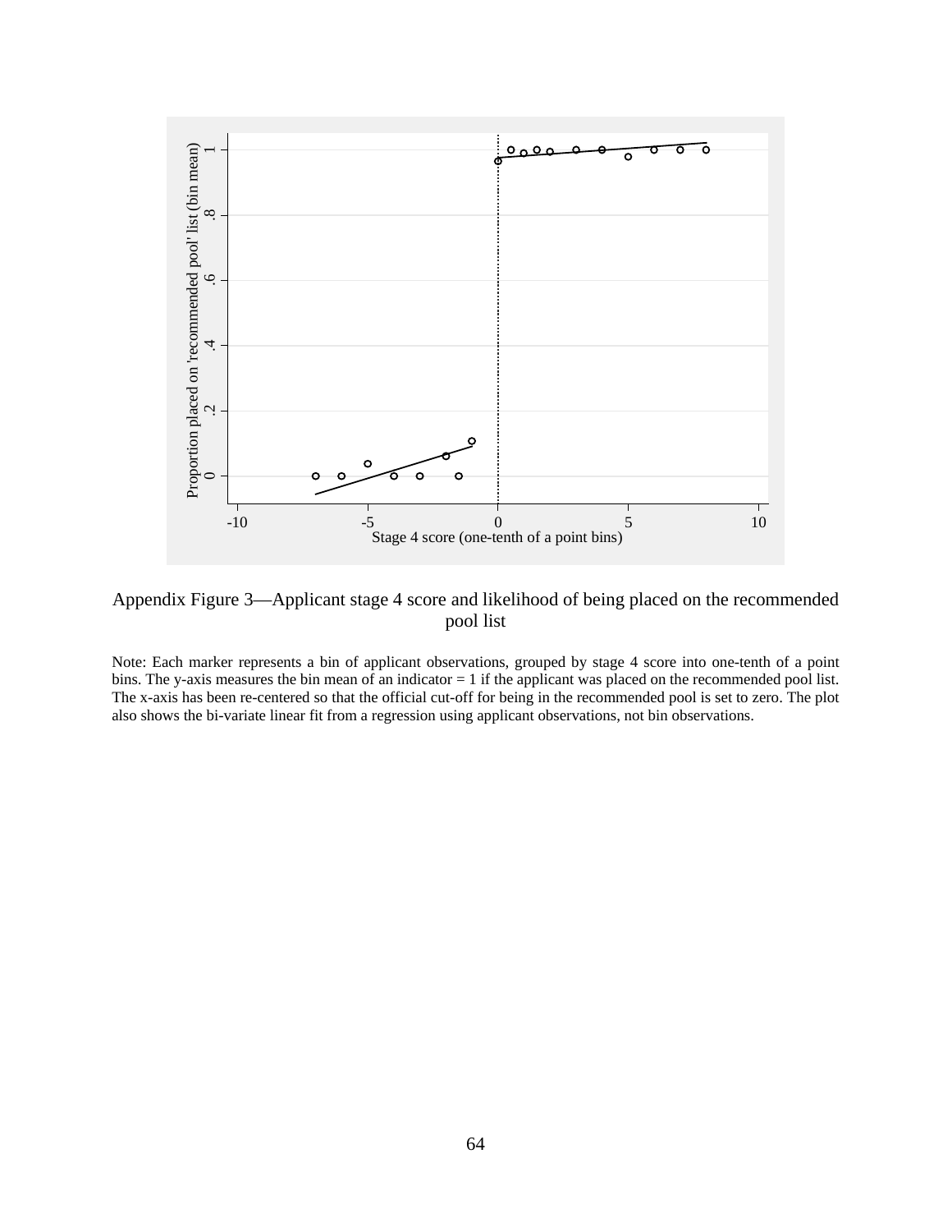Appendix Figure 3—Applicant stage 4 score and likelihood of being placed on the recommended pool list

Note: Each marker represents a bin of applicant observations, grouped by stage 4 score into one-tenth of a point bins. The y-axis measures the bin mean of an indicator = 1 if the applicant was placed on the recommended pool list. The x-axis has been re-centered so that the official cut-off for being in the recommended pool is set to zero. The plot also shows the bi-variate linear fit from a regression using applicant observations, not bin observations.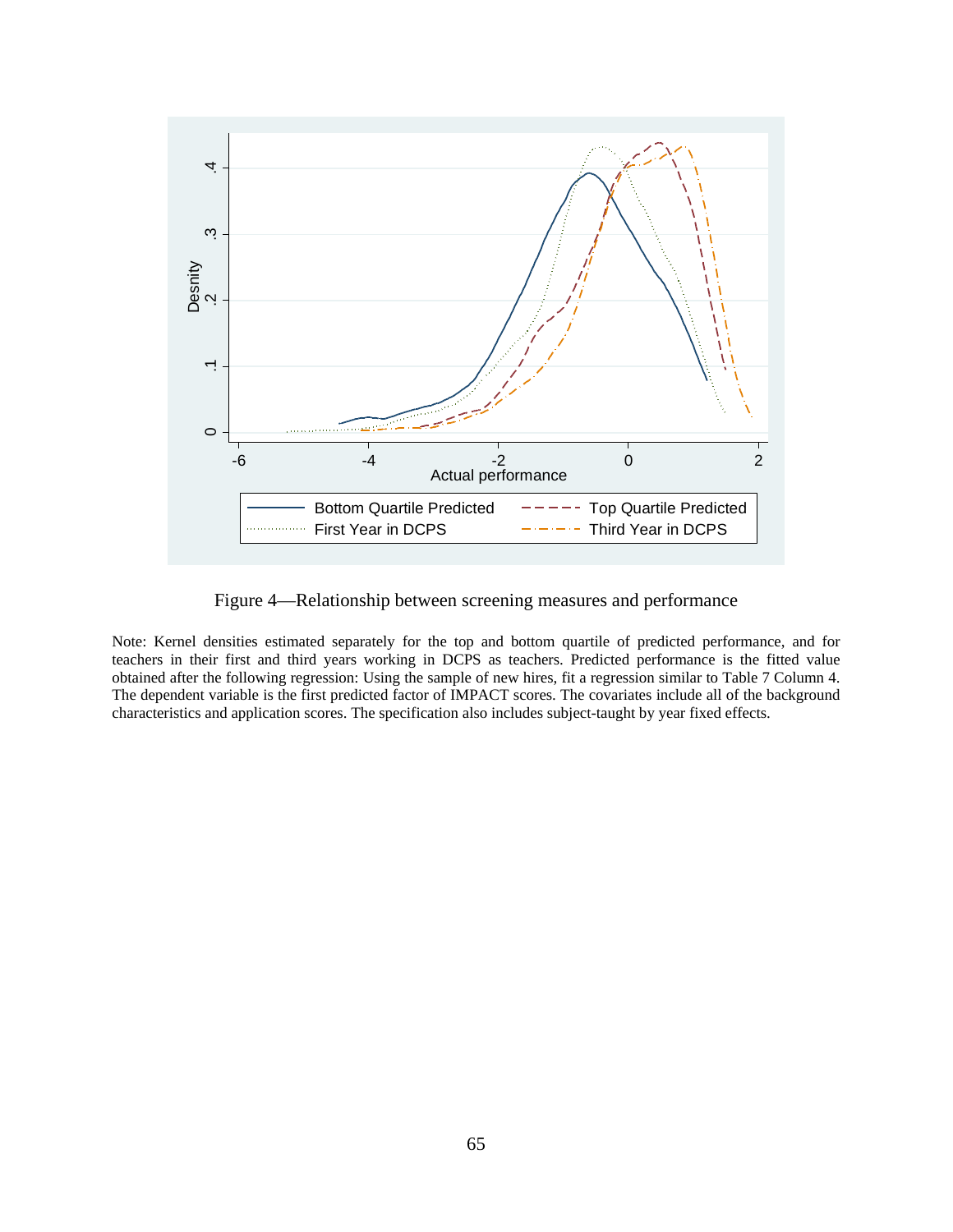Figure 4—Relationship between screening measures and performance

Note: Kernel densities estimated separately for the top and bottom quartile of predicted performance, and for teachers in their first and third years working in DCPS as teachers. Predicted performance is the fitted value obtained after the following regression: Using the sample of new hires, fit a regression similar to Table 7 Column 4. The dependent variable is the first predicted factor of IMPACT scores. The covariates include all of the background characteristics and application scores. The specification also includes subject-taught by year fixed effects.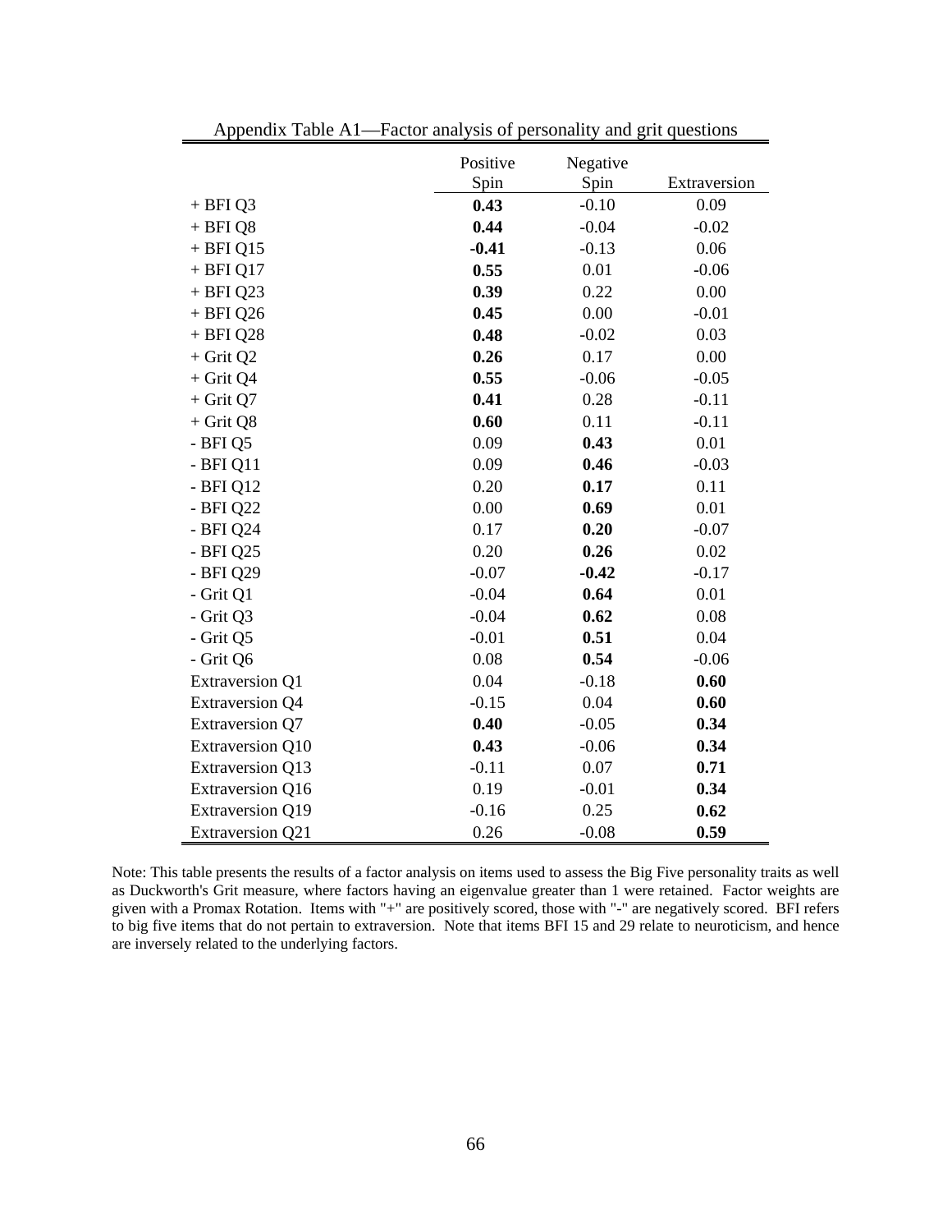Appendix Table A1—Factor analysis of personality and grit questions

| | Positive Spin | Negative Spin | Extraversion |
|---|---|---|---|
| + BFI Q3 | **0.43** | -0.10 | 0.09 |
| + BFI Q8 | **0.44** | -0.04 | -0.02 |
| + BFI Q15 | **-0.41** | -0.13 | 0.06 |
| + BFI Q17 | **0.55** | 0.01 | -0.06 |
| + BFI Q23 | **0.39** | 0.22 | 0.00 |
| + BFI Q26 | **0.45** | 0.00 | -0.01 |
| + BFI Q28 | **0.48** | -0.02 | 0.03 |
| + Grit Q2 | **0.26** | 0.17 | 0.00 |
| + Grit Q4 | **0.55** | -0.06 | -0.05 |
| + Grit Q7 | **0.41** | 0.28 | -0.11 |
| + Grit Q8 | **0.60** | 0.11 | -0.11 |
| - BFI Q5 | 0.09 | **0.43** | 0.01 |
| - BFI Q11 | 0.09 | **0.46** | -0.03 |
| - BFI Q12 | 0.20 | **0.17** | 0.11 |
| - BFI Q22 | 0.00 | **0.69** | 0.01 |
| - BFI Q24 | 0.17 | **0.20** | -0.07 |
| - BFI Q25 | 0.20 | **0.26** | 0.02 |
| - BFI Q29 | -0.07 | **-0.42** | -0.17 |
| - Grit Q1 | -0.04 | **0.64** | 0.01 |
| - Grit Q3 | -0.04 | **0.62** | 0.08 |
| - Grit Q5 | -0.01 | **0.51** | 0.04 |
| - Grit Q6 | 0.08 | **0.54** | -0.06 |
| Extraversion Q1 | 0.04 | -0.18 | **0.60** |
| Extraversion Q4 | -0.15 | 0.04 | **0.60** |
| Extraversion Q7 | **0.40** | -0.05 | **0.34** |
| Extraversion Q10 | **0.43** | -0.06 | **0.34** |
| Extraversion Q13 | -0.11 | 0.07 | **0.71** |
| Extraversion Q16 | 0.19 | -0.01 | **0.34** |
| Extraversion Q19 | -0.16 | 0.25 | **0.62** |
| Extraversion Q21 | 0.26 | -0.08 | **0.59** |

Note: This table presents the results of a factor analysis on items used to assess the Big Five personality traits as well as Duckworth's Grit measure, where factors having an eigenvalue greater than 1 were retained. Factor weights are given with a Promax Rotation. Items with "+" are positively scored, those with "-" are negatively scored. BFI refers to big five items that do not pertain to extraversion. Note that items BFI 15 and 29 relate to neuroticism, and hence are inversely related to the underlying factors.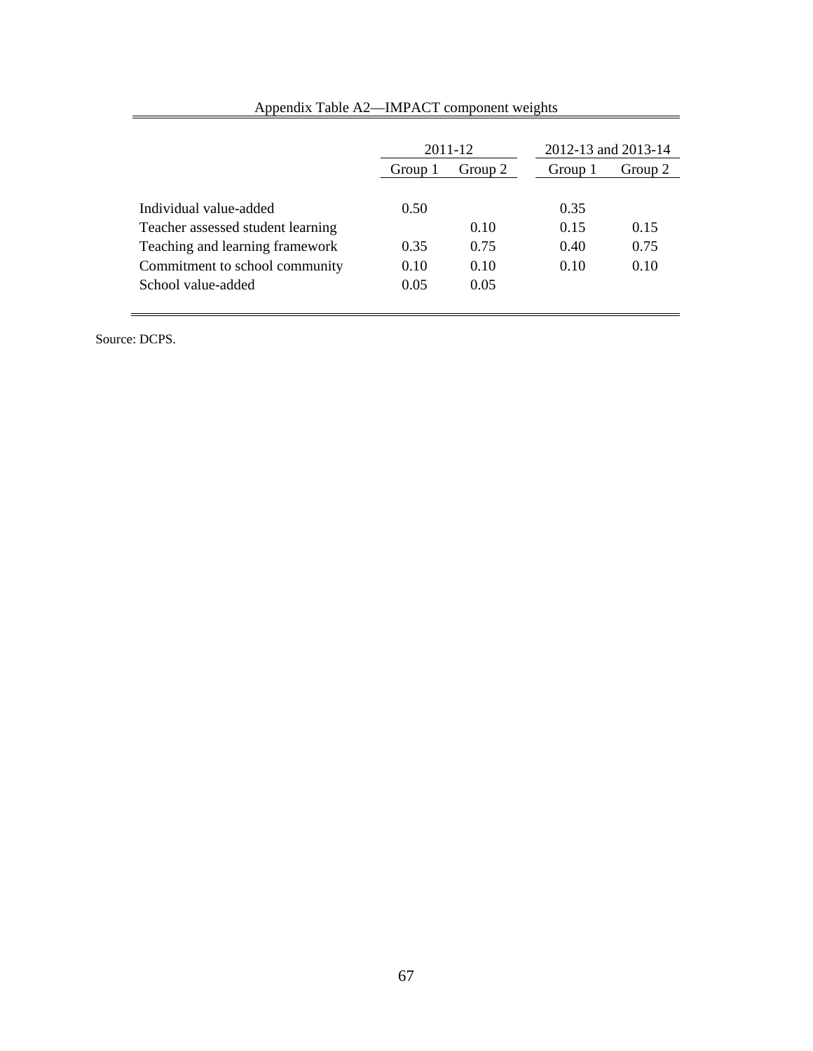Appendix Table A2—IMPACT component weights

| | 2011-12 | | 2012-13 and 2013-14 | |
|---|---|---|---|---|
| | Group 1 | Group 2 | Group 1 | Group 2 |
| Individual value-added | 0.50 | | 0.35 | |
| Teacher assessed student learning | | 0.10 | 0.15 | 0.15 |
| Teaching and learning framework | 0.35 | 0.75 | 0.40 | 0.75 |
| Commitment to school community | 0.10 | 0.10 | 0.10 | 0.10 |
| School value-added | 0.05 | 0.05 | | |

Source: DCPS.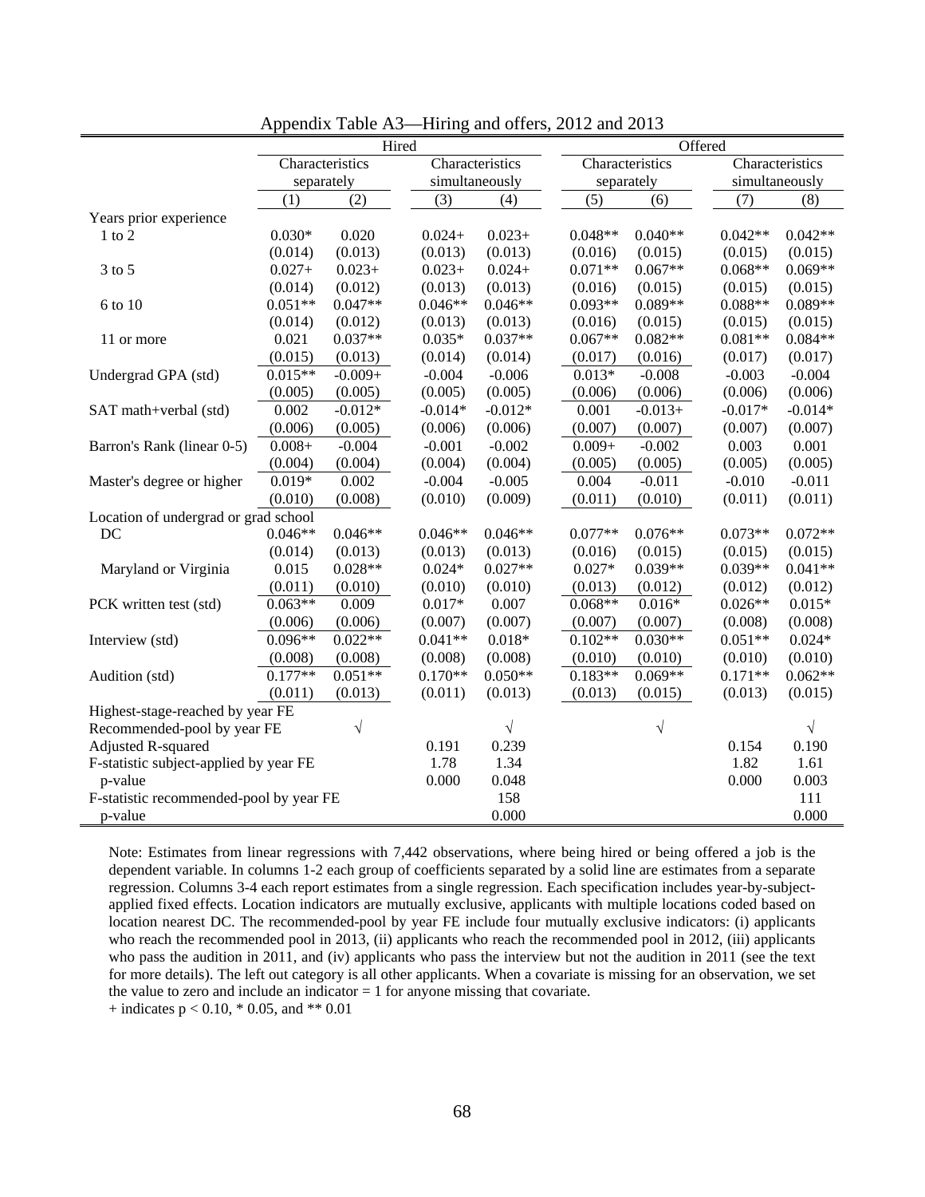Appendix Table A3—Hiring and offers, 2012 and 2013

| | Hired | | | | Offered | | | |
|---|---|---|---|---|---|---|---|---|
| | Characteristics separately | | Characteristics simultaneously | | Characteristics separately | | Characteristics simultaneously | |
| | (1) | (2) | (3) | (4) | (5) | (6) | (7) | (8) |
| Years prior experience | | | | | | | | |
| 1 to 2 | 0.030* | 0.020 | 0.024+ | 0.023+ | 0.048** | 0.040** | 0.042** | 0.042** |
| | (0.014) | (0.013) | (0.013) | (0.013) | (0.016) | (0.015) | (0.015) | (0.015) |
| 3 to 5 | 0.027+ | 0.023+ | 0.023+ | 0.024+ | 0.071** | 0.067** | 0.068** | 0.069** |
| | (0.014) | (0.012) | (0.013) | (0.013) | (0.016) | (0.015) | (0.015) | (0.015) |
| 6 to 10 | 0.051** | 0.047** | 0.046** | 0.046** | 0.093** | 0.089** | 0.088** | 0.089** |
| | (0.014) | (0.012) | (0.013) | (0.013) | (0.016) | (0.015) | (0.015) | (0.015) |
| 11 or more | 0.021 | 0.037** | 0.035* | 0.037** | 0.067** | 0.082** | 0.081** | 0.084** |
| | (0.015) | (0.013) | (0.014) | (0.014) | (0.017) | (0.016) | (0.017) | (0.017) |
| Undergrad GPA (std) | 0.015** | -0.009+ | -0.004 | -0.006 | 0.013* | -0.008 | -0.003 | -0.004 |
| | (0.005) | (0.005) | (0.005) | (0.005) | (0.006) | (0.006) | (0.006) | (0.006) |
| SAT math+verbal (std) | 0.002 | -0.012* | -0.014* | -0.012* | 0.001 | -0.013+ | -0.017* | -0.014* |
| | (0.006) | (0.005) | (0.006) | (0.006) | (0.007) | (0.007) | (0.007) | (0.007) |
| Barron's Rank (linear 0-5) | 0.008+ | -0.004 | -0.001 | -0.002 | 0.009+ | -0.002 | 0.003 | 0.001 |
| | (0.004) | (0.004) | (0.004) | (0.004) | (0.005) | (0.005) | (0.005) | (0.005) |
| Master's degree or higher | 0.019* | 0.002 | -0.004 | -0.005 | 0.004 | -0.011 | -0.010 | -0.011 |
| | (0.010) | (0.008) | (0.010) | (0.009) | (0.011) | (0.010) | (0.011) | (0.011) |
| Location of undergrad or grad school | | | | | | | | |
| DC | 0.046** | 0.046** | 0.046** | 0.046** | 0.077** | 0.076** | 0.073** | 0.072** |
| | (0.014) | (0.013) | (0.013) | (0.013) | (0.016) | (0.015) | (0.015) | (0.015) |
| Maryland or Virginia | 0.015 | 0.028** | 0.024* | 0.027** | 0.027* | 0.039** | 0.039** | 0.041** |
| | (0.011) | (0.010) | (0.010) | (0.010) | (0.013) | (0.012) | (0.012) | (0.012) |
| PCK written test (std) | 0.063** | 0.009 | 0.017* | 0.007 | 0.068** | 0.016* | 0.026** | 0.015* |
| | (0.006) | (0.006) | (0.007) | (0.007) | (0.007) | (0.007) | (0.008) | (0.008) |
| Interview (std) | 0.096** | 0.022** | 0.041** | 0.018* | 0.102** | 0.030** | 0.051** | 0.024* |
| | (0.008) | (0.008) | (0.008) | (0.008) | (0.010) | (0.010) | (0.010) | (0.010) |
| Audition (std) | 0.177** | 0.051** | 0.170** | 0.050** | 0.183** | 0.069** | 0.171** | 0.062** |
| | (0.011) | (0.013) | (0.011) | (0.013) | (0.013) | (0.015) | (0.013) | (0.015) |
| Highest-stage-reached by year FE | | | | | | | | |
| Recommended-pool by year FE | | √ | | √ | | √ | | √ |
| Adjusted R-squared | | | 0.191 | 0.239 | | | 0.154 | 0.190 |
| F-statistic subject-applied by year FE | | | 1.78 | 1.34 | | | 1.82 | 1.61 |
| p-value | | | 0.000 | 0.048 | | | 0.000 | 0.003 |
| F-statistic recommended-pool by year FE | | | | 158 | | | | 111 |
| p-value | | | | 0.000 | | | | 0.000 |

Note: Estimates from linear regressions with 7,442 observations, where being hired or being offered a job is the dependent variable. In columns 1-2 each group of coefficients separated by a solid line are estimates from a separate regression. Columns 3-4 each report estimates from a single regression. Each specification includes year-by-subject-applied fixed effects. Location indicators are mutually exclusive, applicants with multiple locations coded based on location nearest DC. The recommended-pool by year FE include four mutually exclusive indicators: (i) applicants who reach the recommended pool in 2013, (ii) applicants who reach the recommended pool in 2012, (iii) applicants who pass the audition in 2011, and (iv) applicants who pass the interview but not the audition in 2011 (see the text for more details). The left out category is all other applicants. When a covariate is missing for an observation, we set the value to zero and include an indicator = 1 for anyone missing that covariate.

+ indicates $p < 0.10$, * 0.05, and ** 0.01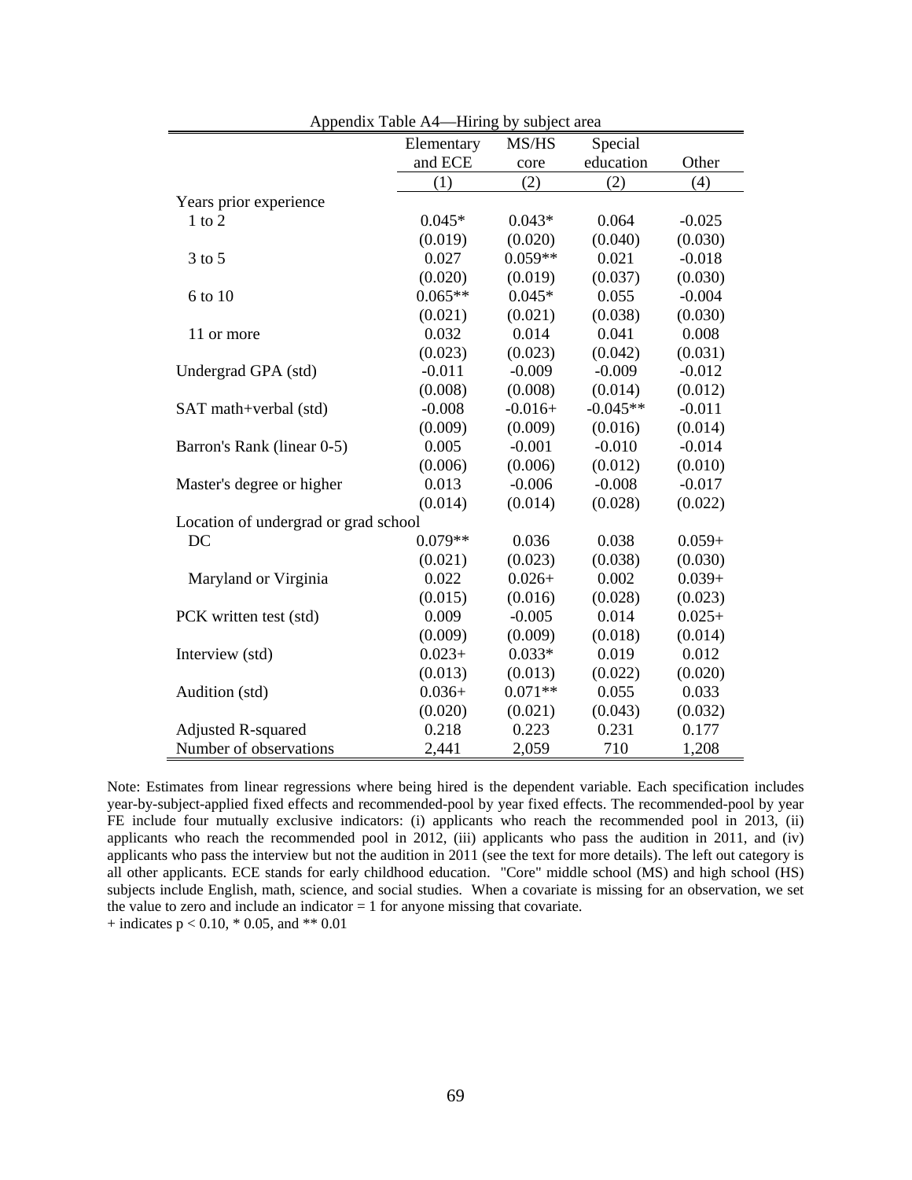Appendix Table A4—Hiring by subject area

| | Elementary and ECE | MS/HS core | Special education | Other |
|---|---|---|---|---|
| | (1) | (2) | (2) | (4) |
| Years prior experience | | | | |
| 1 to 2 | 0.045* | 0.043* | 0.064 | -0.025 |
| | (0.019) | (0.020) | (0.040) | (0.030) |
| 3 to 5 | 0.027 | 0.059** | 0.021 | -0.018 |
| | (0.020) | (0.019) | (0.037) | (0.030) |
| 6 to 10 | 0.065** | 0.045* | 0.055 | -0.004 |
| | (0.021) | (0.021) | (0.038) | (0.030) |
| 11 or more | 0.032 | 0.014 | 0.041 | 0.008 |
| | (0.023) | (0.023) | (0.042) | (0.031) |
| Undergrad GPA (std) | -0.011 | -0.009 | -0.009 | -0.012 |
| | (0.008) | (0.008) | (0.014) | (0.012) |
| SAT math+verbal (std) | -0.008 | -0.016+ | -0.045** | -0.011 |
| | (0.009) | (0.009) | (0.016) | (0.014) |
| Barron's Rank (linear 0-5) | 0.005 | -0.001 | -0.010 | -0.014 |
| | (0.006) | (0.006) | (0.012) | (0.010) |
| Master's degree or higher | 0.013 | -0.006 | -0.008 | -0.017 |
| | (0.014) | (0.014) | (0.028) | (0.022) |
| Location of undergrad or grad school | | | | |
| DC | 0.079** | 0.036 | 0.038 | 0.059+ |
| | (0.021) | (0.023) | (0.038) | (0.030) |
| Maryland or Virginia | 0.022 | 0.026+ | 0.002 | 0.039+ |
| | (0.015) | (0.016) | (0.028) | (0.023) |
| PCK written test (std) | 0.009 | -0.005 | 0.014 | 0.025+ |
| | (0.009) | (0.009) | (0.018) | (0.014) |
| Interview (std) | 0.023+ | 0.033* | 0.019 | 0.012 |
| | (0.013) | (0.013) | (0.022) | (0.020) |
| Audition (std) | 0.036+ | 0.071** | 0.055 | 0.033 |
| | (0.020) | (0.021) | (0.043) | (0.032) |
| Adjusted R-squared | 0.218 | 0.223 | 0.231 | 0.177 |
| Number of observations | 2,441 | 2,059 | 710 | 1,208 |

Note: Estimates from linear regressions where being hired is the dependent variable. Each specification includes year-by-subject-applied fixed effects and recommended-pool by year fixed effects. The recommended-pool by year FE include four mutually exclusive indicators: (i) applicants who reach the recommended pool in 2013, (ii) applicants who reach the recommended pool in 2012, (iii) applicants who pass the audition in 2011, and (iv) applicants who pass the interview but not the audition in 2011 (see the text for more details). The left out category is all other applicants. ECE stands for early childhood education. "Core" middle school (MS) and high school (HS) subjects include English, math, science, and social studies. When a covariate is missing for an observation, we set the value to zero and include an indicator = 1 for anyone missing that covariate.
+ indicates $p < 0.10$, * 0.05, and ** 0.01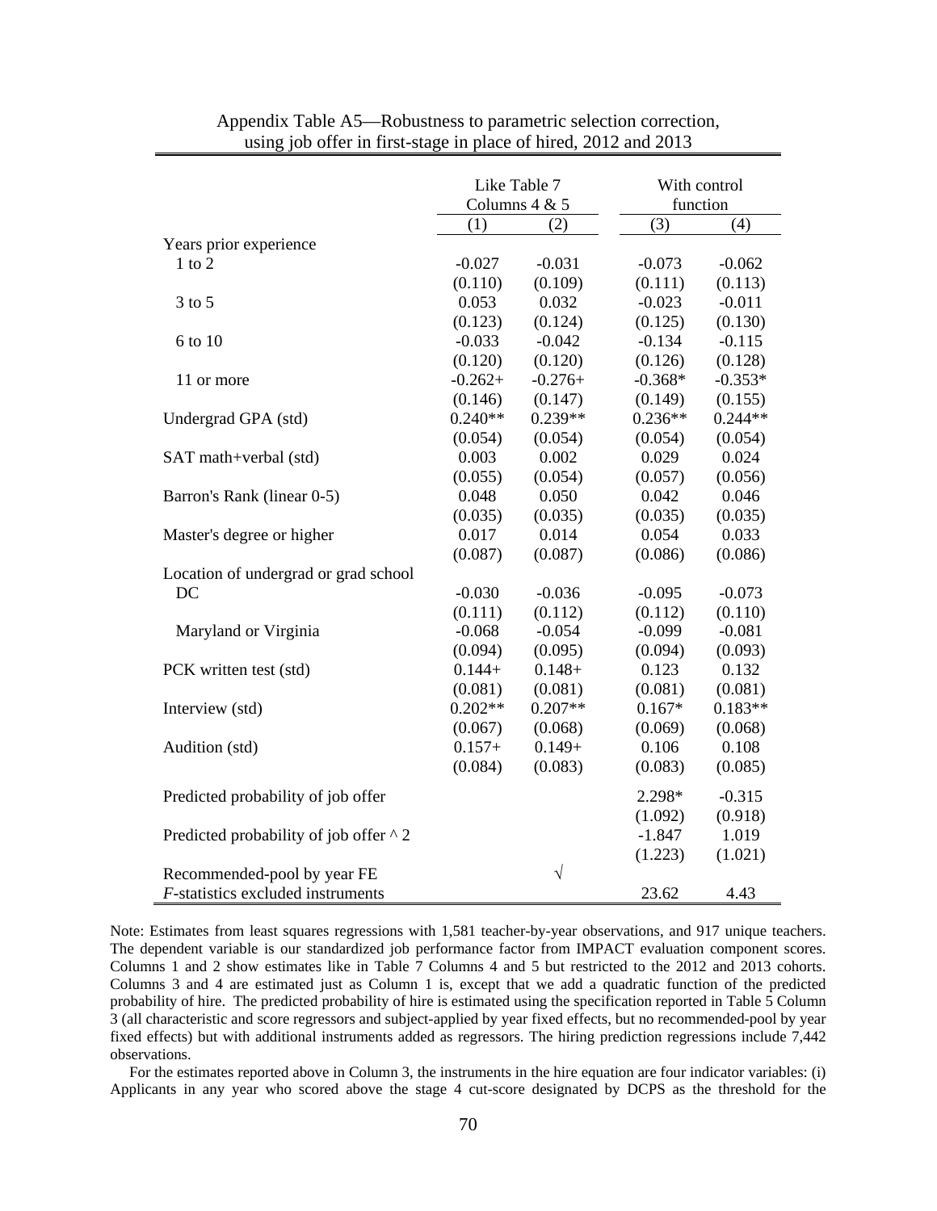Appendix Table A5—Robustness to parametric selection correction, using job offer in first-stage in place of hired, 2012 and 2013

| | Like Table 7 Columns 4 & 5 | | With control function | |
|---|---|---|---|---|
| | (1) | (2) | (3) | (4) |
| Years prior experience | | | | |
| 1 to 2 | -0.027 | -0.031 | -0.073 | -0.062 |
| | (0.110) | (0.109) | (0.111) | (0.113) |
| 3 to 5 | 0.053 | 0.032 | -0.023 | -0.011 |
| | (0.123) | (0.124) | (0.125) | (0.130) |
| 6 to 10 | -0.033 | -0.042 | -0.134 | -0.115 |
| | (0.120) | (0.120) | (0.126) | (0.128) |
| 11 or more | -0.262+ | -0.276+ | -0.368* | -0.353* |
| | (0.146) | (0.147) | (0.149) | (0.155) |
| Undergrad GPA (std) | 0.240** | 0.239** | 0.236** | 0.244** |
| | (0.054) | (0.054) | (0.054) | (0.054) |
| SAT math+verbal (std) | 0.003 | 0.002 | 0.029 | 0.024 |
| | (0.055) | (0.054) | (0.057) | (0.056) |
| Barron's Rank (linear 0-5) | 0.048 | 0.050 | 0.042 | 0.046 |
| | (0.035) | (0.035) | (0.035) | (0.035) |
| Master's degree or higher | 0.017 | 0.014 | 0.054 | 0.033 |
| | (0.087) | (0.087) | (0.086) | (0.086) |
| Location of undergrad or grad school | | | | |
| DC | -0.030 | -0.036 | -0.095 | -0.073 |
| | (0.111) | (0.112) | (0.112) | (0.110) |
| Maryland or Virginia | -0.068 | -0.054 | -0.099 | -0.081 |
| | (0.094) | (0.095) | (0.094) | (0.093) |
| PCK written test (std) | 0.144+ | 0.148+ | 0.123 | 0.132 |
| | (0.081) | (0.081) | (0.081) | (0.081) |
| Interview (std) | 0.202** | 0.207** | 0.167* | 0.183** |
| | (0.067) | (0.068) | (0.069) | (0.068) |
| Audition (std) | 0.157+ | 0.149+ | 0.106 | 0.108 |
| | (0.084) | (0.083) | (0.083) | (0.085) |
| Predicted probability of job offer | | | 2.298* | -0.315 |
| | | | (1.092) | (0.918) |
| Predicted probability of job offer ^ 2 | | | -1.847 | 1.019 |
| | | | (1.223) | (1.021) |
| Recommended-pool by year FE | | √ | | |
| *F*-statistics excluded instruments | | | 23.62 | 4.43 |

Note: Estimates from least squares regressions with 1,581 teacher-by-year observations, and 917 unique teachers. The dependent variable is our standardized job performance factor from IMPACT evaluation component scores. Columns 1 and 2 show estimates like in Table 7 Columns 4 and 5 but restricted to the 2012 and 2013 cohorts. Columns 3 and 4 are estimated just as Column 1 is, except that we add a quadratic function of the predicted probability of hire. The predicted probability of hire is estimated using the specification reported in Table 5 Column 3 (all characteristic and score regressors and subject-applied by year fixed effects, but no recommended-pool by year fixed effects) but with additional instruments added as regressors. The hiring prediction regressions include 7,442 observations.

For the estimates reported above in Column 3, the instruments in the hire equation are four indicator variables: (i) Applicants in any year who scored above the stage 4 cut-score designated by DCPS as the threshold for the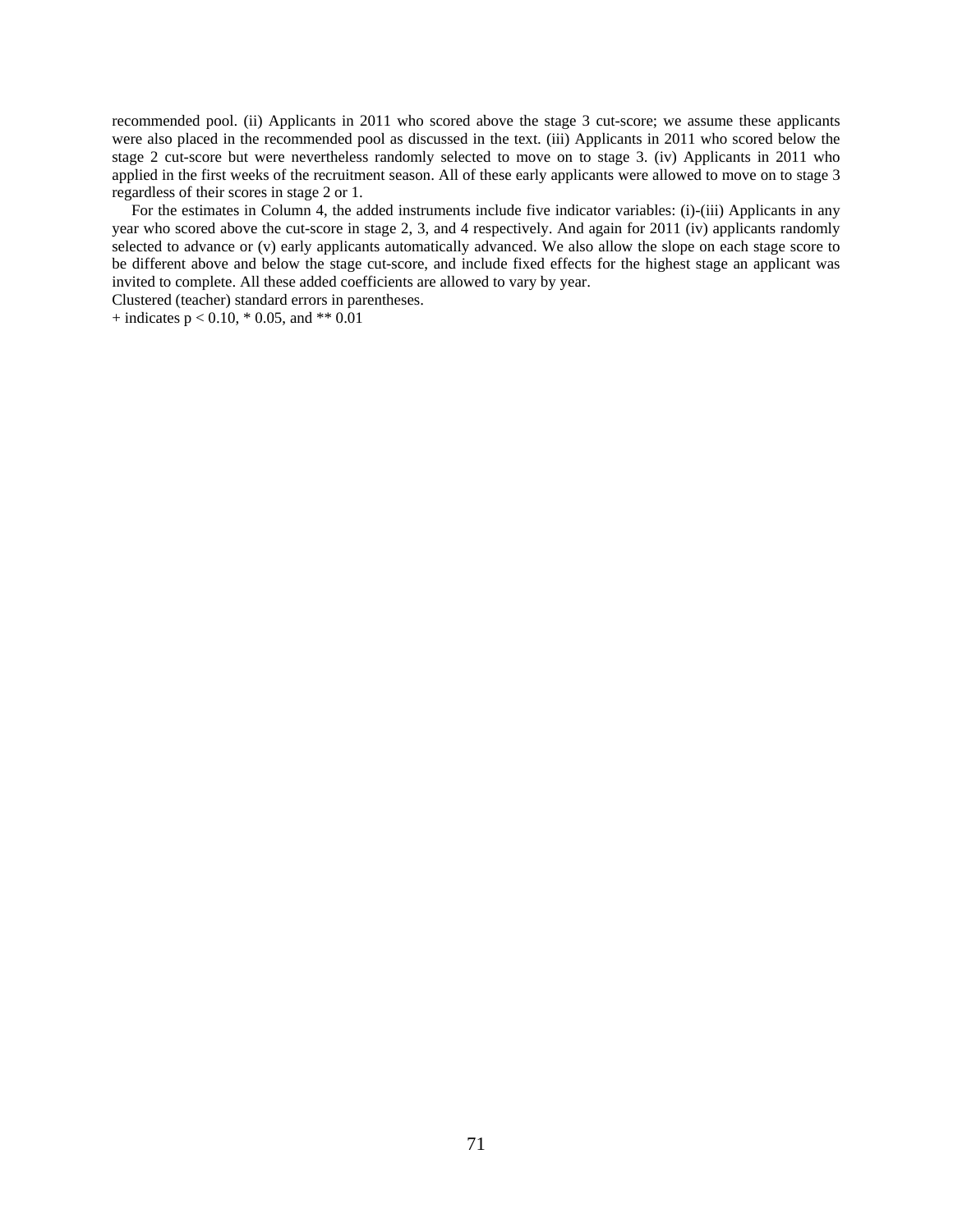recommended pool. (ii) Applicants in 2011 who scored above the stage 3 cut-score; we assume these applicants were also placed in the recommended pool as discussed in the text. (iii) Applicants in 2011 who scored below the stage 2 cut-score but were nevertheless randomly selected to move on to stage 3. (iv) Applicants in 2011 who applied in the first weeks of the recruitment season. All of these early applicants were allowed to move on to stage 3 regardless of their scores in stage 2 or 1.

For the estimates in Column 4, the added instruments include five indicator variables: (i)-(iii) Applicants in any year who scored above the cut-score in stage 2, 3, and 4 respectively. And again for 2011 (iv) applicants randomly selected to advance or (v) early applicants automatically advanced. We also allow the slope on each stage score to be different above and below the stage cut-score, and include fixed effects for the highest stage an applicant was invited to complete. All these added coefficients are allowed to vary by year.

Clustered (teacher) standard errors in parentheses.

+ indicates $p < 0.10$, * 0.05, and ** 0.01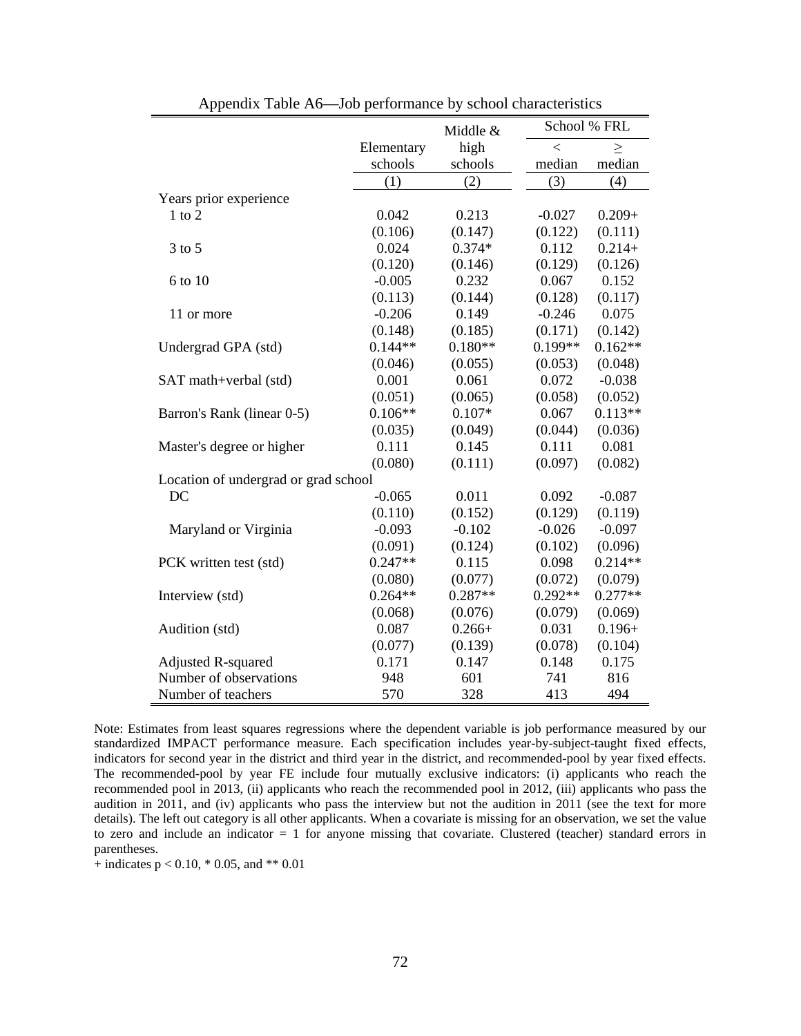Appendix Table A6—Job performance by school characteristics

| | Elementary schools | Middle & high schools | School % FRL < median | School % FRL ≥ median |
|---|---|---|---|---|
| | (1) | (2) | (3) | (4) |
| Years prior experience | | | | |
| 1 to 2 | 0.042 | 0.213 | -0.027 | 0.209+ |
| | (0.106) | (0.147) | (0.122) | (0.111) |
| 3 to 5 | 0.024 | 0.374* | 0.112 | 0.214+ |
| | (0.120) | (0.146) | (0.129) | (0.126) |
| 6 to 10 | -0.005 | 0.232 | 0.067 | 0.152 |
| | (0.113) | (0.144) | (0.128) | (0.117) |
| 11 or more | -0.206 | 0.149 | -0.246 | 0.075 |
| | (0.148) | (0.185) | (0.171) | (0.142) |
| Undergrad GPA (std) | 0.144** | 0.180** | 0.199** | 0.162** |
| | (0.046) | (0.055) | (0.053) | (0.048) |
| SAT math+verbal (std) | 0.001 | 0.061 | 0.072 | -0.038 |
| | (0.051) | (0.065) | (0.058) | (0.052) |
| Barron's Rank (linear 0-5) | 0.106** | 0.107* | 0.067 | 0.113** |
| | (0.035) | (0.049) | (0.044) | (0.036) |
| Master's degree or higher | 0.111 | 0.145 | 0.111 | 0.081 |
| | (0.080) | (0.111) | (0.097) | (0.082) |
| Location of undergrad or grad school | | | | |
| DC | -0.065 | 0.011 | 0.092 | -0.087 |
| | (0.110) | (0.152) | (0.129) | (0.119) |
| Maryland or Virginia | -0.093 | -0.102 | -0.026 | -0.097 |
| | (0.091) | (0.124) | (0.102) | (0.096) |
| PCK written test (std) | 0.247** | 0.115 | 0.098 | 0.214** |
| | (0.080) | (0.077) | (0.072) | (0.079) |
| Interview (std) | 0.264** | 0.287** | 0.292** | 0.277** |
| | (0.068) | (0.076) | (0.079) | (0.069) |
| Audition (std) | 0.087 | 0.266+ | 0.031 | 0.196+ |
| | (0.077) | (0.139) | (0.078) | (0.104) |
| Adjusted R-squared | 0.171 | 0.147 | 0.148 | 0.175 |
| Number of observations | 948 | 601 | 741 | 816 |
| Number of teachers | 570 | 328 | 413 | 494 |

Note: Estimates from least squares regressions where the dependent variable is job performance measured by our standardized IMPACT performance measure. Each specification includes year-by-subject-taught fixed effects, indicators for second year in the district and third year in the district, and recommended-pool by year fixed effects. The recommended-pool by year FE include four mutually exclusive indicators: (i) applicants who reach the recommended pool in 2013, (ii) applicants who reach the recommended pool in 2012, (iii) applicants who pass the audition in 2011, and (iv) applicants who pass the interview but not the audition in 2011 (see the text for more details). The left out category is all other applicants. When a covariate is missing for an observation, we set the value to zero and include an indicator = 1 for anyone missing that covariate. Clustered (teacher) standard errors in parentheses.

+ indicates $p < 0.10$, * 0.05, and ** 0.01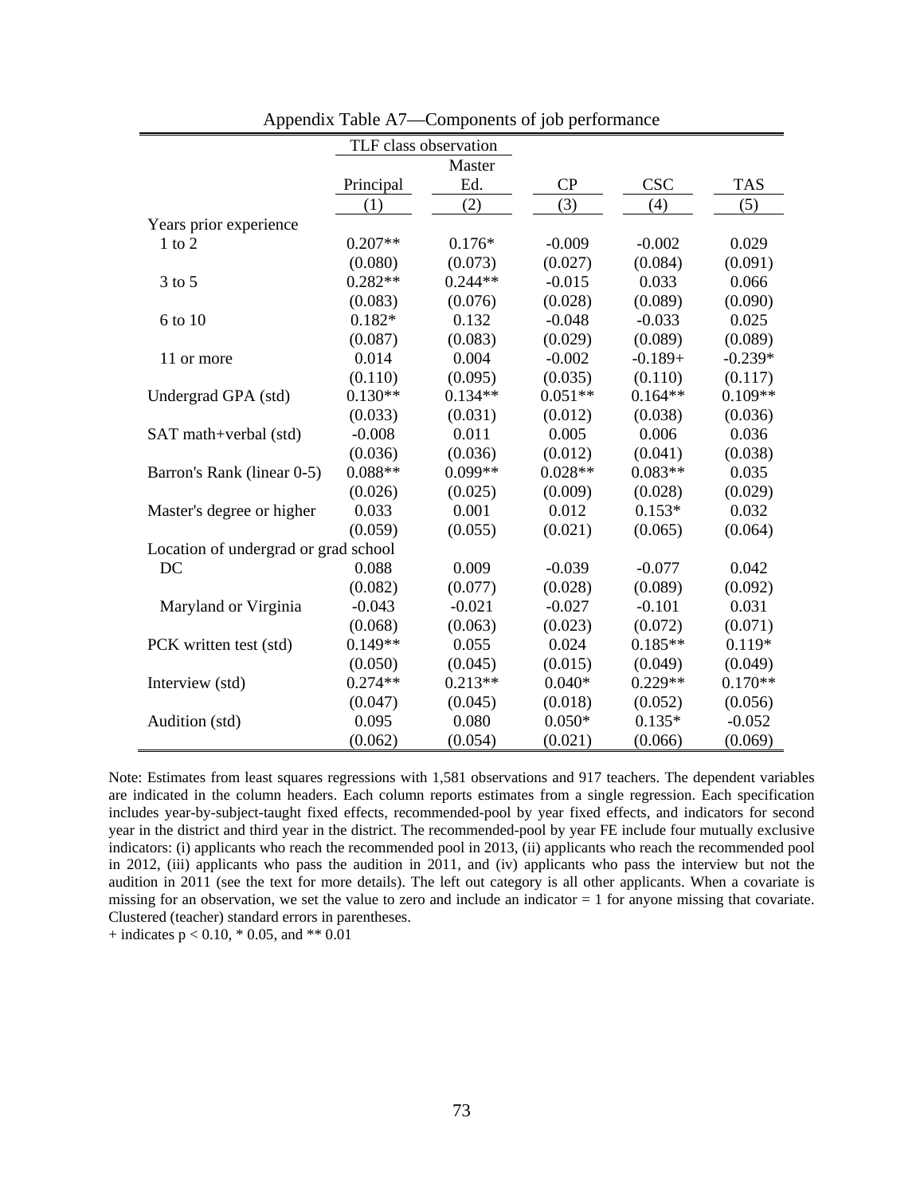Appendix Table A7—Components of job performance

| | TLF class observation | | | | |
|---|---|---|---|---|---|
| | Principal | Master Ed. | CP | CSC | TAS |
| | (1) | (2) | (3) | (4) | (5) |
| Years prior experience | | | | | |
| 1 to 2 | 0.207** | 0.176* | -0.009 | -0.002 | 0.029 |
| | (0.080) | (0.073) | (0.027) | (0.084) | (0.091) |
| 3 to 5 | 0.282** | 0.244** | -0.015 | 0.033 | 0.066 |
| | (0.083) | (0.076) | (0.028) | (0.089) | (0.090) |
| 6 to 10 | 0.182* | 0.132 | -0.048 | -0.033 | 0.025 |
| | (0.087) | (0.083) | (0.029) | (0.089) | (0.089) |
| 11 or more | 0.014 | 0.004 | -0.002 | -0.189+ | -0.239* |
| | (0.110) | (0.095) | (0.035) | (0.110) | (0.117) |
| Undergrad GPA (std) | 0.130** | 0.134** | 0.051** | 0.164** | 0.109** |
| | (0.033) | (0.031) | (0.012) | (0.038) | (0.036) |
| SAT math+verbal (std) | -0.008 | 0.011 | 0.005 | 0.006 | 0.036 |
| | (0.036) | (0.036) | (0.012) | (0.041) | (0.038) |
| Barron's Rank (linear 0-5) | 0.088** | 0.099** | 0.028** | 0.083** | 0.035 |
| | (0.026) | (0.025) | (0.009) | (0.028) | (0.029) |
| Master's degree or higher | 0.033 | 0.001 | 0.012 | 0.153* | 0.032 |
| | (0.059) | (0.055) | (0.021) | (0.065) | (0.064) |
| Location of undergrad or grad school | | | | | |
| DC | 0.088 | 0.009 | -0.039 | -0.077 | 0.042 |
| | (0.082) | (0.077) | (0.028) | (0.089) | (0.092) |
| Maryland or Virginia | -0.043 | -0.021 | -0.027 | -0.101 | 0.031 |
| | (0.068) | (0.063) | (0.023) | (0.072) | (0.071) |
| PCK written test (std) | 0.149** | 0.055 | 0.024 | 0.185** | 0.119* |
| | (0.050) | (0.045) | (0.015) | (0.049) | (0.049) |
| Interview (std) | 0.274** | 0.213** | 0.040* | 0.229** | 0.170** |
| | (0.047) | (0.045) | (0.018) | (0.052) | (0.056) |
| Audition (std) | 0.095 | 0.080 | 0.050* | 0.135* | -0.052 |
| | (0.062) | (0.054) | (0.021) | (0.066) | (0.069) |

Note: Estimates from least squares regressions with 1,581 observations and 917 teachers. The dependent variables are indicated in the column headers. Each column reports estimates from a single regression. Each specification includes year-by-subject-taught fixed effects, recommended-pool by year fixed effects, and indicators for second year in the district and third year in the district. The recommended-pool by year FE include four mutually exclusive indicators: (i) applicants who reach the recommended pool in 2013, (ii) applicants who reach the recommended pool in 2012, (iii) applicants who pass the audition in 2011, and (iv) applicants who pass the interview but not the audition in 2011 (see the text for more details). The left out category is all other applicants. When a covariate is missing for an observation, we set the value to zero and include an indicator = 1 for anyone missing that covariate. Clustered (teacher) standard errors in parentheses.

+ indicates $p < 0.10$, * 0.05, and ** 0.01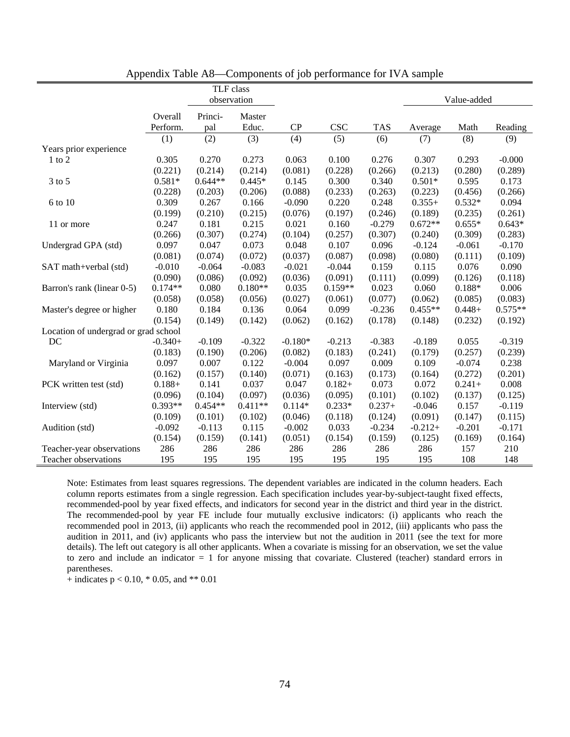Appendix Table A8—Components of job performance for IVA sample

| | | TLF class observation | | | | | Value-added | | |
|---|---|---|---|---|---|---|---|---|---|
| | Overall Perform. | Princi-pal | Master Educ. | CP | CSC | TAS | Average | Math | Reading |
| | (1) | (2) | (3) | (4) | (5) | (6) | (7) | (8) | (9) |
| Years prior experience | | | | | | | | | |
| 1 to 2 | 0.305 | 0.270 | 0.273 | 0.063 | 0.100 | 0.276 | 0.307 | 0.293 | -0.000 |
| | (0.221) | (0.214) | (0.214) | (0.081) | (0.228) | (0.266) | (0.213) | (0.280) | (0.289) |
| 3 to 5 | 0.581* | 0.644** | 0.445* | 0.145 | 0.300 | 0.340 | 0.501* | 0.595 | 0.173 |
| | (0.228) | (0.203) | (0.206) | (0.088) | (0.233) | (0.263) | (0.223) | (0.456) | (0.266) |
| 6 to 10 | 0.309 | 0.267 | 0.166 | -0.090 | 0.220 | 0.248 | 0.355+ | 0.532* | 0.094 |
| | (0.199) | (0.210) | (0.215) | (0.076) | (0.197) | (0.246) | (0.189) | (0.235) | (0.261) |
| 11 or more | 0.247 | 0.181 | 0.215 | 0.021 | 0.160 | -0.279 | 0.672** | 0.655* | 0.643* |
| | (0.266) | (0.307) | (0.274) | (0.104) | (0.257) | (0.307) | (0.240) | (0.309) | (0.283) |
| Undergrad GPA (std) | 0.097 | 0.047 | 0.073 | 0.048 | 0.107 | 0.096 | -0.124 | -0.061 | -0.170 |
| | (0.081) | (0.074) | (0.072) | (0.037) | (0.087) | (0.098) | (0.080) | (0.111) | (0.109) |
| SAT math+verbal (std) | -0.010 | -0.064 | -0.083 | -0.021 | -0.044 | 0.159 | 0.115 | 0.076 | 0.090 |
| | (0.090) | (0.086) | (0.092) | (0.036) | (0.091) | (0.111) | (0.099) | (0.126) | (0.118) |
| Barron's rank (linear 0-5) | 0.174** | 0.080 | 0.180** | 0.035 | 0.159** | 0.023 | 0.060 | 0.188* | 0.006 |
| | (0.058) | (0.058) | (0.056) | (0.027) | (0.061) | (0.077) | (0.062) | (0.085) | (0.083) |
| Master's degree or higher | 0.180 | 0.184 | 0.136 | 0.064 | 0.099 | -0.236 | 0.455** | 0.448+ | 0.575** |
| | (0.154) | (0.149) | (0.142) | (0.062) | (0.162) | (0.178) | (0.148) | (0.232) | (0.192) |
| Location of undergrad or grad school | | | | | | | | | |
| DC | -0.340+ | -0.109 | -0.322 | -0.180* | -0.213 | -0.383 | -0.189 | 0.055 | -0.319 |
| | (0.183) | (0.190) | (0.206) | (0.082) | (0.183) | (0.241) | (0.179) | (0.257) | (0.239) |
| Maryland or Virginia | 0.097 | 0.007 | 0.122 | -0.004 | 0.097 | 0.009 | 0.109 | -0.074 | 0.238 |
| | (0.162) | (0.157) | (0.140) | (0.071) | (0.163) | (0.173) | (0.164) | (0.272) | (0.201) |
| PCK written test (std) | 0.188+ | 0.141 | 0.037 | 0.047 | 0.182+ | 0.073 | 0.072 | 0.241+ | 0.008 |
| | (0.096) | (0.104) | (0.097) | (0.036) | (0.095) | (0.101) | (0.102) | (0.137) | (0.125) |
| Interview (std) | 0.393** | 0.454** | 0.411** | 0.114* | 0.233* | 0.237+ | -0.046 | 0.157 | -0.119 |
| | (0.109) | (0.101) | (0.102) | (0.046) | (0.118) | (0.124) | (0.091) | (0.147) | (0.115) |
| Audition (std) | -0.092 | -0.113 | 0.115 | -0.002 | 0.033 | -0.234 | -0.212+ | -0.201 | -0.171 |
| | (0.154) | (0.159) | (0.141) | (0.051) | (0.154) | (0.159) | (0.125) | (0.169) | (0.164) |
| Teacher-year observations | 286 | 286 | 286 | 286 | 286 | 286 | 286 | 157 | 210 |
| Teacher observations | 195 | 195 | 195 | 195 | 195 | 195 | 195 | 108 | 148 |

Note: Estimates from least squares regressions. The dependent variables are indicated in the column headers. Each column reports estimates from a single regression. Each specification includes year-by-subject-taught fixed effects, recommended-pool by year fixed effects, and indicators for second year in the district and third year in the district. The recommended-pool by year FE include four mutually exclusive indicators: (i) applicants who reach the recommended pool in 2013, (ii) applicants who reach the recommended pool in 2012, (iii) applicants who pass the audition in 2011, and (iv) applicants who pass the interview but not the audition in 2011 (see the text for more details). The left out category is all other applicants. When a covariate is missing for an observation, we set the value to zero and include an indicator = 1 for anyone missing that covariate. Clustered (teacher) standard errors in parentheses.

+ indicates $p < 0.10$, * 0.05, and ** 0.01